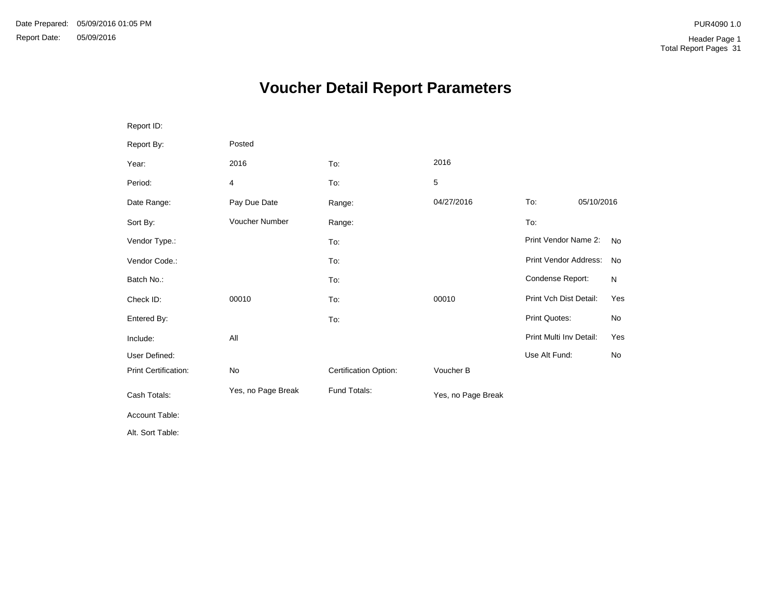Date Prepared: 05/09/2016 01:05 PM
Report Date: 05/09/2016

PUR4090 1.0
Header Page 1
Total Report Pages 31

# Voucher Detail Report Parameters

| | | | | | |
|---|---|---|---|---|---|
| Report ID: | | | | | |
| Report By: | Posted | | | | |
| Year: | 2016 | To: | 2016 | | |
| Period: | 4 | To: | 5 | | |
| Date Range: | Pay Due Date | Range: | 04/27/2016 | To: | 05/10/2016 |
| Sort By: | Voucher Number | Range: | | To: | |
| Vendor Type.: | | To: | | Print Vendor Name 2: | No |
| Vendor Code.: | | To: | | Print Vendor Address: | No |
| Batch No.: | | To: | | Condense Report: | N |
| Check ID: | 00010 | To: | 00010 | Print Vch Dist Detail: | Yes |
| Entered By: | | To: | | Print Quotes: | No |
| Include: | All | | | Print Multi Inv Detail: | Yes |
| User Defined: | | | | Use Alt Fund: | No |
| Print Certification: | No | Certification Option: | Voucher B | | |
| Cash Totals: | Yes, no Page Break | Fund Totals: | Yes, no Page Break | | |
| Account Table: | | | | | |
| Alt. Sort Table: | | | | | |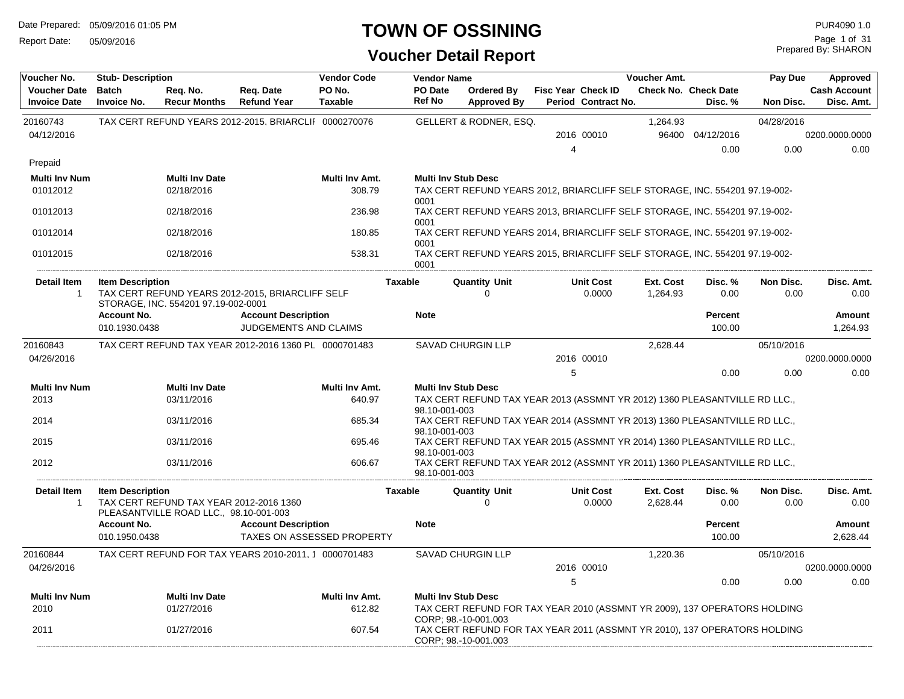# TOWN OF OSSINING

## Voucher Detail Report

Date Prepared: 05/09/2016 01:05 PM
Report Date: 05/09/2016

PUR4090 1.0
Prepared By: SHARON

| Voucher No. | Stub- Description | | | Vendor Code | Vendor Name | | | | Voucher Amt. | | Pay Due | Approved |
|---|---|---|---|---|---|---|---|---|---|---|---|---|
| Voucher Date | Batch | Req. No. | Req. Date | PO No. | PO Date | Ordered By | Fisc Year | Check ID | Check No. | Check Date | | Cash Account |
| Invoice Date | Invoice No. | Recur Months | Refund Year | Taxable | Ref No | Approved By | Period | Contract No. | | Disc. % | Non Disc. | Disc. Amt. |

---

**20160743** — TAX CERT REFUND YEARS 2012-2015, BRIARCLIF — Vendor Code: 0000270076 — GELLERT & RODNER, ESQ. — Voucher Amt.: 1,264.93 — Pay Due: 04/28/2016

| Voucher Date | Fisc Year | Check ID | Check No. | Check Date | Cash Account |
|---|---|---|---|---|---|
| 04/12/2016 | 2016 | 00010 | 96400 | 04/12/2016 | 0200.0000.0000 |

Period: 4 — Disc. %: 0.00 — Non Disc.: 0.00 — Disc. Amt.: 0.00

Prepaid

| Multi Inv Num | Multi Inv Date | Multi Inv Amt. | Multi Inv Stub Desc |
|---|---|---|---|
| 01012012 | 02/18/2016 | 308.79 | TAX CERT REFUND YEARS 2012, BRIARCLIFF SELF STORAGE, INC. 554201 97.19-002-0001 |
| 01012013 | 02/18/2016 | 236.98 | TAX CERT REFUND YEARS 2013, BRIARCLIFF SELF STORAGE, INC. 554201 97.19-002-0001 |
| 01012014 | 02/18/2016 | 180.85 | TAX CERT REFUND YEARS 2014, BRIARCLIFF SELF STORAGE, INC. 554201 97.19-002-0001 |
| 01012015 | 02/18/2016 | 538.31 | TAX CERT REFUND YEARS 2015, BRIARCLIFF SELF STORAGE, INC. 554201 97.19-002-0001 |

| Detail Item | Item Description | Taxable | Quantity Unit | Unit Cost | Ext. Cost | Disc. % | Non Disc. | Disc. Amt. |
|---|---|---|---|---|---|---|---|---|
| 1 | TAX CERT REFUND YEARS 2012-2015, BRIARCLIFF SELF STORAGE, INC. 554201 97.19-002-0001 | | 0 | 0.0000 | 1,264.93 | 0.00 | 0.00 | 0.00 |

| Account No. | Account Description | Note | Percent | Amount |
|---|---|---|---|---|
| 010.1930.0438 | JUDGEMENTS AND CLAIMS | | 100.00 | 1,264.93 |

---

**20160843** — TAX CERT REFUND TAX YEAR 2012-2016 1360 PL — Vendor Code: 0000701483 — SAVAD CHURGIN LLP — Voucher Amt.: 2,628.44 — Pay Due: 05/10/2016

| Voucher Date | Fisc Year | Check ID | Cash Account |
|---|---|---|---|
| 04/26/2016 | 2016 | 00010 | 0200.0000.0000 |

Period: 5 — Disc. %: 0.00 — Non Disc.: 0.00 — Disc. Amt.: 0.00

| Multi Inv Num | Multi Inv Date | Multi Inv Amt. | Multi Inv Stub Desc |
|---|---|---|---|
| 2013 | 03/11/2016 | 640.97 | TAX CERT REFUND TAX YEAR 2013 (ASSMNT YR 2012) 1360 PLEASANTVILLE RD LLC., 98.10-001-003 |
| 2014 | 03/11/2016 | 685.34 | TAX CERT REFUND TAX YEAR 2014 (ASSMNT YR 2013) 1360 PLEASANTVILLE RD LLC., 98.10-001-003 |
| 2015 | 03/11/2016 | 695.46 | TAX CERT REFUND TAX YEAR 2015 (ASSMNT YR 2014) 1360 PLEASANTVILLE RD LLC., 98.10-001-003 |
| 2012 | 03/11/2016 | 606.67 | TAX CERT REFUND TAX YEAR 2012 (ASSMNT YR 2011) 1360 PLEASANTVILLE RD LLC., 98.10-001-003 |

| Detail Item | Item Description | Taxable | Quantity Unit | Unit Cost | Ext. Cost | Disc. % | Non Disc. | Disc. Amt. |
|---|---|---|---|---|---|---|---|---|
| 1 | TAX CERT REFUND TAX YEAR 2012-2016 1360 PLEASANTVILLE ROAD LLC., 98.10-001-003 | | 0 | 0.0000 | 2,628.44 | 0.00 | 0.00 | 0.00 |

| Account No. | Account Description | Note | Percent | Amount |
|---|---|---|---|---|
| 010.1950.0438 | TAXES ON ASSESSED PROPERTY | | 100.00 | 2,628.44 |

---

**20160844** — TAX CERT REFUND FOR TAX YEARS 2010-2011, 1 — Vendor Code: 0000701483 — SAVAD CHURGIN LLP — Voucher Amt.: 1,220.36 — Pay Due: 05/10/2016

| Voucher Date | Fisc Year | Check ID | Cash Account |
|---|---|---|---|
| 04/26/2016 | 2016 | 00010 | 0200.0000.0000 |

Period: 5 — Disc. %: 0.00 — Non Disc.: 0.00 — Disc. Amt.: 0.00

| Multi Inv Num | Multi Inv Date | Multi Inv Amt. | Multi Inv Stub Desc |
|---|---|---|---|
| 2010 | 01/27/2016 | 612.82 | TAX CERT REFUND FOR TAX YEAR 2010 (ASSMNT YR 2009), 137 OPERATORS HOLDING CORP; 98.-10-001.003 |
| 2011 | 01/27/2016 | 607.54 | TAX CERT REFUND FOR TAX YEAR 2011 (ASSMNT YR 2010), 137 OPERATORS HOLDING CORP; 98.-10-001.003 |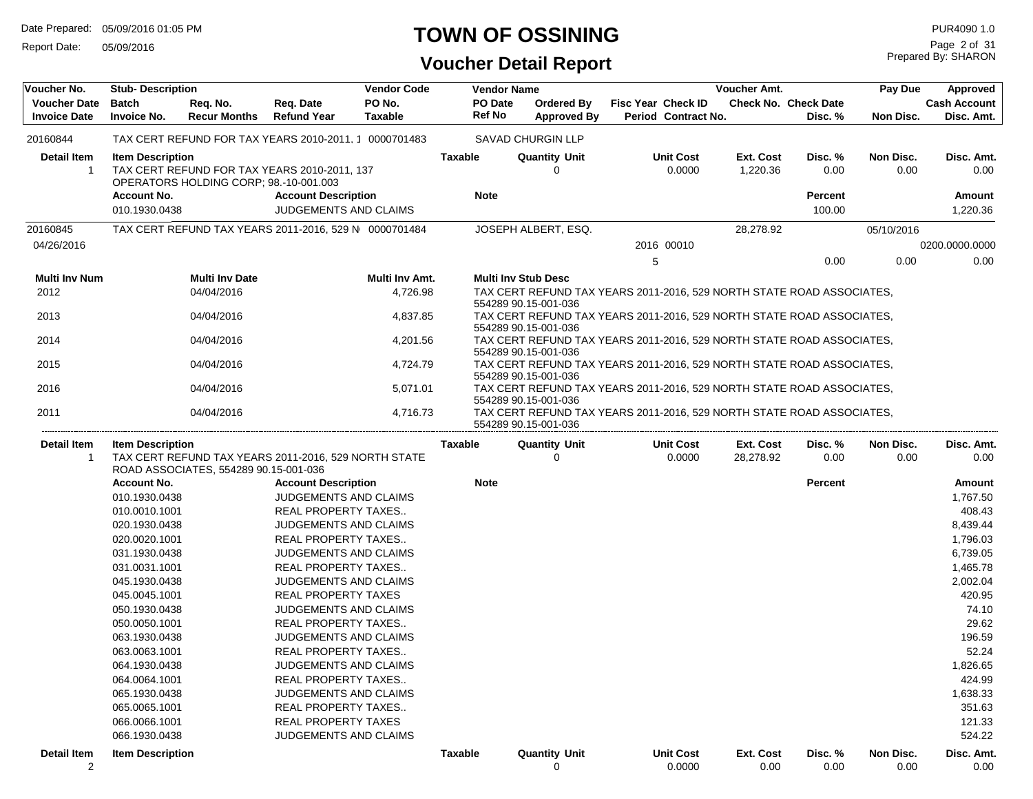# TOWN OF OSSINING

## Voucher Detail Report

Date Prepared: 05/09/2016 01:05 PM
Report Date: 05/09/2016

PUR4090 1.0
Prepared By: SHARON

| Voucher No. | Stub- Description | Req. No. | Req. Date | Vendor Code | Vendor Name | | Fisc Year | Check ID | Voucher Amt. | | Pay Due | Approved |
|---|---|---|---|---|---|---|---|---|---|---|---|---|
| Voucher Date | Batch | Req. No. | Req. Date | PO No. | PO Date | Ordered By | Fisc Year | Check ID | Check No. | Check Date | | Cash Account |
| Invoice Date | Invoice No. | Recur Months | Refund Year | Taxable | Ref No | Approved By | Period | Contract No. | | Disc. % | Non Disc. | Disc. Amt. |
| 20160844 | TAX CERT REFUND FOR TAX YEARS 2010-2011, 1 | | | 0000701483 | SAVAD CHURGIN LLP | | | | | | | |

| Detail Item | Item Description | Taxable | Quantity | Unit | Unit Cost | Ext. Cost | Disc. % | Non Disc. | Disc. Amt. |
|---|---|---|---|---|---|---|---|---|---|
| 1 | TAX CERT REFUND FOR TAX YEARS 2010-2011, 137 OPERATORS HOLDING CORP; 98.-10-001.003 | | 0 | | 0.0000 | 1,220.36 | 0.00 | 0.00 | 0.00 |

| Account No. | Account Description | Note | Percent | Amount |
|---|---|---|---|---|
| 010.1930.0438 | JUDGEMENTS AND CLAIMS | | 100.00 | 1,220.36 |

| Voucher No. | Stub- Description | Vendor Code | Vendor Name | Fisc Year | Check ID | Period | Voucher Amt. | Disc. % | Pay Due | Non Disc. | Approved | Disc. Amt. |
|---|---|---|---|---|---|---|---|---|---|---|---|---|
| 20160845 | TAX CERT REFUND TAX YEARS 2011-2016, 529 N | 0000701484 | JOSEPH ALBERT, ESQ. | 2016 | 00010 | 5 | 28,278.92 | 0.00 | 05/10/2016 | 0.00 | 0200.0000.0000 | 0.00 |

Voucher Date: 04/26/2016

| Multi Inv Num | Multi Inv Date | Multi Inv Amt. | Multi Inv Stub Desc |
|---|---|---|---|
| 2012 | 04/04/2016 | 4,726.98 | TAX CERT REFUND TAX YEARS 2011-2016, 529 NORTH STATE ROAD ASSOCIATES, 554289 90.15-001-036 |
| 2013 | 04/04/2016 | 4,837.85 | TAX CERT REFUND TAX YEARS 2011-2016, 529 NORTH STATE ROAD ASSOCIATES, 554289 90.15-001-036 |
| 2014 | 04/04/2016 | 4,201.56 | TAX CERT REFUND TAX YEARS 2011-2016, 529 NORTH STATE ROAD ASSOCIATES, 554289 90.15-001-036 |
| 2015 | 04/04/2016 | 4,724.79 | TAX CERT REFUND TAX YEARS 2011-2016, 529 NORTH STATE ROAD ASSOCIATES, 554289 90.15-001-036 |
| 2016 | 04/04/2016 | 5,071.01 | TAX CERT REFUND TAX YEARS 2011-2016, 529 NORTH STATE ROAD ASSOCIATES, 554289 90.15-001-036 |
| 2011 | 04/04/2016 | 4,716.73 | TAX CERT REFUND TAX YEARS 2011-2016, 529 NORTH STATE ROAD ASSOCIATES, 554289 90.15-001-036 |

| Detail Item | Item Description | Taxable | Quantity | Unit | Unit Cost | Ext. Cost | Disc. % | Non Disc. | Disc. Amt. |
|---|---|---|---|---|---|---|---|---|---|
| 1 | TAX CERT REFUND TAX YEARS 2011-2016, 529 NORTH STATE ROAD ASSOCIATES, 554289 90.15-001-036 | | 0 | | 0.0000 | 28,278.92 | 0.00 | 0.00 | 0.00 |

| Account No. | Account Description | Note | Percent | Amount |
|---|---|---|---|---|
| 010.1930.0438 | JUDGEMENTS AND CLAIMS | | | 1,767.50 |
| 010.0010.1001 | REAL PROPERTY TAXES.. | | | 408.43 |
| 020.1930.0438 | JUDGEMENTS AND CLAIMS | | | 8,439.44 |
| 020.0020.1001 | REAL PROPERTY TAXES.. | | | 1,796.03 |
| 031.1930.0438 | JUDGEMENTS AND CLAIMS | | | 6,739.05 |
| 031.0031.1001 | REAL PROPERTY TAXES.. | | | 1,465.78 |
| 045.1930.0438 | JUDGEMENTS AND CLAIMS | | | 2,002.04 |
| 045.0045.1001 | REAL PROPERTY TAXES | | | 420.95 |
| 050.1930.0438 | JUDGEMENTS AND CLAIMS | | | 74.10 |
| 050.0050.1001 | REAL PROPERTY TAXES.. | | | 29.62 |
| 063.1930.0438 | JUDGEMENTS AND CLAIMS | | | 196.59 |
| 063.0063.1001 | REAL PROPERTY TAXES.. | | | 52.24 |
| 064.1930.0438 | JUDGEMENTS AND CLAIMS | | | 1,826.65 |
| 064.0064.1001 | REAL PROPERTY TAXES.. | | | 424.99 |
| 065.1930.0438 | JUDGEMENTS AND CLAIMS | | | 1,638.33 |
| 065.0065.1001 | REAL PROPERTY TAXES.. | | | 351.63 |
| 066.0066.1001 | REAL PROPERTY TAXES | | | 121.33 |
| 066.1930.0438 | JUDGEMENTS AND CLAIMS | | | 524.22 |

| Detail Item | Item Description | Taxable | Quantity | Unit | Unit Cost | Ext. Cost | Disc. % | Non Disc. | Disc. Amt. |
|---|---|---|---|---|---|---|---|---|---|
| 2 | | | 0 | | 0.0000 | 0.00 | 0.00 | 0.00 | 0.00 |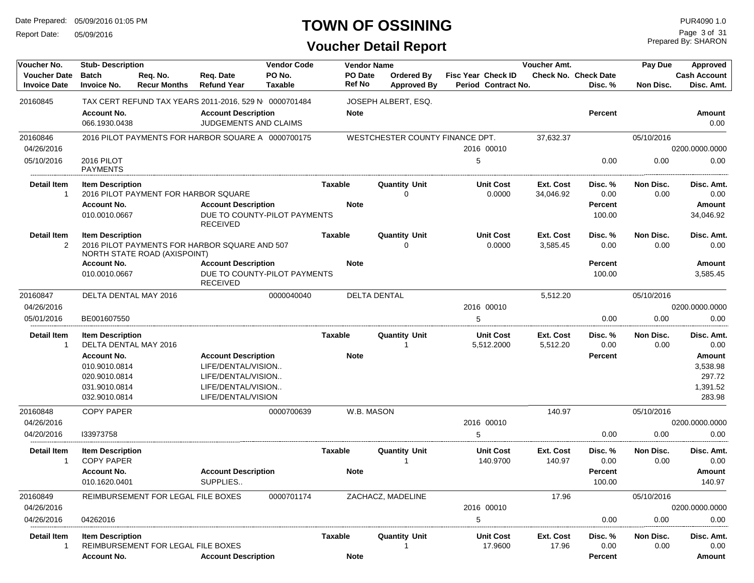# TOWN OF OSSINING

## Voucher Detail Report

Date Prepared: 05/09/2016 01:05 PM
Report Date: 05/09/2016

PUR4090 1.0
Prepared By: SHARON

| Voucher No. | Stub- Description | Req. No. | Req. Date | Vendor Code | Vendor Name | | Fisc Year Check ID | Voucher Amt. | | Pay Due | Approved |
|---|---|---|---|---|---|---|---|---|---|---|---|
| Voucher Date | Batch | Recur Months | Refund Year | PO No. | PO Date | Ordered By | Period Contract No. | Check No. | Check Date | | Cash Account |
| Invoice Date | Invoice No. | | | Taxable | Ref No | Approved By | | | Disc. % | Non Disc. | Disc. Amt. |

**20160845** — TAX CERT REFUND TAX YEARS 2011-2016, 529 N — 0000701484 — JOSEPH ALBERT, ESQ.

| Account No. | Account Description | Note | Percent | Amount |
|---|---|---|---|---|
| 066.1930.0438 | JUDGEMENTS AND CLAIMS | | | 0.00 |

**20160846** — 2016 PILOT PAYMENTS FOR HARBOR SQUARE A — 0000700175 — WESTCHESTER COUNTY FINANCE DPT. — 37,632.37 — Pay Due 05/10/2016

| Voucher Date | Invoice Date | Invoice No. | Fisc Year Check ID | Period | Disc. % | Non Disc. | Disc. Amt. | Cash Account |
|---|---|---|---|---|---|---|---|---|
| 04/26/2016 | 05/10/2016 | 2016 PILOT PAYMENTS | 2016 00010 | 5 | 0.00 | 0.00 | 0.00 | 0200.0000.0000 |

| Detail Item | Item Description | Taxable | Quantity Unit | Unit Cost | Ext. Cost | Disc. % | Non Disc. | Disc. Amt. |
|---|---|---|---|---|---|---|---|---|
| 1 | 2016 PILOT PAYMENT FOR HARBOR SQUARE | | 0 | 0.0000 | 34,046.92 | 0.00 | 0.00 | 0.00 |

| Account No. | Account Description | Note | Percent | Amount |
|---|---|---|---|---|
| 010.0010.0667 | DUE TO COUNTY-PILOT PAYMENTS RECEIVED | | 100.00 | 34,046.92 |

| Detail Item | Item Description | Taxable | Quantity Unit | Unit Cost | Ext. Cost | Disc. % | Non Disc. | Disc. Amt. |
|---|---|---|---|---|---|---|---|---|
| 2 | 2016 PILOT PAYMENTS FOR HARBOR SQUARE AND 507 NORTH STATE ROAD (AXISPOINT) | | 0 | 0.0000 | 3,585.45 | 0.00 | 0.00 | 0.00 |

| Account No. | Account Description | Note | Percent | Amount |
|---|---|---|---|---|
| 010.0010.0667 | DUE TO COUNTY-PILOT PAYMENTS RECEIVED | | 100.00 | 3,585.45 |

**20160847** — DELTA DENTAL MAY 2016 — 0000040040 — DELTA DENTAL — 5,512.20 — Pay Due 05/10/2016

| Voucher Date | Invoice Date | Invoice No. | Fisc Year Check ID | Period | Disc. % | Non Disc. | Disc. Amt. | Cash Account |
|---|---|---|---|---|---|---|---|---|
| 04/26/2016 | 05/01/2016 | BE001607550 | 2016 00010 | 5 | 0.00 | 0.00 | 0.00 | 0200.0000.0000 |

| Detail Item | Item Description | Taxable | Quantity Unit | Unit Cost | Ext. Cost | Disc. % | Non Disc. | Disc. Amt. |
|---|---|---|---|---|---|---|---|---|
| 1 | DELTA DENTAL MAY 2016 | | 1 | 5,512.2000 | 5,512.20 | 0.00 | 0.00 | 0.00 |

| Account No. | Account Description | Note | Percent | Amount |
|---|---|---|---|---|
| 010.9010.0814 | LIFE/DENTAL/VISION.. | | | 3,538.98 |
| 020.9010.0814 | LIFE/DENTAL/VISION.. | | | 297.72 |
| 031.9010.0814 | LIFE/DENTAL/VISION.. | | | 1,391.52 |
| 032.9010.0814 | LIFE/DENTAL/VISION | | | 283.98 |

**20160848** — COPY PAPER — 0000700639 — W.B. MASON — 140.97 — Pay Due 05/10/2016

| Voucher Date | Invoice Date | Invoice No. | Fisc Year Check ID | Period | Disc. % | Non Disc. | Disc. Amt. | Cash Account |
|---|---|---|---|---|---|---|---|---|
| 04/26/2016 | 04/20/2016 | I33973758 | 2016 00010 | 5 | 0.00 | 0.00 | 0.00 | 0200.0000.0000 |

| Detail Item | Item Description | Taxable | Quantity Unit | Unit Cost | Ext. Cost | Disc. % | Non Disc. | Disc. Amt. |
|---|---|---|---|---|---|---|---|---|
| 1 | COPY PAPER | | 1 | 140.9700 | 140.97 | 0.00 | 0.00 | 0.00 |

| Account No. | Account Description | Note | Percent | Amount |
|---|---|---|---|---|
| 010.1620.0401 | SUPPLIES.. | | 100.00 | 140.97 |

**20160849** — REIMBURSEMENT FOR LEGAL FILE BOXES — 0000701174 — ZACHACZ, MADELINE — 17.96 — Pay Due 05/10/2016

| Voucher Date | Invoice Date | Invoice No. | Fisc Year Check ID | Period | Disc. % | Non Disc. | Disc. Amt. | Cash Account |
|---|---|---|---|---|---|---|---|---|
| 04/26/2016 | 04/26/2016 | 04262016 | 2016 00010 | 5 | 0.00 | 0.00 | 0.00 | 0200.0000.0000 |

| Detail Item | Item Description | Taxable | Quantity Unit | Unit Cost | Ext. Cost | Disc. % | Non Disc. | Disc. Amt. |
|---|---|---|---|---|---|---|---|---|
| 1 | REIMBURSEMENT FOR LEGAL FILE BOXES | | 1 | 17.9600 | 17.96 | 0.00 | 0.00 | 0.00 |

| Account No. | Account Description | Note | Percent | Amount |
|---|---|---|---|---|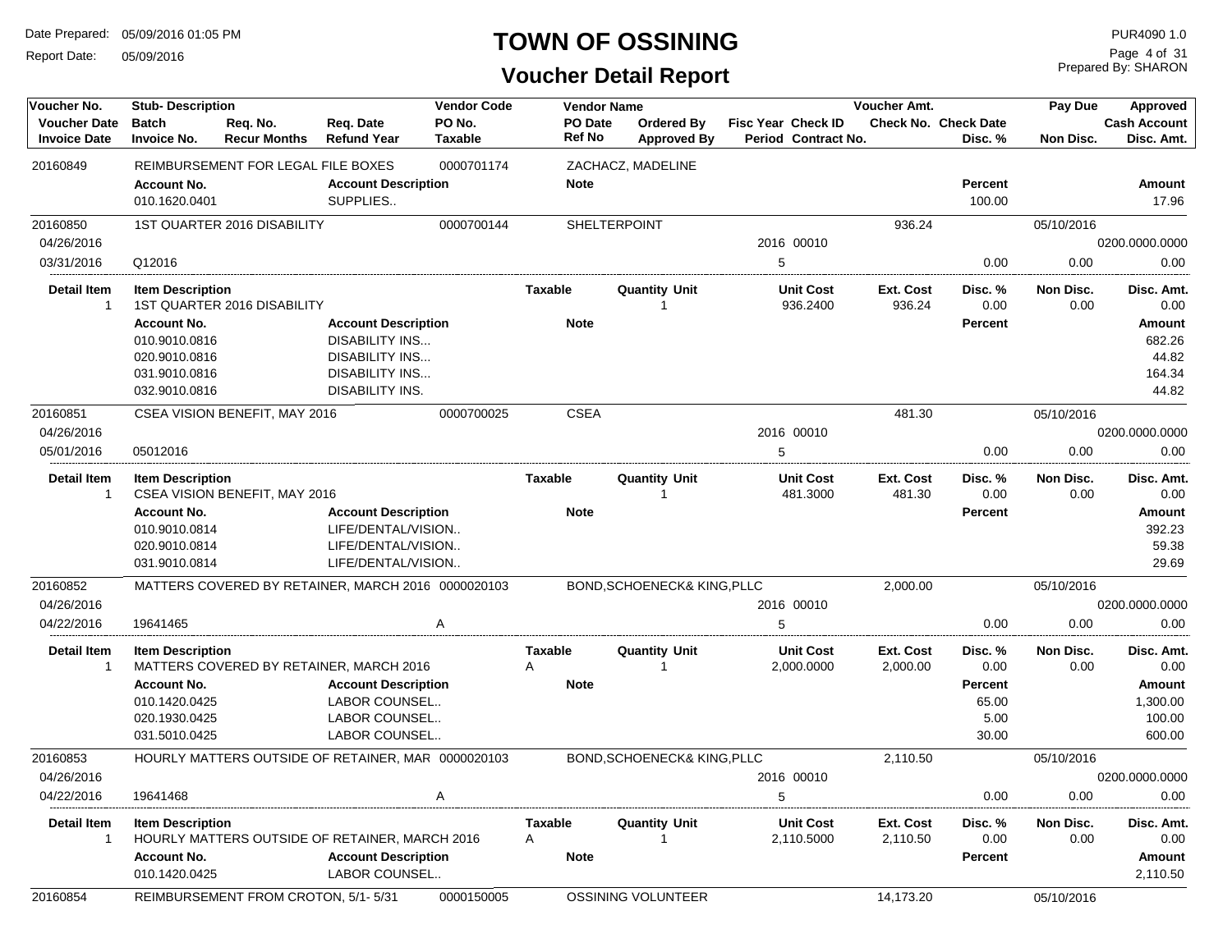# TOWN OF OSSINING

## Voucher Detail Report

Date Prepared: 05/09/2016 01:05 PM
Report Date: 05/09/2016

PUR4090 1.0
Prepared By: SHARON

| Voucher No. | Stub- Description | | | Vendor Code | Vendor Name | | | | Voucher Amt. | | Pay Due | Approved |
|---|---|---|---|---|---|---|---|---|---|---|---|---|
| **Voucher Date** | **Batch** | **Req. No.** | **Req. Date** | **PO No.** | **PO Date** | **Ordered By** | **Fisc Year Check ID** | | **Check No. Check Date** | | | **Cash Account** |
| **Invoice Date** | **Invoice No.** | **Recur Months** | **Refund Year** | **Taxable** | **Ref No** | **Approved By** | **Period Contract No.** | | | **Disc. %** | **Non Disc.** | **Disc. Amt.** |

**20160849** — REIMBURSEMENT FOR LEGAL FILE BOXES — 0000701174 — ZACHACZ, MADELINE

| Account No. | Account Description | Note | Percent | Amount |
|---|---|---|---|---|
| 010.1620.0401 | SUPPLIES.. | | 100.00 | 17.96 |

**20160850** — 1ST QUARTER 2016 DISABILITY — 0000700144 — SHELTERPOINT — Voucher Amt. 936.24 — Pay Due 05/10/2016

Voucher Date 04/26/2016 — Fisc Year/Check ID 2016 00010 — Cash Account 0200.0000.0000
Invoice Date 03/31/2016 — Invoice No. Q12016 — Period 5 — Disc. % 0.00 — Non Disc. 0.00 — Disc. Amt. 0.00

| Detail Item | Item Description | Taxable | Quantity Unit | Unit Cost | Ext. Cost | Disc. % | Non Disc. | Disc. Amt. |
|---|---|---|---|---|---|---|---|---|
| 1 | 1ST QUARTER 2016 DISABILITY | | 1 | 936.2400 | 936.24 | 0.00 | 0.00 | 0.00 |

| Account No. | Account Description | Note | Percent | Amount |
|---|---|---|---|---|
| 010.9010.0816 | DISABILITY INS... | | | 682.26 |
| 020.9010.0816 | DISABILITY INS... | | | 44.82 |
| 031.9010.0816 | DISABILITY INS... | | | 164.34 |
| 032.9010.0816 | DISABILITY INS. | | | 44.82 |

**20160851** — CSEA VISION BENEFIT, MAY 2016 — 0000700025 — CSEA — Voucher Amt. 481.30 — Pay Due 05/10/2016

Voucher Date 04/26/2016 — Fisc Year/Check ID 2016 00010 — Cash Account 0200.0000.0000
Invoice Date 05/01/2016 — Invoice No. 05012016 — Period 5 — Disc. % 0.00 — Non Disc. 0.00 — Disc. Amt. 0.00

| Detail Item | Item Description | Taxable | Quantity Unit | Unit Cost | Ext. Cost | Disc. % | Non Disc. | Disc. Amt. |
|---|---|---|---|---|---|---|---|---|
| 1 | CSEA VISION BENEFIT, MAY 2016 | | 1 | 481.3000 | 481.30 | 0.00 | 0.00 | 0.00 |

| Account No. | Account Description | Note | Percent | Amount |
|---|---|---|---|---|
| 010.9010.0814 | LIFE/DENTAL/VISION.. | | | 392.23 |
| 020.9010.0814 | LIFE/DENTAL/VISION.. | | | 59.38 |
| 031.9010.0814 | LIFE/DENTAL/VISION.. | | | 29.69 |

**20160852** — MATTERS COVERED BY RETAINER, MARCH 2016 — 0000020103 — BOND,SCHOENECK& KING,PLLC — Voucher Amt. 2,000.00 — Pay Due 05/10/2016

Voucher Date 04/26/2016 — Fisc Year/Check ID 2016 00010 — Cash Account 0200.0000.0000
Invoice Date 04/22/2016 — Invoice No. 19641465 — Taxable A — Period 5 — Disc. % 0.00 — Non Disc. 0.00 — Disc. Amt. 0.00

| Detail Item | Item Description | Taxable | Quantity Unit | Unit Cost | Ext. Cost | Disc. % | Non Disc. | Disc. Amt. |
|---|---|---|---|---|---|---|---|---|
| 1 | MATTERS COVERED BY RETAINER, MARCH 2016 | A | 1 | 2,000.0000 | 2,000.00 | 0.00 | 0.00 | 0.00 |

| Account No. | Account Description | Note | Percent | Amount |
|---|---|---|---|---|
| 010.1420.0425 | LABOR COUNSEL.. | | 65.00 | 1,300.00 |
| 020.1930.0425 | LABOR COUNSEL.. | | 5.00 | 100.00 |
| 031.5010.0425 | LABOR COUNSEL.. | | 30.00 | 600.00 |

**20160853** — HOURLY MATTERS OUTSIDE OF RETAINER, MAR — 0000020103 — BOND,SCHOENECK& KING,PLLC — Voucher Amt. 2,110.50 — Pay Due 05/10/2016

Voucher Date 04/26/2016 — Fisc Year/Check ID 2016 00010 — Cash Account 0200.0000.0000
Invoice Date 04/22/2016 — Invoice No. 19641468 — Taxable A — Period 5 — Disc. % 0.00 — Non Disc. 0.00 — Disc. Amt. 0.00

| Detail Item | Item Description | Taxable | Quantity Unit | Unit Cost | Ext. Cost | Disc. % | Non Disc. | Disc. Amt. |
|---|---|---|---|---|---|---|---|---|
| 1 | HOURLY MATTERS OUTSIDE OF RETAINER, MARCH 2016 | A | 1 | 2,110.5000 | 2,110.50 | 0.00 | 0.00 | 0.00 |

| Account No. | Account Description | Note | Percent | Amount |
|---|---|---|---|---|
| 010.1420.0425 | LABOR COUNSEL.. | | | 2,110.50 |

**20160854** — REIMBURSEMENT FROM CROTON, 5/1- 5/31 — 0000150005 — OSSINING VOLUNTEER — Voucher Amt. 14,173.20 — Pay Due 05/10/2016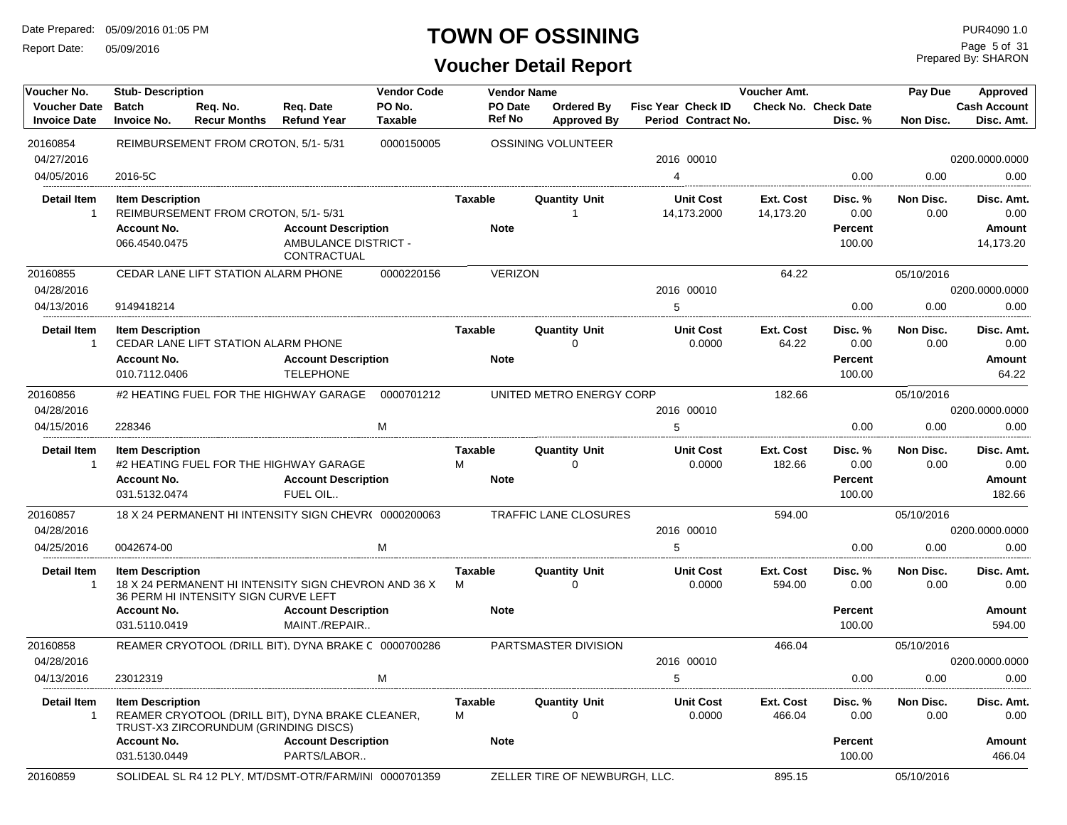# TOWN OF OSSINING

## Voucher Detail Report

Date Prepared: 05/09/2016 01:05 PM
Report Date: 05/09/2016

PUR4090 1.0
Prepared By: SHARON

| Voucher No. / Voucher Date / Invoice Date | Stub- Description / Batch / Invoice No. | Req. No. / Recur Months | Req. Date / Refund Year | Vendor Code / PO No. / Taxable | Vendor Name / PO Date / Ref No | Ordered By / Approved By | Fisc Year / Period | Check ID / Contract No. | Voucher Amt. / Check No. | Check Date / Disc. % | Pay Due / Non Disc. | Approved / Cash Account / Disc. Amt. |
|---|---|---|---|---|---|---|---|---|---|---|---|---|
| 20160854 | REIMBURSEMENT FROM CROTON, 5/1- 5/31 | | | 0000150005 | OSSINING VOLUNTEER | | | | | | | |
| 04/27/2016 | | | | | | | 2016 | 00010 | | | | 0200.0000.0000 |
| 04/05/2016 | 2016-5C | | | | | | 4 | | | 0.00 | 0.00 | 0.00 |

| Detail Item | Item Description | Taxable | Quantity | Unit | Unit Cost | Ext. Cost | Disc. % | Non Disc. | Disc. Amt. |
|---|---|---|---|---|---|---|---|---|---|
| 1 | REIMBURSEMENT FROM CROTON, 5/1- 5/31 | | 1 | | 14,173.2000 | 14,173.20 | 0.00 | 0.00 | 0.00 |

| Account No. | Account Description | Note | Percent | Amount |
|---|---|---|---|---|
| 066.4540.0475 | AMBULANCE DISTRICT - CONTRACTUAL | | 100.00 | 14,173.20 |

| Voucher No. / Voucher Date / Invoice Date | Stub- Description / Batch / Invoice No. | Req. No. / Recur Months | Req. Date / Refund Year | Vendor Code / PO No. / Taxable | Vendor Name / PO Date / Ref No | Ordered By / Approved By | Fisc Year / Period | Check ID / Contract No. | Voucher Amt. / Check No. | Check Date / Disc. % | Pay Due / Non Disc. | Approved / Cash Account / Disc. Amt. |
|---|---|---|---|---|---|---|---|---|---|---|---|---|
| 20160855 | CEDAR LANE LIFT STATION ALARM PHONE | | | 0000220156 | VERIZON | | | | 64.22 | | 05/10/2016 | |
| 04/28/2016 | | | | | | | 2016 | 00010 | | | | 0200.0000.0000 |
| 04/13/2016 | 9149418214 | | | | | | 5 | | | 0.00 | 0.00 | 0.00 |

| Detail Item | Item Description | Taxable | Quantity | Unit | Unit Cost | Ext. Cost | Disc. % | Non Disc. | Disc. Amt. |
|---|---|---|---|---|---|---|---|---|---|
| 1 | CEDAR LANE LIFT STATION ALARM PHONE | | 0 | | 0.0000 | 64.22 | 0.00 | 0.00 | 0.00 |

| Account No. | Account Description | Note | Percent | Amount |
|---|---|---|---|---|
| 010.7112.0406 | TELEPHONE | | 100.00 | 64.22 |

| Voucher No. / Voucher Date / Invoice Date | Stub- Description / Batch / Invoice No. | Req. No. / Recur Months | Req. Date / Refund Year | Vendor Code / PO No. / Taxable | Vendor Name / PO Date / Ref No | Ordered By / Approved By | Fisc Year / Period | Check ID / Contract No. | Voucher Amt. / Check No. | Check Date / Disc. % | Pay Due / Non Disc. | Approved / Cash Account / Disc. Amt. |
|---|---|---|---|---|---|---|---|---|---|---|---|---|
| 20160856 | #2 HEATING FUEL FOR THE HIGHWAY GARAGE | | | 0000701212 | UNITED METRO ENERGY CORP | | | | 182.66 | | 05/10/2016 | |
| 04/28/2016 | | | | | | | 2016 | 00010 | | | | 0200.0000.0000 |
| 04/15/2016 | 228346 | | | M | | | 5 | | | 0.00 | 0.00 | 0.00 |

| Detail Item | Item Description | Taxable | Quantity | Unit | Unit Cost | Ext. Cost | Disc. % | Non Disc. | Disc. Amt. |
|---|---|---|---|---|---|---|---|---|---|
| 1 | #2 HEATING FUEL FOR THE HIGHWAY GARAGE | M | 0 | | 0.0000 | 182.66 | 0.00 | 0.00 | 0.00 |

| Account No. | Account Description | Note | Percent | Amount |
|---|---|---|---|---|
| 031.5132.0474 | FUEL OIL.. | | 100.00 | 182.66 |

| Voucher No. / Voucher Date / Invoice Date | Stub- Description / Batch / Invoice No. | Req. No. / Recur Months | Req. Date / Refund Year | Vendor Code / PO No. / Taxable | Vendor Name / PO Date / Ref No | Ordered By / Approved By | Fisc Year / Period | Check ID / Contract No. | Voucher Amt. / Check No. | Check Date / Disc. % | Pay Due / Non Disc. | Approved / Cash Account / Disc. Amt. |
|---|---|---|---|---|---|---|---|---|---|---|---|---|
| 20160857 | 18 X 24 PERMANENT HI INTENSITY SIGN CHEVR( | | | 0000200063 | TRAFFIC LANE CLOSURES | | | | 594.00 | | 05/10/2016 | |
| 04/28/2016 | | | | | | | 2016 | 00010 | | | | 0200.0000.0000 |
| 04/25/2016 | 0042674-00 | | | M | | | 5 | | | 0.00 | 0.00 | 0.00 |

| Detail Item | Item Description | Taxable | Quantity | Unit | Unit Cost | Ext. Cost | Disc. % | Non Disc. | Disc. Amt. |
|---|---|---|---|---|---|---|---|---|---|
| 1 | 18 X 24 PERMANENT HI INTENSITY SIGN CHEVRON AND 36 X 36 PERM HI INTENSITY SIGN CURVE LEFT | M | 0 | | 0.0000 | 594.00 | 0.00 | 0.00 | 0.00 |

| Account No. | Account Description | Note | Percent | Amount |
|---|---|---|---|---|
| 031.5110.0419 | MAINT./REPAIR.. | | 100.00 | 594.00 |

| Voucher No. / Voucher Date / Invoice Date | Stub- Description / Batch / Invoice No. | Req. No. / Recur Months | Req. Date / Refund Year | Vendor Code / PO No. / Taxable | Vendor Name / PO Date / Ref No | Ordered By / Approved By | Fisc Year / Period | Check ID / Contract No. | Voucher Amt. / Check No. | Check Date / Disc. % | Pay Due / Non Disc. | Approved / Cash Account / Disc. Amt. |
|---|---|---|---|---|---|---|---|---|---|---|---|---|
| 20160858 | REAMER CRYOTOOL (DRILL BIT), DYNA BRAKE C | | | 0000700286 | PARTSMASTER DIVISION | | | | 466.04 | | 05/10/2016 | |
| 04/28/2016 | | | | | | | 2016 | 00010 | | | | 0200.0000.0000 |
| 04/13/2016 | 23012319 | | | M | | | 5 | | | 0.00 | 0.00 | 0.00 |

| Detail Item | Item Description | Taxable | Quantity | Unit | Unit Cost | Ext. Cost | Disc. % | Non Disc. | Disc. Amt. |
|---|---|---|---|---|---|---|---|---|---|
| 1 | REAMER CRYOTOOL (DRILL BIT), DYNA BRAKE CLEANER, TRUST-X3 ZIRCORUNDUM (GRINDING DISCS) | M | 0 | | 0.0000 | 466.04 | 0.00 | 0.00 | 0.00 |

| Account No. | Account Description | Note | Percent | Amount |
|---|---|---|---|---|
| 031.5130.0449 | PARTS/LABOR.. | | 100.00 | 466.04 |

| Voucher No. | Stub- Description | Vendor Code | Vendor Name | Voucher Amt. | Pay Due |
|---|---|---|---|---|---|
| 20160859 | SOLIDEAL SL R4 12 PLY, MT/DSMT-OTR/FARM/INI | 0000701359 | ZELLER TIRE OF NEWBURGH, LLC. | 895.15 | 05/10/2016 |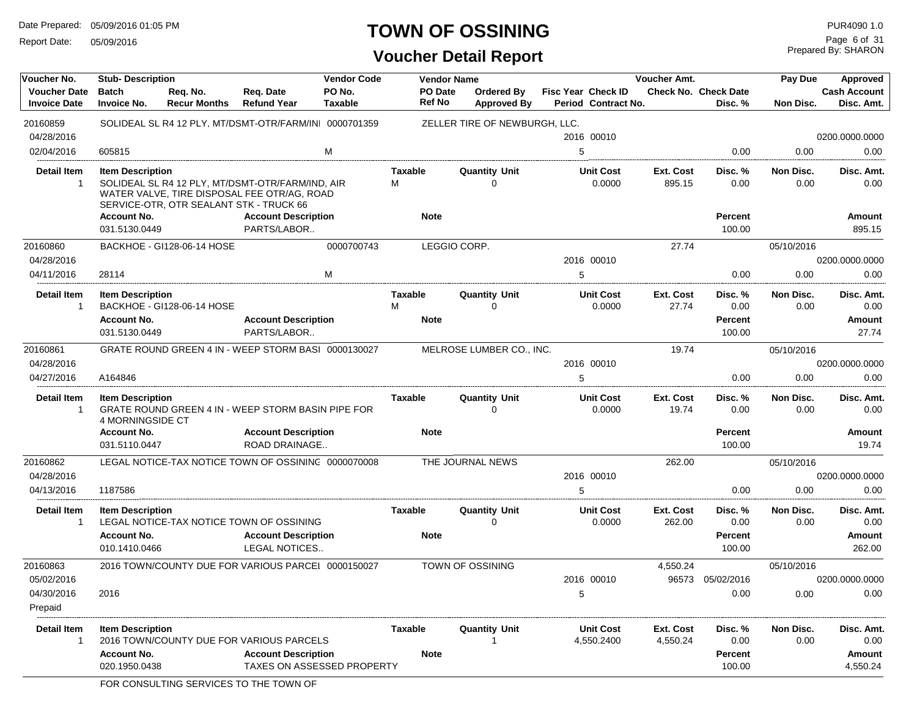# TOWN OF OSSINING

## Voucher Detail Report

Date Prepared: 05/09/2016 01:05 PM
Report Date: 05/09/2016

PUR4090 1.0
Prepared By: SHARON

| Voucher No. / Voucher Date / Invoice Date | Stub- Description / Batch / Invoice No. | Req. No. / Recur Months | Req. Date / Refund Year | Vendor Code / PO No. / Taxable | Vendor Name / PO Date / Ref No | Ordered By / Approved By | Fisc Year / Period | Check ID / Contract No. | Voucher Amt. / Check No. | Check Date / Disc. % | Pay Due / Non Disc. | Approved / Cash Account / Disc. Amt. |
|---|---|---|---|---|---|---|---|---|---|---|---|---|
| 20160859 | SOLIDEAL SL R4 12 PLY, MT/DSMT-OTR/FARM/INI | | | 0000701359 | ZELLER TIRE OF NEWBURGH, LLC. | | | | | | | |
| 04/28/2016 | | | | | | | 2016 | 00010 | | | | 0200.0000.0000 |
| 02/04/2016 | 605815 | | | M | | | 5 | | | 0.00 | 0.00 | 0.00 |

| Detail Item | Item Description | Taxable | Quantity Unit | Unit Cost | Ext. Cost | Disc. % | Non Disc. | Disc. Amt. |
|---|---|---|---|---|---|---|---|---|
| 1 | SOLIDEAL SL R4 12 PLY, MT/DSMT-OTR/FARM/IND, AIR WATER VALVE, TIRE DISPOSAL FEE OTR/AG, ROAD SERVICE-OTR, OTR SEALANT STK - TRUCK 66 | M | 0 | 0.0000 | 895.15 | 0.00 | 0.00 | 0.00 |

| Account No. | Account Description | Note | Percent | Amount |
|---|---|---|---|---|
| 031.5130.0449 | PARTS/LABOR.. | | 100.00 | 895.15 |

| Voucher No. / Voucher Date / Invoice Date | Stub- Description / Batch / Invoice No. | Req. No. / Recur Months | Req. Date / Refund Year | Vendor Code / PO No. / Taxable | Vendor Name / PO Date / Ref No | Ordered By / Approved By | Fisc Year / Period | Check ID / Contract No. | Voucher Amt. / Check No. | Check Date / Disc. % | Pay Due / Non Disc. | Approved / Cash Account / Disc. Amt. |
|---|---|---|---|---|---|---|---|---|---|---|---|---|
| 20160860 | BACKHOE - GI128-06-14 HOSE | | | 0000700743 | LEGGIO CORP. | | | | 27.74 | | 05/10/2016 | |
| 04/28/2016 | | | | | | | 2016 | 00010 | | | | 0200.0000.0000 |
| 04/11/2016 | 28114 | | | M | | | 5 | | | 0.00 | 0.00 | 0.00 |

| Detail Item | Item Description | Taxable | Quantity Unit | Unit Cost | Ext. Cost | Disc. % | Non Disc. | Disc. Amt. |
|---|---|---|---|---|---|---|---|---|
| 1 | BACKHOE - GI128-06-14 HOSE | M | 0 | 0.0000 | 27.74 | 0.00 | 0.00 | 0.00 |

| Account No. | Account Description | Note | Percent | Amount |
|---|---|---|---|---|
| 031.5130.0449 | PARTS/LABOR.. | | 100.00 | 27.74 |

| Voucher No. / Voucher Date / Invoice Date | Stub- Description / Batch / Invoice No. | Req. No. / Recur Months | Req. Date / Refund Year | Vendor Code / PO No. / Taxable | Vendor Name / PO Date / Ref No | Ordered By / Approved By | Fisc Year / Period | Check ID / Contract No. | Voucher Amt. / Check No. | Check Date / Disc. % | Pay Due / Non Disc. | Approved / Cash Account / Disc. Amt. |
|---|---|---|---|---|---|---|---|---|---|---|---|---|
| 20160861 | GRATE ROUND GREEN 4 IN - WEEP STORM BASI | | | 0000130027 | MELROSE LUMBER CO., INC. | | | | 19.74 | | 05/10/2016 | |
| 04/28/2016 | | | | | | | 2016 | 00010 | | | | 0200.0000.0000 |
| 04/27/2016 | A164846 | | | | | | 5 | | | 0.00 | 0.00 | 0.00 |

| Detail Item | Item Description | Taxable | Quantity Unit | Unit Cost | Ext. Cost | Disc. % | Non Disc. | Disc. Amt. |
|---|---|---|---|---|---|---|---|---|
| 1 | GRATE ROUND GREEN 4 IN - WEEP STORM BASIN PIPE FOR 4 MORNINGSIDE CT | | 0 | 0.0000 | 19.74 | 0.00 | 0.00 | 0.00 |

| Account No. | Account Description | Note | Percent | Amount |
|---|---|---|---|---|
| 031.5110.0447 | ROAD DRAINAGE.. | | 100.00 | 19.74 |

| Voucher No. / Voucher Date / Invoice Date | Stub- Description / Batch / Invoice No. | Req. No. / Recur Months | Req. Date / Refund Year | Vendor Code / PO No. / Taxable | Vendor Name / PO Date / Ref No | Ordered By / Approved By | Fisc Year / Period | Check ID / Contract No. | Voucher Amt. / Check No. | Check Date / Disc. % | Pay Due / Non Disc. | Approved / Cash Account / Disc. Amt. |
|---|---|---|---|---|---|---|---|---|---|---|---|---|
| 20160862 | LEGAL NOTICE-TAX NOTICE TOWN OF OSSINING | | | 0000070008 | THE JOURNAL NEWS | | | | 262.00 | | 05/10/2016 | |
| 04/28/2016 | | | | | | | 2016 | 00010 | | | | 0200.0000.0000 |
| 04/13/2016 | 1187586 | | | | | | 5 | | | 0.00 | 0.00 | 0.00 |

| Detail Item | Item Description | Taxable | Quantity Unit | Unit Cost | Ext. Cost | Disc. % | Non Disc. | Disc. Amt. |
|---|---|---|---|---|---|---|---|---|
| 1 | LEGAL NOTICE-TAX NOTICE TOWN OF OSSINING | | 0 | 0.0000 | 262.00 | 0.00 | 0.00 | 0.00 |

| Account No. | Account Description | Note | Percent | Amount |
|---|---|---|---|---|
| 010.1410.0466 | LEGAL NOTICES.. | | 100.00 | 262.00 |

| Voucher No. / Voucher Date / Invoice Date | Stub- Description / Batch / Invoice No. | Req. No. / Recur Months | Req. Date / Refund Year | Vendor Code / PO No. / Taxable | Vendor Name / PO Date / Ref No | Ordered By / Approved By | Fisc Year / Period | Check ID / Contract No. | Voucher Amt. / Check No. | Check Date / Disc. % | Pay Due / Non Disc. | Approved / Cash Account / Disc. Amt. |
|---|---|---|---|---|---|---|---|---|---|---|---|---|
| 20160863 | 2016 TOWN/COUNTY DUE FOR VARIOUS PARCEI | | | 0000150027 | TOWN OF OSSINING | | | | 4,550.24 | | 05/10/2016 | |
| 05/02/2016 | | | | | | | 2016 | 00010 | 96573 | 05/02/2016 | | 0200.0000.0000 |
| 04/30/2016 | 2016 | | | | | | 5 | | | 0.00 | 0.00 | 0.00 |
| Prepaid | | | | | | | | | | | | |

| Detail Item | Item Description | Taxable | Quantity Unit | Unit Cost | Ext. Cost | Disc. % | Non Disc. | Disc. Amt. |
|---|---|---|---|---|---|---|---|---|
| 1 | 2016 TOWN/COUNTY DUE FOR VARIOUS PARCELS | | 1 | 4,550.2400 | 4,550.24 | 0.00 | 0.00 | 0.00 |

| Account No. | Account Description | Note | Percent | Amount |
|---|---|---|---|---|
| 020.1950.0438 | TAXES ON ASSESSED PROPERTY | | 100.00 | 4,550.24 |

FOR CONSULTING SERVICES TO THE TOWN OF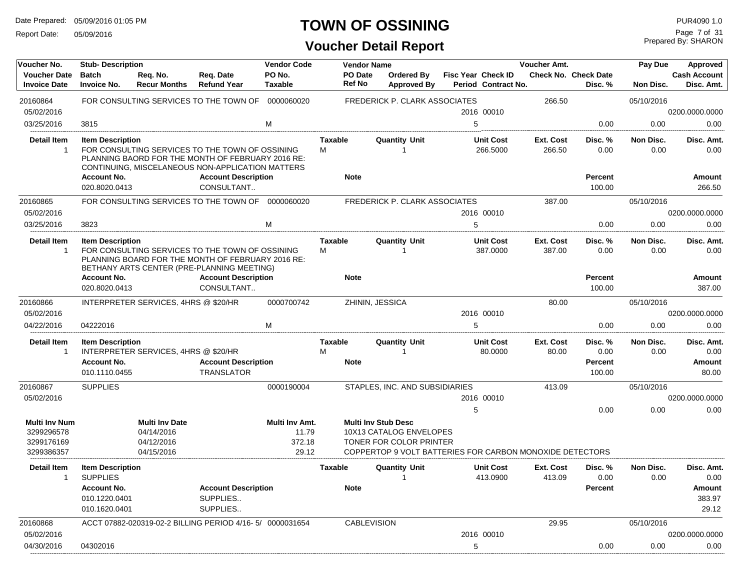# TOWN OF OSSINING

## Voucher Detail Report

Date Prepared: 05/09/2016 01:05 PM
Report Date: 05/09/2016

PUR4090 1.0
Prepared By: SHARON

| Voucher No. | Stub- Description | | | Vendor Code | Vendor Name | | | | Voucher Amt. | | Pay Due | Approved |
|---|---|---|---|---|---|---|---|---|---|---|---|---|
| **Voucher Date** | **Batch** | **Req. No.** | **Req. Date** | **PO No.** | **PO Date** | **Ordered By** | **Fisc Year** | **Check ID** | **Check No.** | **Check Date** | | **Cash Account** |
| **Invoice Date** | **Invoice No.** | **Recur Months** | **Refund Year** | **Taxable** | **Ref No** | **Approved By** | **Period** | **Contract No.** | | **Disc. %** | **Non Disc.** | **Disc. Amt.** |

---

**20160864** — FOR CONSULTING SERVICES TO THE TOWN OF — 0000060020 — FREDERICK P. CLARK ASSOCIATES — 266.50 — Pay Due 05/10/2016
Voucher Date: 05/02/2016 — Fisc Year 2016, Check ID 00010 — Cash Account 0200.0000.0000
Invoice Date: 03/25/2016 — Invoice No. 3815 — Taxable M — Period 5 — Disc. % 0.00 — Non Disc. 0.00 — Disc. Amt. 0.00

| Detail Item | Item Description | Taxable | Quantity | Unit | Unit Cost | Ext. Cost | Disc. % | Non Disc. | Disc. Amt. |
|---|---|---|---|---|---|---|---|---|---|
| 1 | FOR CONSULTING SERVICES TO THE TOWN OF OSSINING PLANNING BAORD FOR THE MONTH OF FEBRUARY 2016 RE: CONTINUING, MISCELANEOUS NON-APPLICATION MATTERS | M | 1 | | 266.5000 | 266.50 | 0.00 | 0.00 | 0.00 |

| Account No. | Account Description | Note | Percent | Amount |
|---|---|---|---|---|
| 020.8020.0413 | CONSULTANT.. | | 100.00 | 266.50 |

---

**20160865** — FOR CONSULTING SERVICES TO THE TOWN OF — 0000060020 — FREDERICK P. CLARK ASSOCIATES — 387.00 — Pay Due 05/10/2016
Voucher Date: 05/02/2016 — Fisc Year 2016, Check ID 00010 — Cash Account 0200.0000.0000
Invoice Date: 03/25/2016 — Invoice No. 3823 — Taxable M — Period 5 — Disc. % 0.00 — Non Disc. 0.00 — Disc. Amt. 0.00

| Detail Item | Item Description | Taxable | Quantity | Unit | Unit Cost | Ext. Cost | Disc. % | Non Disc. | Disc. Amt. |
|---|---|---|---|---|---|---|---|---|---|
| 1 | FOR CONSULTING SERVICES TO THE TOWN OF OSSINING PLANNING BOARD FOR THE MONTH OF FEBRUARY 2016 RE: BETHANY ARTS CENTER (PRE-PLANNING MEETING) | M | 1 | | 387.0000 | 387.00 | 0.00 | 0.00 | 0.00 |

| Account No. | Account Description | Note | Percent | Amount |
|---|---|---|---|---|
| 020.8020.0413 | CONSULTANT.. | | 100.00 | 387.00 |

---

**20160866** — INTERPRETER SERVICES, 4HRS @ $20/HR — 0000700742 — ZHININ, JESSICA — 80.00 — Pay Due 05/10/2016
Voucher Date: 05/02/2016 — Fisc Year 2016, Check ID 00010 — Cash Account 0200.0000.0000
Invoice Date: 04/22/2016 — Invoice No. 04222016 — Taxable M — Period 5 — Disc. % 0.00 — Non Disc. 0.00 — Disc. Amt. 0.00

| Detail Item | Item Description | Taxable | Quantity | Unit | Unit Cost | Ext. Cost | Disc. % | Non Disc. | Disc. Amt. |
|---|---|---|---|---|---|---|---|---|---|
| 1 | INTERPRETER SERVICES, 4HRS @ $20/HR | M | 1 | | 80.0000 | 80.00 | 0.00 | 0.00 | 0.00 |

| Account No. | Account Description | Note | Percent | Amount |
|---|---|---|---|---|
| 010.1110.0455 | TRANSLATOR | | 100.00 | 80.00 |

---

**20160867** — SUPPLIES — 0000190004 — STAPLES, INC. AND SUBSIDIARIES — 413.09 — Pay Due 05/10/2016
Voucher Date: 05/02/2016 — Fisc Year 2016, Check ID 00010 — Cash Account 0200.0000.0000
Period 5 — Disc. % 0.00 — Non Disc. 0.00 — Disc. Amt. 0.00

| Multi Inv Num | Multi Inv Date | Multi Inv Amt. | Multi Inv Stub Desc |
|---|---|---|---|
| 3299296578 | 04/14/2016 | 11.79 | 10X13 CATALOG ENVELOPES |
| 3299176169 | 04/12/2016 | 372.18 | TONER FOR COLOR PRINTER |
| 3299386357 | 04/15/2016 | 29.12 | COPPERTOP 9 VOLT BATTERIES FOR CARBON MONOXIDE DETECTORS |

| Detail Item | Item Description | Taxable | Quantity | Unit | Unit Cost | Ext. Cost | Disc. % | Non Disc. | Disc. Amt. |
|---|---|---|---|---|---|---|---|---|---|
| 1 | SUPPLIES | | 1 | | 413.0900 | 413.09 | 0.00 | 0.00 | 0.00 |

| Account No. | Account Description | Note | Percent | Amount |
|---|---|---|---|---|
| 010.1220.0401 | SUPPLIES.. | | | 383.97 |
| 010.1620.0401 | SUPPLIES.. | | | 29.12 |

---

**20160868** — ACCT 07882-020319-02-2 BILLING PERIOD 4/16- 5/ — 0000031654 — CABLEVISION — 29.95 — Pay Due 05/10/2016
Voucher Date: 05/02/2016 — Fisc Year 2016, Check ID 00010 — Cash Account 0200.0000.0000
Invoice Date: 04/30/2016 — Invoice No. 04302016 — Period 5 — Disc. % 0.00 — Non Disc. 0.00 — Disc. Amt. 0.00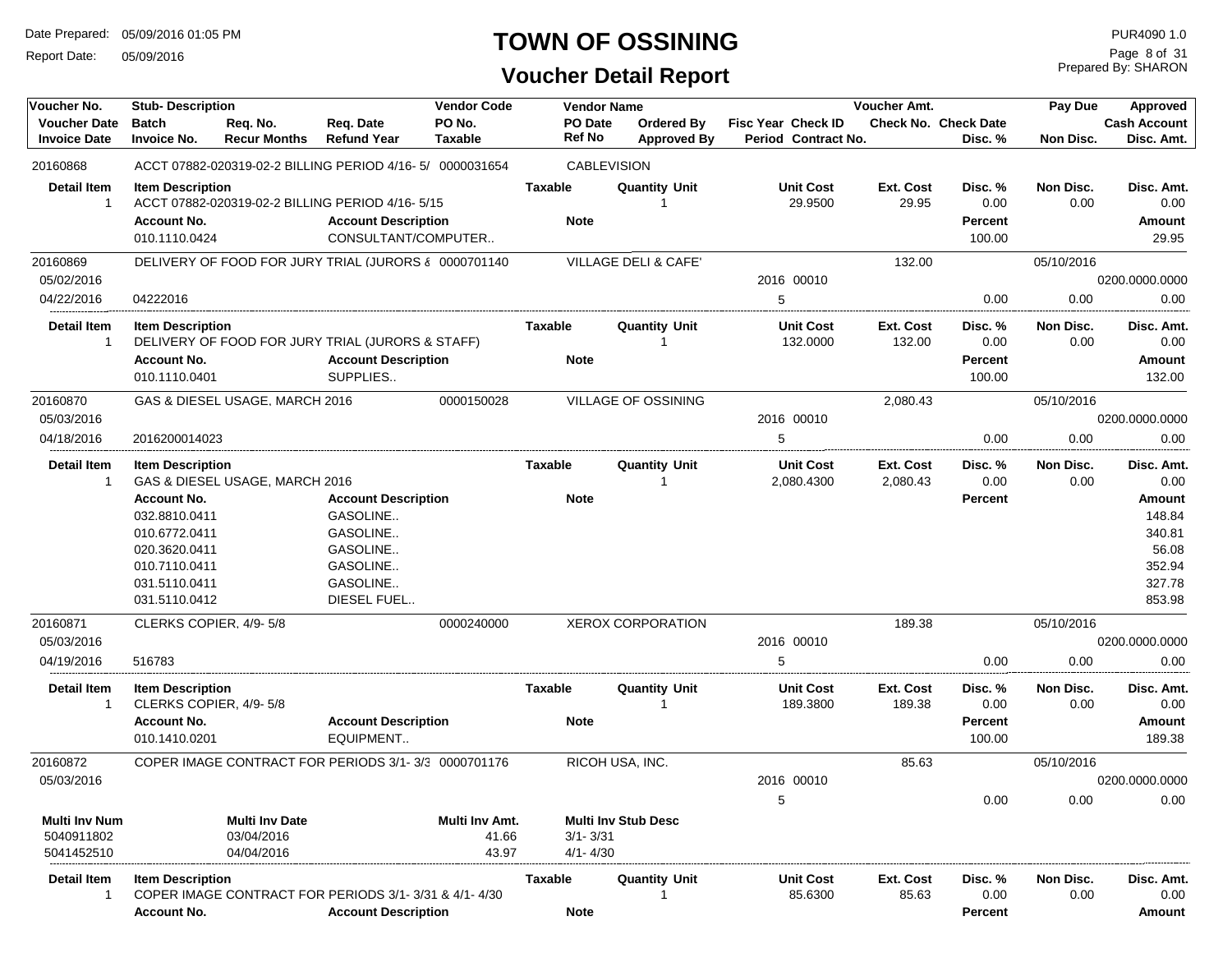# TOWN OF OSSINING

## Voucher Detail Report

Date Prepared: 05/09/2016 01:05 PM
Report Date: 05/09/2016

PUR4090 1.0
Prepared By: SHARON

| Voucher No. / Voucher Date / Invoice Date | Stub- Description / Batch / Invoice No. | Req. No. / Recur Months | Req. Date / Refund Year | Vendor Code / PO No. / Taxable | Vendor Name / PO Date / Ref No | Ordered By / Approved By | Fisc Year / Period | Check ID / Contract No. | Voucher Amt. / Check No. | Check Date / Disc. % | Pay Due / Non Disc. | Approved / Cash Account / Disc. Amt. |
|---|---|---|---|---|---|---|---|---|---|---|---|---|
| 20160868 | ACCT 07882-020319-02-2 BILLING PERIOD 4/16- 5/ | | | 0000031654 | CABLEVISION | | | | | | | |

| Detail Item | Item Description | Taxable | Quantity Unit | Unit Cost | Ext. Cost | Disc. % | Non Disc. | Disc. Amt. |
|---|---|---|---|---|---|---|---|---|
| 1 | ACCT 07882-020319-02-2 BILLING PERIOD 4/16- 5/15 | | 1 | 29.9500 | 29.95 | 0.00 | 0.00 | 0.00 |

| Account No. | Account Description | Note | Percent | Amount |
|---|---|---|---|---|
| 010.1110.0424 | CONSULTANT/COMPUTER.. | | 100.00 | 29.95 |

| Voucher No. / Voucher Date / Invoice Date | Stub- Description / Invoice No. | Vendor Code | Vendor Name | Fisc Year / Period | Check ID | Voucher Amt. | Disc. % | Pay Due / Non Disc. | Cash Account / Disc. Amt. |
|---|---|---|---|---|---|---|---|---|---|
| 20160869 | DELIVERY OF FOOD FOR JURY TRIAL (JURORS & | 0000701140 | VILLAGE DELI & CAFE' | | | 132.00 | | 05/10/2016 | |
| 05/02/2016 | | | | 2016 | 00010 | | | | 0200.0000.0000 |
| 04/22/2016 | 04222016 | | | 5 | | | 0.00 | 0.00 | 0.00 |

| Detail Item | Item Description | Taxable | Quantity Unit | Unit Cost | Ext. Cost | Disc. % | Non Disc. | Disc. Amt. |
|---|---|---|---|---|---|---|---|---|
| 1 | DELIVERY OF FOOD FOR JURY TRIAL (JURORS & STAFF) | | 1 | 132.0000 | 132.00 | 0.00 | 0.00 | 0.00 |

| Account No. | Account Description | Note | Percent | Amount |
|---|---|---|---|---|
| 010.1110.0401 | SUPPLIES.. | | 100.00 | 132.00 |

| Voucher No. / Voucher Date / Invoice Date | Stub- Description / Invoice No. | Vendor Code | Vendor Name | Fisc Year / Period | Check ID | Voucher Amt. | Disc. % | Pay Due / Non Disc. | Cash Account / Disc. Amt. |
|---|---|---|---|---|---|---|---|---|---|
| 20160870 | GAS & DIESEL USAGE, MARCH 2016 | 0000150028 | VILLAGE OF OSSINING | | | 2,080.43 | | 05/10/2016 | |
| 05/03/2016 | | | | 2016 | 00010 | | | | 0200.0000.0000 |
| 04/18/2016 | 2016200014023 | | | 5 | | | 0.00 | 0.00 | 0.00 |

| Detail Item | Item Description | Taxable | Quantity Unit | Unit Cost | Ext. Cost | Disc. % | Non Disc. | Disc. Amt. |
|---|---|---|---|---|---|---|---|---|
| 1 | GAS & DIESEL USAGE, MARCH 2016 | | 1 | 2,080.4300 | 2,080.43 | 0.00 | 0.00 | 0.00 |

| Account No. | Account Description | Note | Percent | Amount |
|---|---|---|---|---|
| 032.8810.0411 | GASOLINE.. | | | 148.84 |
| 010.6772.0411 | GASOLINE.. | | | 340.81 |
| 020.3620.0411 | GASOLINE.. | | | 56.08 |
| 010.7110.0411 | GASOLINE.. | | | 352.94 |
| 031.5110.0411 | GASOLINE.. | | | 327.78 |
| 031.5110.0412 | DIESEL FUEL.. | | | 853.98 |

| Voucher No. / Voucher Date / Invoice Date | Stub- Description / Invoice No. | Vendor Code | Vendor Name | Fisc Year / Period | Check ID | Voucher Amt. | Disc. % | Pay Due / Non Disc. | Cash Account / Disc. Amt. |
|---|---|---|---|---|---|---|---|---|---|
| 20160871 | CLERKS COPIER, 4/9- 5/8 | 0000240000 | XEROX CORPORATION | | | 189.38 | | 05/10/2016 | |
| 05/03/2016 | | | | 2016 | 00010 | | | | 0200.0000.0000 |
| 04/19/2016 | 516783 | | | 5 | | | 0.00 | 0.00 | 0.00 |

| Detail Item | Item Description | Taxable | Quantity Unit | Unit Cost | Ext. Cost | Disc. % | Non Disc. | Disc. Amt. |
|---|---|---|---|---|---|---|---|---|
| 1 | CLERKS COPIER, 4/9- 5/8 | | 1 | 189.3800 | 189.38 | 0.00 | 0.00 | 0.00 |

| Account No. | Account Description | Note | Percent | Amount |
|---|---|---|---|---|
| 010.1410.0201 | EQUIPMENT.. | | 100.00 | 189.38 |

| Voucher No. / Voucher Date / Invoice Date | Stub- Description / Invoice No. | Vendor Code | Vendor Name | Fisc Year / Period | Check ID | Voucher Amt. | Disc. % | Pay Due / Non Disc. | Cash Account / Disc. Amt. |
|---|---|---|---|---|---|---|---|---|---|
| 20160872 | COPER IMAGE CONTRACT FOR PERIODS 3/1- 3/3 | 0000701176 | RICOH USA, INC. | | | 85.63 | | 05/10/2016 | |
| 05/03/2016 | | | | 2016 | 00010 | | | | 0200.0000.0000 |
| | | | | 5 | | | 0.00 | 0.00 | 0.00 |

| Multi Inv Num | Multi Inv Date | Multi Inv Amt. | Multi Inv Stub Desc |
|---|---|---|---|
| 5040911802 | 03/04/2016 | 41.66 | 3/1- 3/31 |
| 5041452510 | 04/04/2016 | 43.97 | 4/1- 4/30 |

| Detail Item | Item Description | Taxable | Quantity Unit | Unit Cost | Ext. Cost | Disc. % | Non Disc. | Disc. Amt. |
|---|---|---|---|---|---|---|---|---|
| 1 | COPER IMAGE CONTRACT FOR PERIODS 3/1- 3/31 & 4/1- 4/30 | | 1 | 85.6300 | 85.63 | 0.00 | 0.00 | 0.00 |

| Account No. | Account Description | Note | Percent | Amount |
|---|---|---|---|---|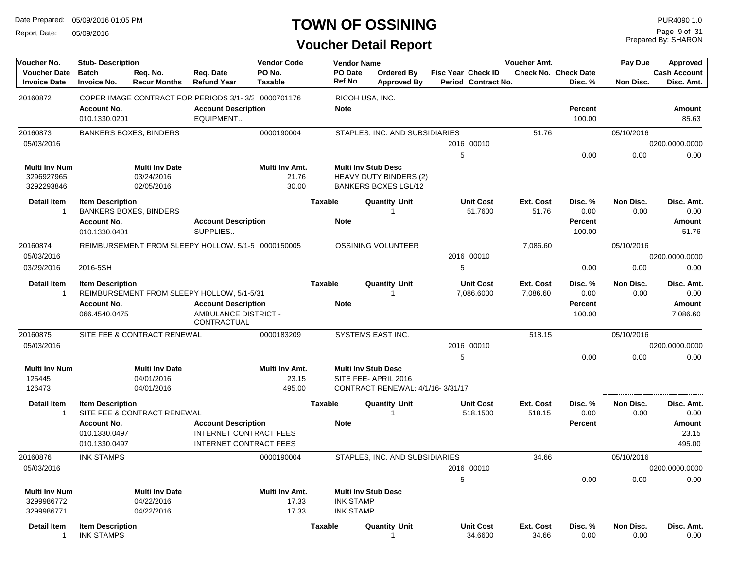# TOWN OF OSSINING

## Voucher Detail Report

Date Prepared: 05/09/2016 01:05 PM
Report Date: 05/09/2016

PUR4090 1.0
Prepared By: SHARON

| Voucher No. | Stub- Description | | | Vendor Code | Vendor Name | | | | Voucher Amt. | | Pay Due | Approved |
|---|---|---|---|---|---|---|---|---|---|---|---|---|
| Voucher Date | Batch | Req. No. | Req. Date | PO No. | PO Date | Ordered By | Fisc Year Check ID | | Check No. | Check Date | | Cash Account |
| Invoice Date | Invoice No. | Recur Months | Refund Year | Taxable | Ref No | Approved By | Period Contract No. | | | Disc. % | Non Disc. | Disc. Amt. |

**20160872** — COPER IMAGE CONTRACT FOR PERIODS 3/1- 3/3 — 0000701176 — RICOH USA, INC.

| Account No. | Account Description | Note | Percent | Amount |
|---|---|---|---|---|
| 010.1330.0201 | EQUIPMENT.. | | 100.00 | 85.63 |

**20160873** — BANKERS BOXES, BINDERS — 0000190004 — STAPLES, INC. AND SUBSIDIARIES — Voucher Amt. 51.76 — Pay Due 05/10/2016

Voucher Date: 05/03/2016 — Fisc Year 2016, Check ID 00010 — Cash Account 0200.0000.0000
Period: 5 — Disc. % 0.00 — Non Disc. 0.00 — Disc. Amt. 0.00

| Multi Inv Num | Multi Inv Date | Multi Inv Amt. | Multi Inv Stub Desc |
|---|---|---|---|
| 3296927965 | 03/24/2016 | 21.76 | HEAVY DUTY BINDERS (2) |
| 3292293846 | 02/05/2016 | 30.00 | BANKERS BOXES LGL/12 |

| Detail Item | Item Description | Taxable | Quantity Unit | Unit Cost | Ext. Cost | Disc. % | Non Disc. | Disc. Amt. |
|---|---|---|---|---|---|---|---|---|
| 1 | BANKERS BOXES, BINDERS | | 1 | 51.7600 | 51.76 | 0.00 | 0.00 | 0.00 |

| Account No. | Account Description | Note | Percent | Amount |
|---|---|---|---|---|
| 010.1330.0401 | SUPPLIES.. | | 100.00 | 51.76 |

**20160874** — REIMBURSEMENT FROM SLEEPY HOLLOW, 5/1-5 — 0000150005 — OSSINING VOLUNTEER — Voucher Amt. 7,086.60 — Pay Due 05/10/2016

Voucher Date: 05/03/2016 — Fisc Year 2016, Check ID 00010 — Cash Account 0200.0000.0000
Invoice Date: 03/29/2016 — Invoice No. 2016-5SH — Period: 5 — Disc. % 0.00 — Non Disc. 0.00 — Disc. Amt. 0.00

| Detail Item | Item Description | Taxable | Quantity Unit | Unit Cost | Ext. Cost | Disc. % | Non Disc. | Disc. Amt. |
|---|---|---|---|---|---|---|---|---|
| 1 | REIMBURSEMENT FROM SLEEPY HOLLOW, 5/1-5/31 | | 1 | 7,086.6000 | 7,086.60 | 0.00 | 0.00 | 0.00 |

| Account No. | Account Description | Note | Percent | Amount |
|---|---|---|---|---|
| 066.4540.0475 | AMBULANCE DISTRICT - CONTRACTUAL | | 100.00 | 7,086.60 |

**20160875** — SITE FEE & CONTRACT RENEWAL — 0000183209 — SYSTEMS EAST INC. — Voucher Amt. 518.15 — Pay Due 05/10/2016

Voucher Date: 05/03/2016 — Fisc Year 2016, Check ID 00010 — Cash Account 0200.0000.0000
Period: 5 — Disc. % 0.00 — Non Disc. 0.00 — Disc. Amt. 0.00

| Multi Inv Num | Multi Inv Date | Multi Inv Amt. | Multi Inv Stub Desc |
|---|---|---|---|
| 125445 | 04/01/2016 | 23.15 | SITE FEE- APRIL 2016 |
| 126473 | 04/01/2016 | 495.00 | CONTRACT RENEWAL: 4/1/16- 3/31/17 |

| Detail Item | Item Description | Taxable | Quantity Unit | Unit Cost | Ext. Cost | Disc. % | Non Disc. | Disc. Amt. |
|---|---|---|---|---|---|---|---|---|
| 1 | SITE FEE & CONTRACT RENEWAL | | 1 | 518.1500 | 518.15 | 0.00 | 0.00 | 0.00 |

| Account No. | Account Description | Note | Percent | Amount |
|---|---|---|---|---|
| 010.1330.0497 | INTERNET CONTRACT FEES | | | 23.15 |
| 010.1330.0497 | INTERNET CONTRACT FEES | | | 495.00 |

**20160876** — INK STAMPS — 0000190004 — STAPLES, INC. AND SUBSIDIARIES — Voucher Amt. 34.66 — Pay Due 05/10/2016

Voucher Date: 05/03/2016 — Fisc Year 2016, Check ID 00010 — Cash Account 0200.0000.0000
Period: 5 — Disc. % 0.00 — Non Disc. 0.00 — Disc. Amt. 0.00

| Multi Inv Num | Multi Inv Date | Multi Inv Amt. | Multi Inv Stub Desc |
|---|---|---|---|
| 3299986772 | 04/22/2016 | 17.33 | INK STAMP |
| 3299986771 | 04/22/2016 | 17.33 | INK STAMP |

| Detail Item | Item Description | Taxable | Quantity Unit | Unit Cost | Ext. Cost | Disc. % | Non Disc. | Disc. Amt. |
|---|---|---|---|---|---|---|---|---|
| 1 | INK STAMPS | | 1 | 34.6600 | 34.66 | 0.00 | 0.00 | 0.00 |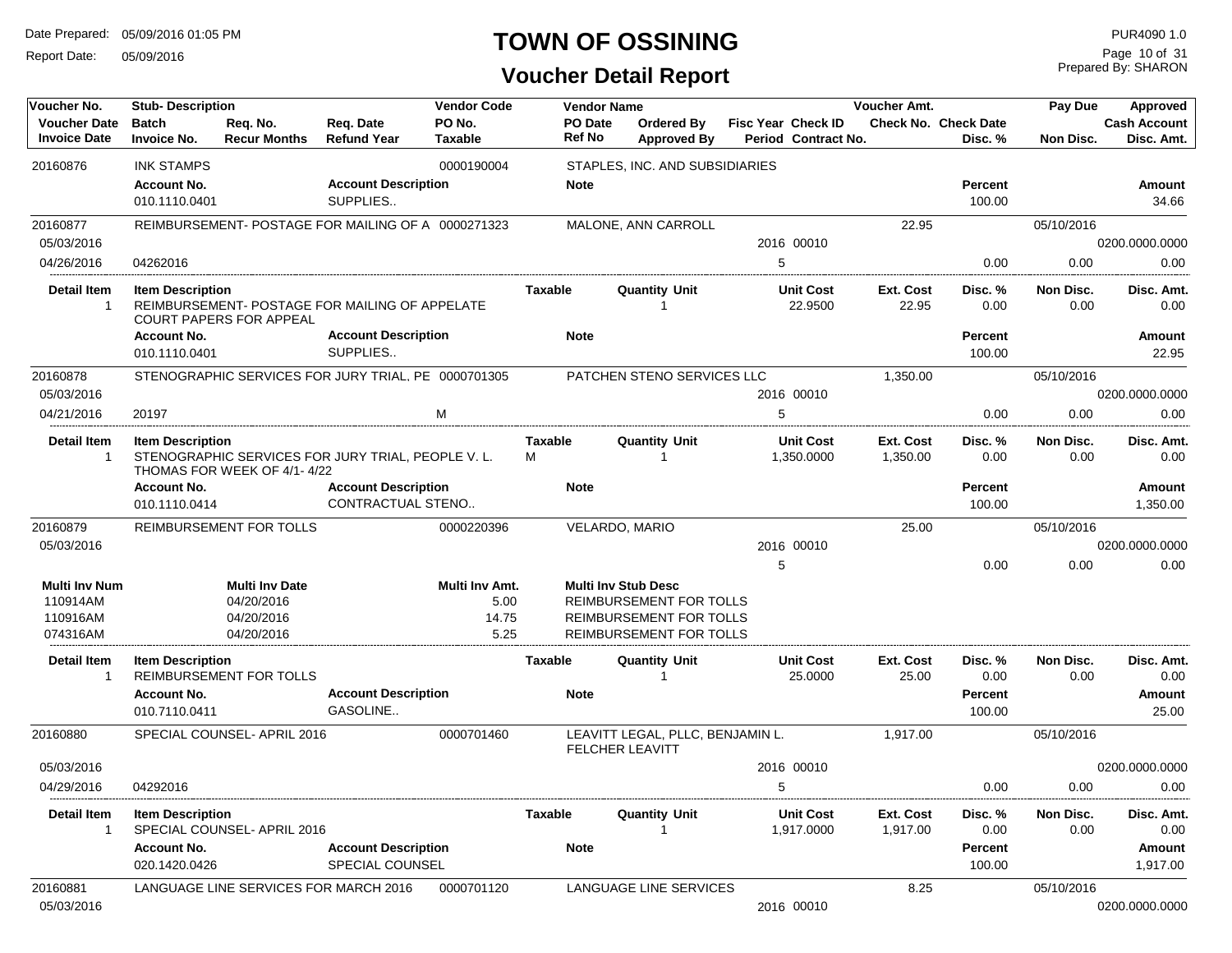# TOWN OF OSSINING

## Voucher Detail Report

Date Prepared: 05/09/2016 01:05 PM
Report Date: 05/09/2016

PUR4090 1.0
Prepared By: SHARON

| Voucher No. | Stub- Description | | | Vendor Code | Vendor Name | | | | Voucher Amt. | | Pay Due | Approved |
|---|---|---|---|---|---|---|---|---|---|---|---|---|
| Voucher Date | Batch | Req. No. | Req. Date | PO No. | PO Date | Ordered By | Fisc Year Check ID | | Check No. | Check Date | | Cash Account |
| Invoice Date | Invoice No. | Recur Months | Refund Year | Taxable | Ref No | Approved By | Period Contract No. | | | Disc. % | Non Disc. | Disc. Amt. |

**20160876** — INK STAMPS — 0000190004 — STAPLES, INC. AND SUBSIDIARIES

| Account No. | Account Description | Note | Percent | Amount |
|---|---|---|---|---|
| 010.1110.0401 | SUPPLIES.. | | 100.00 | 34.66 |

**20160877** — REIMBURSEMENT- POSTAGE FOR MAILING OF A — 0000271323 — MALONE, ANN CARROLL — Voucher Amt. 22.95 — Pay Due 05/10/2016

Voucher Date: 05/03/2016 — Fisc Year 2016, Check ID 00010 — Cash Account 0200.0000.0000
Invoice Date: 04/26/2016 — Invoice No. 04262016 — Period 5 — Disc. % 0.00 — Non Disc. 0.00 — Disc. Amt. 0.00

| Detail Item | Item Description | Taxable | Quantity Unit | Unit Cost | Ext. Cost | Disc. % | Non Disc. | Disc. Amt. |
|---|---|---|---|---|---|---|---|---|
| 1 | REIMBURSEMENT- POSTAGE FOR MAILING OF APPELATE COURT PAPERS FOR APPEAL | | 1 | 22.9500 | 22.95 | 0.00 | 0.00 | 0.00 |

| Account No. | Account Description | Note | Percent | Amount |
|---|---|---|---|---|
| 010.1110.0401 | SUPPLIES.. | | 100.00 | 22.95 |

**20160878** — STENOGRAPHIC SERVICES FOR JURY TRIAL, PE — 0000701305 — PATCHEN STENO SERVICES LLC — Voucher Amt. 1,350.00 — Pay Due 05/10/2016

Voucher Date: 05/03/2016 — Fisc Year 2016, Check ID 00010 — Cash Account 0200.0000.0000
Invoice Date: 04/21/2016 — Invoice No. 20197 — Taxable M — Period 5 — Disc. % 0.00 — Non Disc. 0.00 — Disc. Amt. 0.00

| Detail Item | Item Description | Taxable | Quantity Unit | Unit Cost | Ext. Cost | Disc. % | Non Disc. | Disc. Amt. |
|---|---|---|---|---|---|---|---|---|
| 1 | STENOGRAPHIC SERVICES FOR JURY TRIAL, PEOPLE V. L. THOMAS FOR WEEK OF 4/1- 4/22 | M | 1 | 1,350.0000 | 1,350.00 | 0.00 | 0.00 | 0.00 |

| Account No. | Account Description | Note | Percent | Amount |
|---|---|---|---|---|
| 010.1110.0414 | CONTRACTUAL STENO.. | | 100.00 | 1,350.00 |

**20160879** — REIMBURSEMENT FOR TOLLS — 0000220396 — VELARDO, MARIO — Voucher Amt. 25.00 — Pay Due 05/10/2016

Voucher Date: 05/03/2016 — Fisc Year 2016, Check ID 00010 — Cash Account 0200.0000.0000
Period 5 — Disc. % 0.00 — Non Disc. 0.00 — Disc. Amt. 0.00

| Multi Inv Num | Multi Inv Date | Multi Inv Amt. | Multi Inv Stub Desc |
|---|---|---|---|
| 110914AM | 04/20/2016 | 5.00 | REIMBURSEMENT FOR TOLLS |
| 110916AM | 04/20/2016 | 14.75 | REIMBURSEMENT FOR TOLLS |
| 074316AM | 04/20/2016 | 5.25 | REIMBURSEMENT FOR TOLLS |

| Detail Item | Item Description | Taxable | Quantity Unit | Unit Cost | Ext. Cost | Disc. % | Non Disc. | Disc. Amt. |
|---|---|---|---|---|---|---|---|---|
| 1 | REIMBURSEMENT FOR TOLLS | | 1 | 25.0000 | 25.00 | 0.00 | 0.00 | 0.00 |

| Account No. | Account Description | Note | Percent | Amount |
|---|---|---|---|---|
| 010.7110.0411 | GASOLINE.. | | 100.00 | 25.00 |

**20160880** — SPECIAL COUNSEL- APRIL 2016 — 0000701460 — LEAVITT LEGAL, PLLC, BENJAMIN L. FELCHER LEAVITT — Voucher Amt. 1,917.00 — Pay Due 05/10/2016

Voucher Date: 05/03/2016 — Fisc Year 2016, Check ID 00010 — Cash Account 0200.0000.0000
Invoice Date: 04/29/2016 — Invoice No. 04292016 — Period 5 — Disc. % 0.00 — Non Disc. 0.00 — Disc. Amt. 0.00

| Detail Item | Item Description | Taxable | Quantity Unit | Unit Cost | Ext. Cost | Disc. % | Non Disc. | Disc. Amt. |
|---|---|---|---|---|---|---|---|---|
| 1 | SPECIAL COUNSEL- APRIL 2016 | | 1 | 1,917.0000 | 1,917.00 | 0.00 | 0.00 | 0.00 |

| Account No. | Account Description | Note | Percent | Amount |
|---|---|---|---|---|
| 020.1420.0426 | SPECIAL COUNSEL | | 100.00 | 1,917.00 |

**20160881** — LANGUAGE LINE SERVICES FOR MARCH 2016 — 0000701120 — LANGUAGE LINE SERVICES — Voucher Amt. 8.25 — Pay Due 05/10/2016

Voucher Date: 05/03/2016 — Fisc Year 2016, Check ID 00010 — Cash Account 0200.0000.0000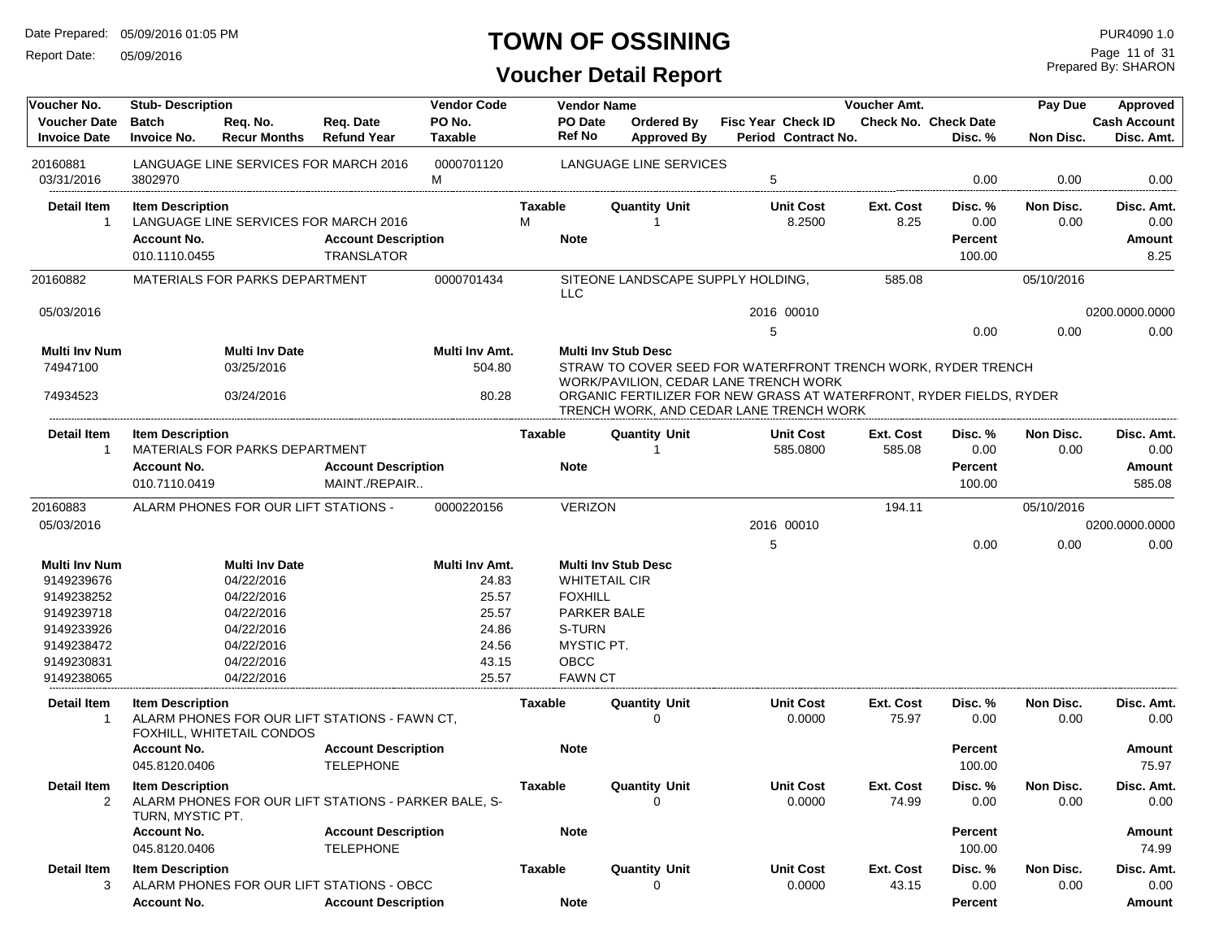# TOWN OF OSSINING

## Voucher Detail Report

Date Prepared: 05/09/2016 01:05 PM
Report Date: 05/09/2016

PUR4090 1.0
Prepared By: SHARON

| Voucher No. | Stub- Description | | | Vendor Code | Vendor Name | | | Voucher Amt. | | Pay Due | Approved |
|---|---|---|---|---|---|---|---|---|---|---|---|
| Voucher Date | Batch | Req. No. | Req. Date | PO No. | PO Date | Ordered By | Fisc Year Check ID | Check No. | Check Date | | Cash Account |
| Invoice Date | Invoice No. | Recur Months | Refund Year | Taxable | Ref No | Approved By | Period Contract No. | | Disc. % | Non Disc. | Disc. Amt. |

**20160881** — LANGUAGE LINE SERVICES FOR MARCH 2016 — Vendor Code: 0000701120 — LANGUAGE LINE SERVICES
Invoice Date: 03/31/2016 — Invoice No.: 3802970 — Taxable: M — Period: 5 — Disc. %: 0.00 — Non Disc.: 0.00 — Disc. Amt.: 0.00

| Detail Item | Item Description | Taxable | Quantity Unit | Unit Cost | Ext. Cost | Disc. % | Non Disc. | Disc. Amt. |
|---|---|---|---|---|---|---|---|---|
| 1 | LANGUAGE LINE SERVICES FOR MARCH 2016 | M | 1 | 8.2500 | 8.25 | 0.00 | 0.00 | 0.00 |

| Account No. | Account Description | Note | Percent | Amount |
|---|---|---|---|---|
| 010.1110.0455 | TRANSLATOR | | 100.00 | 8.25 |

**20160882** — MATERIALS FOR PARKS DEPARTMENT — Vendor Code: 0000701434 — SITEONE LANDSCAPE SUPPLY HOLDING, LLC — Voucher Amt.: 585.08 — Pay Due: 05/10/2016
Voucher Date: 05/03/2016 — Fisc Year Check ID: 2016 00010 — Cash Account: 0200.0000.0000
Period: 5 — Disc. %: 0.00 — Non Disc.: 0.00 — Disc. Amt.: 0.00

| Multi Inv Num | Multi Inv Date | Multi Inv Amt. | Multi Inv Stub Desc |
|---|---|---|---|
| 74947100 | 03/25/2016 | 504.80 | STRAW TO COVER SEED FOR WATERFRONT TRENCH WORK, RYDER TRENCH WORK/PAVILION, CEDAR LANE TRENCH WORK |
| 74934523 | 03/24/2016 | 80.28 | ORGANIC FERTILIZER FOR NEW GRASS AT WATERFRONT, RYDER FIELDS, RYDER TRENCH WORK, AND CEDAR LANE TRENCH WORK |

| Detail Item | Item Description | Taxable | Quantity Unit | Unit Cost | Ext. Cost | Disc. % | Non Disc. | Disc. Amt. |
|---|---|---|---|---|---|---|---|---|
| 1 | MATERIALS FOR PARKS DEPARTMENT | | 1 | 585.0800 | 585.08 | 0.00 | 0.00 | 0.00 |

| Account No. | Account Description | Note | Percent | Amount |
|---|---|---|---|---|
| 010.7110.0419 | MAINT./REPAIR.. | | 100.00 | 585.08 |

**20160883** — ALARM PHONES FOR OUR LIFT STATIONS - — Vendor Code: 0000220156 — VERIZON — Voucher Amt.: 194.11 — Pay Due: 05/10/2016
Voucher Date: 05/03/2016 — Fisc Year Check ID: 2016 00010 — Cash Account: 0200.0000.0000
Period: 5 — Disc. %: 0.00 — Non Disc.: 0.00 — Disc. Amt.: 0.00

| Multi Inv Num | Multi Inv Date | Multi Inv Amt. | Multi Inv Stub Desc |
|---|---|---|---|
| 9149239676 | 04/22/2016 | 24.83 | WHITETAIL CIR |
| 9149238252 | 04/22/2016 | 25.57 | FOXHILL |
| 9149239718 | 04/22/2016 | 25.57 | PARKER BALE |
| 9149233926 | 04/22/2016 | 24.86 | S-TURN |
| 9149238472 | 04/22/2016 | 24.56 | MYSTIC PT. |
| 9149230831 | 04/22/2016 | 43.15 | OBCC |
| 9149238065 | 04/22/2016 | 25.57 | FAWN CT |

| Detail Item | Item Description | Taxable | Quantity Unit | Unit Cost | Ext. Cost | Disc. % | Non Disc. | Disc. Amt. |
|---|---|---|---|---|---|---|---|---|
| 1 | ALARM PHONES FOR OUR LIFT STATIONS - FAWN CT, FOXHILL, WHITETAIL CONDOS | | 0 | 0.0000 | 75.97 | 0.00 | 0.00 | 0.00 |

| Account No. | Account Description | Note | Percent | Amount |
|---|---|---|---|---|
| 045.8120.0406 | TELEPHONE | | 100.00 | 75.97 |

| Detail Item | Item Description | Taxable | Quantity Unit | Unit Cost | Ext. Cost | Disc. % | Non Disc. | Disc. Amt. |
|---|---|---|---|---|---|---|---|---|
| 2 | ALARM PHONES FOR OUR LIFT STATIONS - PARKER BALE, S-TURN, MYSTIC PT. | | 0 | 0.0000 | 74.99 | 0.00 | 0.00 | 0.00 |

| Account No. | Account Description | Note | Percent | Amount |
|---|---|---|---|---|
| 045.8120.0406 | TELEPHONE | | 100.00 | 74.99 |

| Detail Item | Item Description | Taxable | Quantity Unit | Unit Cost | Ext. Cost | Disc. % | Non Disc. | Disc. Amt. |
|---|---|---|---|---|---|---|---|---|
| 3 | ALARM PHONES FOR OUR LIFT STATIONS - OBCC | | 0 | 0.0000 | 43.15 | 0.00 | 0.00 | 0.00 |

| Account No. | Account Description | Note | Percent | Amount |
|---|---|---|---|---|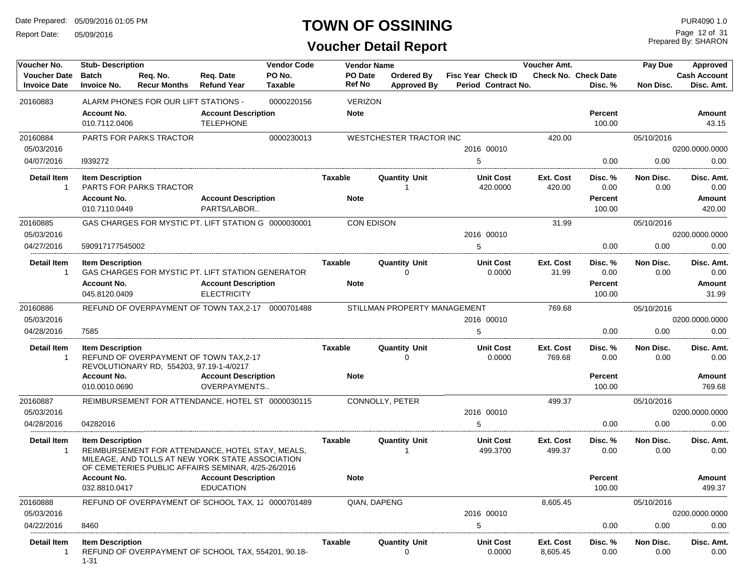# TOWN OF OSSINING

## Voucher Detail Report

Date Prepared: 05/09/2016 01:05 PM
Report Date: 05/09/2016

PUR4090 1.0
Prepared By: SHARON

| Voucher No. / Voucher Date / Invoice Date | Stub- Description / Batch / Invoice No. | Req. No. / Recur Months | Req. Date / Refund Year | Vendor Code / PO No. / Taxable | Vendor Name / PO Date / Ref No | Ordered By / Approved By | Fisc Year / Period | Check ID / Contract No. | Voucher Amt. / Check No. | Check Date / Disc. % | Pay Due / Non Disc. | Approved / Cash Account / Disc. Amt. |
|---|---|---|---|---|---|---|---|---|---|---|---|---|
| 20160883 | ALARM PHONES FOR OUR LIFT STATIONS - | | | 0000220156 | VERIZON | | | | | | | |
| | **Account No.** | | **Account Description** | | **Note** | | | | | **Percent** | | **Amount** |
| | 010.7112.0406 | | TELEPHONE | | | | | | | 100.00 | | 43.15 |
| 20160884 | PARTS FOR PARKS TRACTOR | | | 0000230013 | WESTCHESTER TRACTOR INC | | | | 420.00 | | 05/10/2016 | |
| 05/03/2016 | | | | | | | 2016 | 00010 | | | | 0200.0000.0000 |
| 04/07/2016 | I939272 | | | | | | 5 | | | 0.00 | 0.00 | 0.00 |
| **Detail Item** | **Item Description** | | | **Taxable** | **Quantity Unit** | | **Unit Cost** | | **Ext. Cost** | **Disc. %** | **Non Disc.** | **Disc. Amt.** |
| 1 | PARTS FOR PARKS TRACTOR | | | | 1 | | 420.0000 | | 420.00 | 0.00 | 0.00 | 0.00 |
| | **Account No.** | | **Account Description** | | **Note** | | | | | **Percent** | | **Amount** |
| | 010.7110.0449 | | PARTS/LABOR.. | | | | | | | 100.00 | | 420.00 |
| 20160885 | GAS CHARGES FOR MYSTIC PT. LIFT STATION G | | | 0000030001 | CON EDISON | | | | 31.99 | | 05/10/2016 | |
| 05/03/2016 | | | | | | | 2016 | 00010 | | | | 0200.0000.0000 |
| 04/27/2016 | 590917177545002 | | | | | | 5 | | | 0.00 | 0.00 | 0.00 |
| **Detail Item** | **Item Description** | | | **Taxable** | **Quantity Unit** | | **Unit Cost** | | **Ext. Cost** | **Disc. %** | **Non Disc.** | **Disc. Amt.** |
| 1 | GAS CHARGES FOR MYSTIC PT. LIFT STATION GENERATOR | | | | 0 | | 0.0000 | | 31.99 | 0.00 | 0.00 | 0.00 |
| | **Account No.** | | **Account Description** | | **Note** | | | | | **Percent** | | **Amount** |
| | 045.8120.0409 | | ELECTRICITY | | | | | | | 100.00 | | 31.99 |
| 20160886 | REFUND OF OVERPAYMENT OF TOWN TAX,2-17 | | | 0000701488 | STILLMAN PROPERTY MANAGEMENT | | | | 769.68 | | 05/10/2016 | |
| 05/03/2016 | | | | | | | 2016 | 00010 | | | | 0200.0000.0000 |
| 04/28/2016 | 7585 | | | | | | 5 | | | 0.00 | 0.00 | 0.00 |
| **Detail Item** | **Item Description** | | | **Taxable** | **Quantity Unit** | | **Unit Cost** | | **Ext. Cost** | **Disc. %** | **Non Disc.** | **Disc. Amt.** |
| 1 | REFUND OF OVERPAYMENT OF TOWN TAX,2-17 REVOLUTIONARY RD, 554203, 97.19-1-4/0217 | | | | 0 | | 0.0000 | | 769.68 | 0.00 | 0.00 | 0.00 |
| | **Account No.** | | **Account Description** | | **Note** | | | | | **Percent** | | **Amount** |
| | 010.0010.0690 | | OVERPAYMENTS.. | | | | | | | 100.00 | | 769.68 |
| 20160887 | REIMBURSEMENT FOR ATTENDANCE, HOTEL ST | | | 0000030115 | CONNOLLY, PETER | | | | 499.37 | | 05/10/2016 | |
| 05/03/2016 | | | | | | | 2016 | 00010 | | | | 0200.0000.0000 |
| 04/28/2016 | 04282016 | | | | | | 5 | | | 0.00 | 0.00 | 0.00 |
| **Detail Item** | **Item Description** | | | **Taxable** | **Quantity Unit** | | **Unit Cost** | | **Ext. Cost** | **Disc. %** | **Non Disc.** | **Disc. Amt.** |
| 1 | REIMBURSEMENT FOR ATTENDANCE, HOTEL STAY, MEALS, MILEAGE, AND TOLLS AT NEW YORK STATE ASSOCIATION OF CEMETERIES PUBLIC AFFAIRS SEMINAR, 4/25-26/2016 | | | | 1 | | 499.3700 | | 499.37 | 0.00 | 0.00 | 0.00 |
| | **Account No.** | | **Account Description** | | **Note** | | | | | **Percent** | | **Amount** |
| | 032.8810.0417 | | EDUCATION | | | | | | | 100.00 | | 499.37 |
| 20160888 | REFUND OF OVERPAYMENT OF SCHOOL TAX, 1: | | | 0000701489 | QIAN, DAPENG | | | | 8,605.45 | | 05/10/2016 | |
| 05/03/2016 | | | | | | | 2016 | 00010 | | | | 0200.0000.0000 |
| 04/22/2016 | 8460 | | | | | | 5 | | | 0.00 | 0.00 | 0.00 |
| **Detail Item** | **Item Description** | | | **Taxable** | **Quantity Unit** | | **Unit Cost** | | **Ext. Cost** | **Disc. %** | **Non Disc.** | **Disc. Amt.** |
| 1 | REFUND OF OVERPAYMENT OF SCHOOL TAX, 554201, 90.18-1-31 | | | | 0 | | 0.0000 | | 8,605.45 | 0.00 | 0.00 | 0.00 |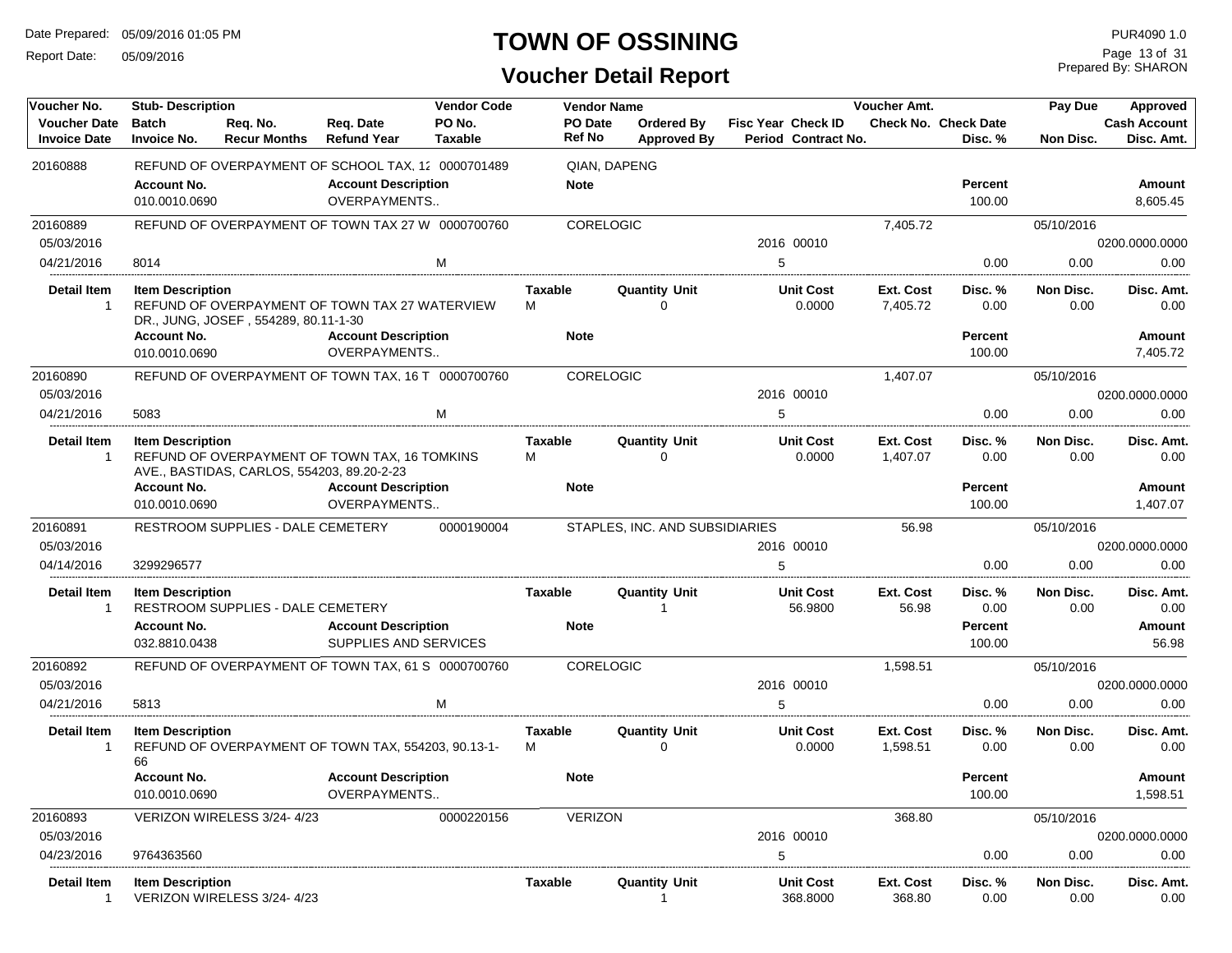# TOWN OF OSSINING

## Voucher Detail Report

Date Prepared: 05/09/2016 01:05 PM
Report Date: 05/09/2016

PUR4090 1.0
Prepared By: SHARON

| Voucher No. | Stub- Description | | | Vendor Code | Vendor Name | | | | Voucher Amt. | | Pay Due | Approved |
|---|---|---|---|---|---|---|---|---|---|---|---|---|
| Voucher Date | Batch | Req. No. | Req. Date | PO No. | PO Date | Ordered By | Fisc Year | Check ID | Check No. | Check Date | | Cash Account |
| Invoice Date | Invoice No. | Recur Months | Refund Year | Taxable | Ref No | Approved By | Period | Contract No. | | Disc. % | Non Disc. | Disc. Amt. |

**20160888** — REFUND OF OVERPAYMENT OF SCHOOL TAX, 12 — Vendor Code: 0000701489 — QIAN, DAPENG

| Account No. | Account Description | Note | Percent | Amount |
|---|---|---|---|---|
| 010.0010.0690 | OVERPAYMENTS.. | | 100.00 | 8,605.45 |

**20160889** — REFUND OF OVERPAYMENT OF TOWN TAX 27 W — Vendor Code: 0000700760 — CORELOGIC — Voucher Amt.: 7,405.72 — Pay Due: 05/10/2016

| Voucher Date | Invoice Date | Invoice No. | Taxable | Fisc Year | Check ID | Period | Disc. % | Non Disc. | Cash Account | Disc. Amt. |
|---|---|---|---|---|---|---|---|---|---|---|
| 05/03/2016 | 04/21/2016 | 8014 | M | 2016 | 00010 | 5 | 0.00 | 0.00 | 0200.0000.0000 | 0.00 |

| Detail Item | Item Description | Taxable | Quantity | Unit | Unit Cost | Ext. Cost | Disc. % | Non Disc. | Disc. Amt. |
|---|---|---|---|---|---|---|---|---|---|
| 1 | REFUND OF OVERPAYMENT OF TOWN TAX 27 WATERVIEW DR., JUNG, JOSEF , 554289, 80.11-1-30 | M | 0 | | 0.0000 | 7,405.72 | 0.00 | 0.00 | 0.00 |

| Account No. | Account Description | Note | Percent | Amount |
|---|---|---|---|---|
| 010.0010.0690 | OVERPAYMENTS.. | | 100.00 | 7,405.72 |

**20160890** — REFUND OF OVERPAYMENT OF TOWN TAX, 16 T — Vendor Code: 0000700760 — CORELOGIC — Voucher Amt.: 1,407.07 — Pay Due: 05/10/2016

| Voucher Date | Invoice Date | Invoice No. | Taxable | Fisc Year | Check ID | Period | Disc. % | Non Disc. | Cash Account | Disc. Amt. |
|---|---|---|---|---|---|---|---|---|---|---|
| 05/03/2016 | 04/21/2016 | 5083 | M | 2016 | 00010 | 5 | 0.00 | 0.00 | 0200.0000.0000 | 0.00 |

| Detail Item | Item Description | Taxable | Quantity | Unit | Unit Cost | Ext. Cost | Disc. % | Non Disc. | Disc. Amt. |
|---|---|---|---|---|---|---|---|---|---|
| 1 | REFUND OF OVERPAYMENT OF TOWN TAX, 16 TOMKINS AVE., BASTIDAS, CARLOS, 554203, 89.20-2-23 | M | 0 | | 0.0000 | 1,407.07 | 0.00 | 0.00 | 0.00 |

| Account No. | Account Description | Note | Percent | Amount |
|---|---|---|---|---|
| 010.0010.0690 | OVERPAYMENTS.. | | 100.00 | 1,407.07 |

**20160891** — RESTROOM SUPPLIES - DALE CEMETERY — Vendor Code: 0000190004 — STAPLES, INC. AND SUBSIDIARIES — Voucher Amt.: 56.98 — Pay Due: 05/10/2016

| Voucher Date | Invoice Date | Invoice No. | Taxable | Fisc Year | Check ID | Period | Disc. % | Non Disc. | Cash Account | Disc. Amt. |
|---|---|---|---|---|---|---|---|---|---|---|
| 05/03/2016 | 04/14/2016 | 3299296577 | | 2016 | 00010 | 5 | 0.00 | 0.00 | 0200.0000.0000 | 0.00 |

| Detail Item | Item Description | Taxable | Quantity | Unit | Unit Cost | Ext. Cost | Disc. % | Non Disc. | Disc. Amt. |
|---|---|---|---|---|---|---|---|---|---|
| 1 | RESTROOM SUPPLIES - DALE CEMETERY | | 1 | | 56.9800 | 56.98 | 0.00 | 0.00 | 0.00 |

| Account No. | Account Description | Note | Percent | Amount |
|---|---|---|---|---|
| 032.8810.0438 | SUPPLIES AND SERVICES | | 100.00 | 56.98 |

**20160892** — REFUND OF OVERPAYMENT OF TOWN TAX, 61 S — Vendor Code: 0000700760 — CORELOGIC — Voucher Amt.: 1,598.51 — Pay Due: 05/10/2016

| Voucher Date | Invoice Date | Invoice No. | Taxable | Fisc Year | Check ID | Period | Disc. % | Non Disc. | Cash Account | Disc. Amt. |
|---|---|---|---|---|---|---|---|---|---|---|
| 05/03/2016 | 04/21/2016 | 5813 | M | 2016 | 00010 | 5 | 0.00 | 0.00 | 0200.0000.0000 | 0.00 |

| Detail Item | Item Description | Taxable | Quantity | Unit | Unit Cost | Ext. Cost | Disc. % | Non Disc. | Disc. Amt. |
|---|---|---|---|---|---|---|---|---|---|
| 1 | REFUND OF OVERPAYMENT OF TOWN TAX, 554203, 90.13-1-66 | M | 0 | | 0.0000 | 1,598.51 | 0.00 | 0.00 | 0.00 |

| Account No. | Account Description | Note | Percent | Amount |
|---|---|---|---|---|
| 010.0010.0690 | OVERPAYMENTS.. | | 100.00 | 1,598.51 |

**20160893** — VERIZON WIRELESS 3/24- 4/23 — Vendor Code: 0000220156 — VERIZON — Voucher Amt.: 368.80 — Pay Due: 05/10/2016

| Voucher Date | Invoice Date | Invoice No. | Taxable | Fisc Year | Check ID | Period | Disc. % | Non Disc. | Cash Account | Disc. Amt. |
|---|---|---|---|---|---|---|---|---|---|---|
| 05/03/2016 | 04/23/2016 | 9764363560 | | 2016 | 00010 | 5 | 0.00 | 0.00 | 0200.0000.0000 | 0.00 |

| Detail Item | Item Description | Taxable | Quantity | Unit | Unit Cost | Ext. Cost | Disc. % | Non Disc. | Disc. Amt. |
|---|---|---|---|---|---|---|---|---|---|
| 1 | VERIZON WIRELESS 3/24- 4/23 | | 1 | | 368.8000 | 368.80 | 0.00 | 0.00 | 0.00 |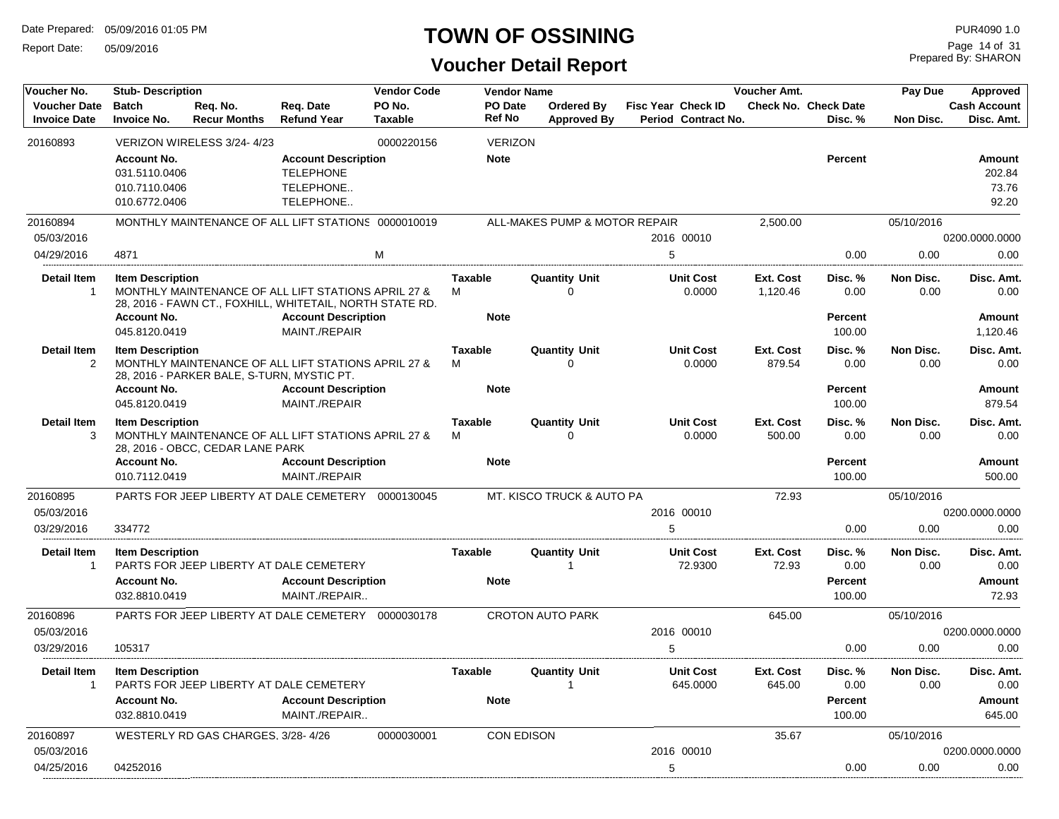# TOWN OF OSSINING

## Voucher Detail Report

Date Prepared: 05/09/2016 01:05 PM
Report Date: 05/09/2016

PUR4090 1.0
Prepared By: SHARON

| Voucher No. | Stub- Description | | | Vendor Code | Vendor Name | | Fisc Year Check ID | Voucher Amt. | | Pay Due | Approved |
|---|---|---|---|---|---|---|---|---|---|---|---|
| Voucher Date | Batch | Req. No. | Req. Date | PO No. | PO Date | Ordered By | | Check No. Check Date | | | Cash Account |
| Invoice Date | Invoice No. | Recur Months | Refund Year | Taxable | Ref No | Approved By | Period Contract No. | | Disc. % | Non Disc. | Disc. Amt. |

**20160893** — VERIZON WIRELESS 3/24- 4/23 — Vendor Code: 0000220156 — VERIZON

| Account No. | Account Description | Note | Percent | Amount |
|---|---|---|---|---|
| 031.5110.0406 | TELEPHONE | | | 202.84 |
| 010.7110.0406 | TELEPHONE.. | | | 73.76 |
| 010.6772.0406 | TELEPHONE.. | | | 92.20 |

**20160894** — MONTHLY MAINTENANCE OF ALL LIFT STATIONS — Vendor Code: 0000010019 — ALL-MAKES PUMP & MOTOR REPAIR — Voucher Amt.: 2,500.00 — Pay Due: 05/10/2016

Voucher Date: 05/03/2016 — Fisc Year: 2016, Check ID: 00010 — Cash Account: 0200.0000.0000

Invoice Date: 04/29/2016 — Invoice No.: 4871 — Taxable: M — Period: 5 — Disc. %: 0.00 — Non Disc.: 0.00 — Disc. Amt.: 0.00

| Detail Item | Item Description | Taxable | Quantity Unit | Unit Cost | Ext. Cost | Disc. % | Non Disc. | Disc. Amt. |
|---|---|---|---|---|---|---|---|---|
| 1 | MONTHLY MAINTENANCE OF ALL LIFT STATIONS APRIL 27 & 28, 2016 - FAWN CT., FOXHILL, WHITETAIL, NORTH STATE RD. | M | 0 | 0.0000 | 1,120.46 | 0.00 | 0.00 | 0.00 |

| Account No. | Account Description | Note | Percent | Amount |
|---|---|---|---|---|
| 045.8120.0419 | MAINT./REPAIR | | 100.00 | 1,120.46 |

| Detail Item | Item Description | Taxable | Quantity Unit | Unit Cost | Ext. Cost | Disc. % | Non Disc. | Disc. Amt. |
|---|---|---|---|---|---|---|---|---|
| 2 | MONTHLY MAINTENANCE OF ALL LIFT STATIONS APRIL 27 & 28, 2016 - PARKER BALE, S-TURN, MYSTIC PT. | M | 0 | 0.0000 | 879.54 | 0.00 | 0.00 | 0.00 |

| Account No. | Account Description | Note | Percent | Amount |
|---|---|---|---|---|
| 045.8120.0419 | MAINT./REPAIR | | 100.00 | 879.54 |

| Detail Item | Item Description | Taxable | Quantity Unit | Unit Cost | Ext. Cost | Disc. % | Non Disc. | Disc. Amt. |
|---|---|---|---|---|---|---|---|---|
| 3 | MONTHLY MAINTENANCE OF ALL LIFT STATIONS APRIL 27 & 28, 2016 - OBCC, CEDAR LANE PARK | M | 0 | 0.0000 | 500.00 | 0.00 | 0.00 | 0.00 |

| Account No. | Account Description | Note | Percent | Amount |
|---|---|---|---|---|
| 010.7112.0419 | MAINT./REPAIR | | 100.00 | 500.00 |

**20160895** — PARTS FOR JEEP LIBERTY AT DALE CEMETERY — Vendor Code: 0000130045 — MT. KISCO TRUCK & AUTO PA — Voucher Amt.: 72.93 — Pay Due: 05/10/2016

Voucher Date: 05/03/2016 — Fisc Year: 2016, Check ID: 00010 — Cash Account: 0200.0000.0000

Invoice Date: 03/29/2016 — Invoice No.: 334772 — Period: 5 — Disc. %: 0.00 — Non Disc.: 0.00 — Disc. Amt.: 0.00

| Detail Item | Item Description | Taxable | Quantity Unit | Unit Cost | Ext. Cost | Disc. % | Non Disc. | Disc. Amt. |
|---|---|---|---|---|---|---|---|---|
| 1 | PARTS FOR JEEP LIBERTY AT DALE CEMETERY | | 1 | 72.9300 | 72.93 | 0.00 | 0.00 | 0.00 |

| Account No. | Account Description | Note | Percent | Amount |
|---|---|---|---|---|
| 032.8810.0419 | MAINT./REPAIR.. | | 100.00 | 72.93 |

**20160896** — PARTS FOR JEEP LIBERTY AT DALE CEMETERY — Vendor Code: 0000030178 — CROTON AUTO PARK — Voucher Amt.: 645.00 — Pay Due: 05/10/2016

Voucher Date: 05/03/2016 — Fisc Year: 2016, Check ID: 00010 — Cash Account: 0200.0000.0000

Invoice Date: 03/29/2016 — Invoice No.: 105317 — Period: 5 — Disc. %: 0.00 — Non Disc.: 0.00 — Disc. Amt.: 0.00

| Detail Item | Item Description | Taxable | Quantity Unit | Unit Cost | Ext. Cost | Disc. % | Non Disc. | Disc. Amt. |
|---|---|---|---|---|---|---|---|---|
| 1 | PARTS FOR JEEP LIBERTY AT DALE CEMETERY | | 1 | 645.0000 | 645.00 | 0.00 | 0.00 | 0.00 |

| Account No. | Account Description | Note | Percent | Amount |
|---|---|---|---|---|
| 032.8810.0419 | MAINT./REPAIR.. | | 100.00 | 645.00 |

**20160897** — WESTERLY RD GAS CHARGES, 3/28- 4/26 — Vendor Code: 0000030001 — CON EDISON — Voucher Amt.: 35.67 — Pay Due: 05/10/2016

Voucher Date: 05/03/2016 — Fisc Year: 2016, Check ID: 00010 — Cash Account: 0200.0000.0000

Invoice Date: 04/25/2016 — Invoice No.: 04252016 — Period: 5 — Disc. %: 0.00 — Non Disc.: 0.00 — Disc. Amt.: 0.00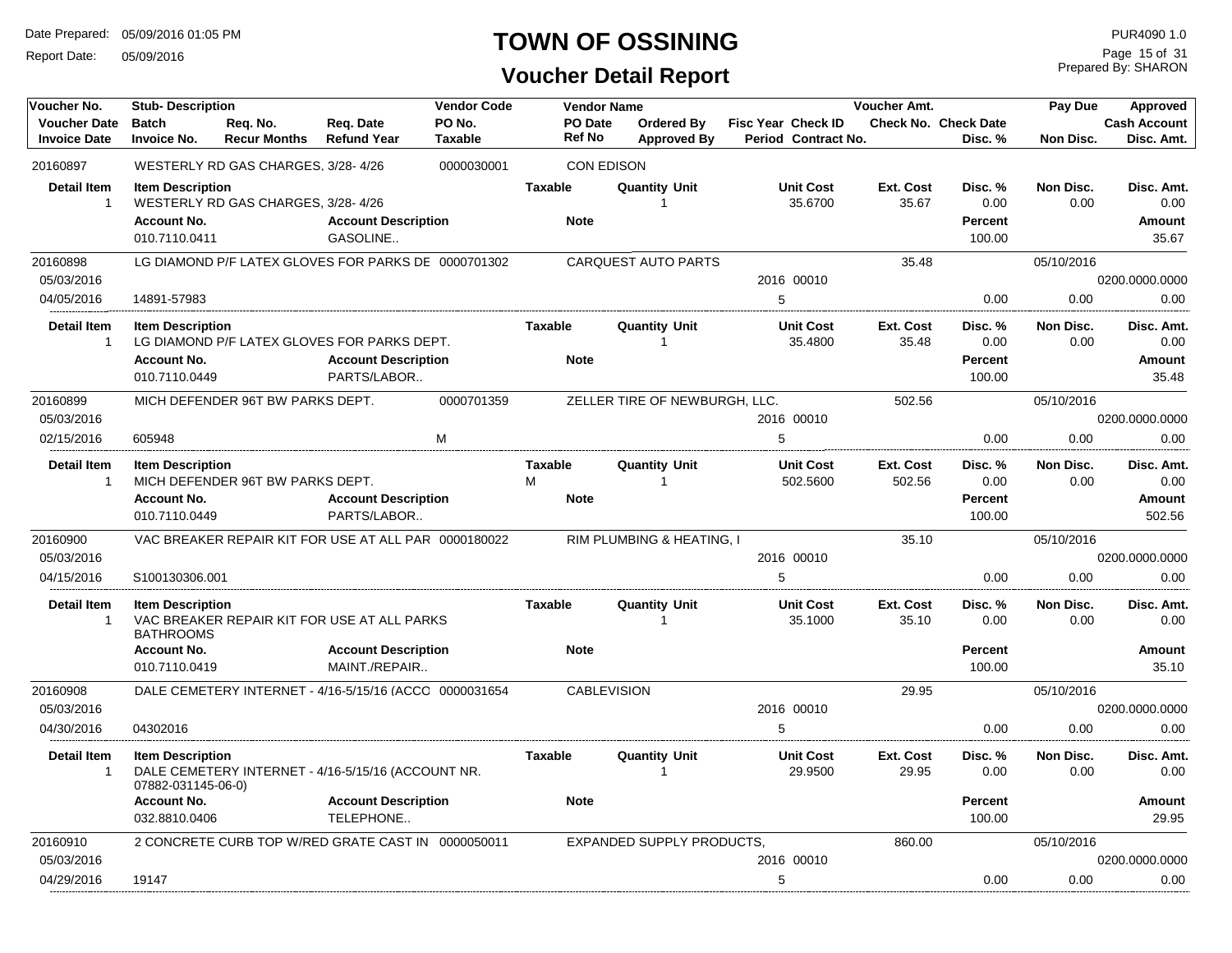# TOWN OF OSSINING

## Voucher Detail Report

Date Prepared: 05/09/2016 01:05 PM
Report Date: 05/09/2016

PUR4090 1.0
Prepared By: SHARON

| Voucher No. / Voucher Date / Invoice Date | Stub- Description / Batch / Invoice No. | Req. No. / Recur Months | Req. Date / Refund Year | Vendor Code / PO No. / Taxable | Vendor Name / PO Date / Ref No | Ordered By / Approved By | Fisc Year Check ID / Period Contract No. | Voucher Amt. / Check No. | Check Date / Disc. % | Pay Due / Non Disc. | Approved / Cash Account / Disc. Amt. |
|---|---|---|---|---|---|---|---|---|---|---|---|
| 20160897 | WESTERLY RD GAS CHARGES, 3/28- 4/26 | | | 0000030001 | CON EDISON | | | | | | |

| Detail Item | Item Description | Taxable | Quantity Unit | Unit Cost | Ext. Cost | Disc. % | Non Disc. | Disc. Amt. |
|---|---|---|---|---|---|---|---|---|
| 1 | WESTERLY RD GAS CHARGES, 3/28- 4/26 | | 1 | 35.6700 | 35.67 | 0.00 | 0.00 | 0.00 |

| Account No. | Account Description | Note | Percent | Amount |
|---|---|---|---|---|
| 010.7110.0411 | GASOLINE.. | | 100.00 | 35.67 |

| Voucher No. / Voucher Date / Invoice Date | Stub- Description / Batch / Invoice No. | Req. No. / Recur Months | Req. Date / Refund Year | Vendor Code / PO No. / Taxable | Vendor Name / PO Date / Ref No | Ordered By / Approved By | Fisc Year Check ID / Period Contract No. | Voucher Amt. / Check No. | Check Date / Disc. % | Pay Due / Non Disc. | Approved / Cash Account / Disc. Amt. |
|---|---|---|---|---|---|---|---|---|---|---|---|
| 20160898 | LG DIAMOND P/F LATEX GLOVES FOR PARKS DE | | | 0000701302 | CARQUEST AUTO PARTS | | | 35.48 | | 05/10/2016 | |
| 05/03/2016 | | | | | | | 2016 00010 | | | | 0200.0000.0000 |
| 04/05/2016 | 14891-57983 | | | | | | 5 | | 0.00 | 0.00 | 0.00 |

| Detail Item | Item Description | Taxable | Quantity Unit | Unit Cost | Ext. Cost | Disc. % | Non Disc. | Disc. Amt. |
|---|---|---|---|---|---|---|---|---|
| 1 | LG DIAMOND P/F LATEX GLOVES FOR PARKS DEPT. | | 1 | 35.4800 | 35.48 | 0.00 | 0.00 | 0.00 |

| Account No. | Account Description | Note | Percent | Amount |
|---|---|---|---|---|
| 010.7110.0449 | PARTS/LABOR.. | | 100.00 | 35.48 |

| Voucher No. / Voucher Date / Invoice Date | Stub- Description / Batch / Invoice No. | Req. No. / Recur Months | Req. Date / Refund Year | Vendor Code / PO No. / Taxable | Vendor Name / PO Date / Ref No | Ordered By / Approved By | Fisc Year Check ID / Period Contract No. | Voucher Amt. / Check No. | Check Date / Disc. % | Pay Due / Non Disc. | Approved / Cash Account / Disc. Amt. |
|---|---|---|---|---|---|---|---|---|---|---|---|
| 20160899 | MICH DEFENDER 96T BW PARKS DEPT. | | | 0000701359 | ZELLER TIRE OF NEWBURGH, LLC. | | | 502.56 | | 05/10/2016 | |
| 05/03/2016 | | | | | | | 2016 00010 | | | | 0200.0000.0000 |
| 02/15/2016 | 605948 | | | M | | | 5 | | 0.00 | 0.00 | 0.00 |

| Detail Item | Item Description | Taxable | Quantity Unit | Unit Cost | Ext. Cost | Disc. % | Non Disc. | Disc. Amt. |
|---|---|---|---|---|---|---|---|---|
| 1 | MICH DEFENDER 96T BW PARKS DEPT. | M | 1 | 502.5600 | 502.56 | 0.00 | 0.00 | 0.00 |

| Account No. | Account Description | Note | Percent | Amount |
|---|---|---|---|---|
| 010.7110.0449 | PARTS/LABOR.. | | 100.00 | 502.56 |

| Voucher No. / Voucher Date / Invoice Date | Stub- Description / Batch / Invoice No. | Req. No. / Recur Months | Req. Date / Refund Year | Vendor Code / PO No. / Taxable | Vendor Name / PO Date / Ref No | Ordered By / Approved By | Fisc Year Check ID / Period Contract No. | Voucher Amt. / Check No. | Check Date / Disc. % | Pay Due / Non Disc. | Approved / Cash Account / Disc. Amt. |
|---|---|---|---|---|---|---|---|---|---|---|---|
| 20160900 | VAC BREAKER REPAIR KIT FOR USE AT ALL PAR | | | 0000180022 | RIM PLUMBING & HEATING, I | | | 35.10 | | 05/10/2016 | |
| 05/03/2016 | | | | | | | 2016 00010 | | | | 0200.0000.0000 |
| 04/15/2016 | S100130306.001 | | | | | | 5 | | 0.00 | 0.00 | 0.00 |

| Detail Item | Item Description | Taxable | Quantity Unit | Unit Cost | Ext. Cost | Disc. % | Non Disc. | Disc. Amt. |
|---|---|---|---|---|---|---|---|---|
| 1 | VAC BREAKER REPAIR KIT FOR USE AT ALL PARKS BATHROOMS | | 1 | 35.1000 | 35.10 | 0.00 | 0.00 | 0.00 |

| Account No. | Account Description | Note | Percent | Amount |
|---|---|---|---|---|
| 010.7110.0419 | MAINT./REPAIR.. | | 100.00 | 35.10 |

| Voucher No. / Voucher Date / Invoice Date | Stub- Description / Batch / Invoice No. | Req. No. / Recur Months | Req. Date / Refund Year | Vendor Code / PO No. / Taxable | Vendor Name / PO Date / Ref No | Ordered By / Approved By | Fisc Year Check ID / Period Contract No. | Voucher Amt. / Check No. | Check Date / Disc. % | Pay Due / Non Disc. | Approved / Cash Account / Disc. Amt. |
|---|---|---|---|---|---|---|---|---|---|---|---|
| 20160908 | DALE CEMETERY INTERNET - 4/16-5/15/16 (ACCO | | | 0000031654 | CABLEVISION | | | 29.95 | | 05/10/2016 | |
| 05/03/2016 | | | | | | | 2016 00010 | | | | 0200.0000.0000 |
| 04/30/2016 | 04302016 | | | | | | 5 | | 0.00 | 0.00 | 0.00 |

| Detail Item | Item Description | Taxable | Quantity Unit | Unit Cost | Ext. Cost | Disc. % | Non Disc. | Disc. Amt. |
|---|---|---|---|---|---|---|---|---|
| 1 | DALE CEMETERY INTERNET - 4/16-5/15/16 (ACCOUNT NR. 07882-031145-06-0) | | 1 | 29.9500 | 29.95 | 0.00 | 0.00 | 0.00 |

| Account No. | Account Description | Note | Percent | Amount |
|---|---|---|---|---|
| 032.8810.0406 | TELEPHONE.. | | 100.00 | 29.95 |

| Voucher No. / Voucher Date / Invoice Date | Stub- Description / Batch / Invoice No. | Req. No. / Recur Months | Req. Date / Refund Year | Vendor Code / PO No. / Taxable | Vendor Name / PO Date / Ref No | Ordered By / Approved By | Fisc Year Check ID / Period Contract No. | Voucher Amt. / Check No. | Check Date / Disc. % | Pay Due / Non Disc. | Approved / Cash Account / Disc. Amt. |
|---|---|---|---|---|---|---|---|---|---|---|---|
| 20160910 | 2 CONCRETE CURB TOP W/RED GRATE CAST IN | | | 0000050011 | EXPANDED SUPPLY PRODUCTS, | | | 860.00 | | 05/10/2016 | |
| 05/03/2016 | | | | | | | 2016 00010 | | | | 0200.0000.0000 |
| 04/29/2016 | 19147 | | | | | | 5 | | 0.00 | 0.00 | 0.00 |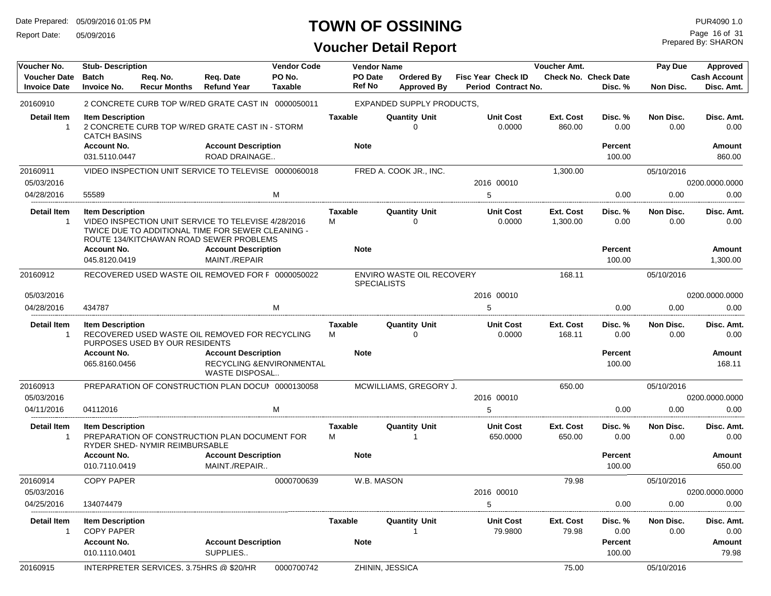# TOWN OF OSSINING

## Voucher Detail Report

Date Prepared: 05/09/2016 01:05 PM
Report Date: 05/09/2016

PUR4090 1.0
Prepared By: SHARON

| Voucher No. | Stub- Description | | | Vendor Code | Vendor Name | | | Voucher Amt. | | Pay Due | Approved |
|---|---|---|---|---|---|---|---|---|---|---|---|
| Voucher Date | Batch | Req. No. | Req. Date | PO No. | PO Date | Ordered By | Fisc Year Check ID | Check No. | Check Date | | Cash Account |
| Invoice Date | Invoice No. | Recur Months | Refund Year | Taxable | Ref No | Approved By | Period Contract No. | | Disc. % | Non Disc. | Disc. Amt. |

**20160910** — 2 CONCRETE CURB TOP W/RED GRATE CAST IN — 0000050011 — EXPANDED SUPPLY PRODUCTS,

| Detail Item | Item Description | Taxable | Quantity Unit | Unit Cost | Ext. Cost | Disc. % | Non Disc. | Disc. Amt. |
|---|---|---|---|---|---|---|---|---|
| 1 | 2 CONCRETE CURB TOP W/RED GRATE CAST IN - STORM CATCH BASINS | | 0 | 0.0000 | 860.00 | 0.00 | 0.00 | 0.00 |

| Account No. | Account Description | Note | Percent | Amount |
|---|---|---|---|---|
| 031.5110.0447 | ROAD DRAINAGE.. | | 100.00 | 860.00 |

**20160911** — VIDEO INSPECTION UNIT SERVICE TO TELEVISE — 0000060018 — FRED A. COOK JR., INC. — 1,300.00 — Pay Due 05/10/2016

| Voucher Date | Invoice Date | Invoice No. | Taxable | Fisc Year | Check ID | Period | Disc. % | Non Disc. | Cash Account | Disc. Amt. |
|---|---|---|---|---|---|---|---|---|---|---|
| 05/03/2016 | 04/28/2016 | 55589 | M | 2016 | 00010 | 5 | 0.00 | 0.00 | 0200.0000.0000 | 0.00 |

| Detail Item | Item Description | Taxable | Quantity Unit | Unit Cost | Ext. Cost | Disc. % | Non Disc. | Disc. Amt. |
|---|---|---|---|---|---|---|---|---|
| 1 | VIDEO INSPECTION UNIT SERVICE TO TELEVISE 4/28/2016 TWICE DUE TO ADDITIONAL TIME FOR SEWER CLEANING - ROUTE 134/KITCHAWAN ROAD SEWER PROBLEMS | M | 0 | 0.0000 | 1,300.00 | 0.00 | 0.00 | 0.00 |

| Account No. | Account Description | Note | Percent | Amount |
|---|---|---|---|---|
| 045.8120.0419 | MAINT./REPAIR | | 100.00 | 1,300.00 |

**20160912** — RECOVERED USED WASTE OIL REMOVED FOR F — 0000050022 — ENVIRO WASTE OIL RECOVERY SPECIALISTS — 168.11 — Pay Due 05/10/2016

| Voucher Date | Invoice Date | Invoice No. | Taxable | Fisc Year | Check ID | Period | Disc. % | Non Disc. | Cash Account | Disc. Amt. |
|---|---|---|---|---|---|---|---|---|---|---|
| 05/03/2016 | 04/28/2016 | 434787 | M | 2016 | 00010 | 5 | 0.00 | 0.00 | 0200.0000.0000 | 0.00 |

| Detail Item | Item Description | Taxable | Quantity Unit | Unit Cost | Ext. Cost | Disc. % | Non Disc. | Disc. Amt. |
|---|---|---|---|---|---|---|---|---|
| 1 | RECOVERED USED WASTE OIL REMOVED FOR RECYCLING PURPOSES USED BY OUR RESIDENTS | M | 0 | 0.0000 | 168.11 | 0.00 | 0.00 | 0.00 |

| Account No. | Account Description | Note | Percent | Amount |
|---|---|---|---|---|
| 065.8160.0456 | RECYCLING &ENVIRONMENTAL WASTE DISPOSAL.. | | 100.00 | 168.11 |

**20160913** — PREPARATION OF CONSTRUCTION PLAN DOCUM — 0000130058 — MCWILLIAMS, GREGORY J. — 650.00 — Pay Due 05/10/2016

| Voucher Date | Invoice Date | Invoice No. | Taxable | Fisc Year | Check ID | Period | Disc. % | Non Disc. | Cash Account | Disc. Amt. |
|---|---|---|---|---|---|---|---|---|---|---|
| 05/03/2016 | 04/11/2016 | 04112016 | M | 2016 | 00010 | 5 | 0.00 | 0.00 | 0200.0000.0000 | 0.00 |

| Detail Item | Item Description | Taxable | Quantity Unit | Unit Cost | Ext. Cost | Disc. % | Non Disc. | Disc. Amt. |
|---|---|---|---|---|---|---|---|---|
| 1 | PREPARATION OF CONSTRUCTION PLAN DOCUMENT FOR RYDER SHED- NYMIR REIMBURSABLE | M | 1 | 650.0000 | 650.00 | 0.00 | 0.00 | 0.00 |

| Account No. | Account Description | Note | Percent | Amount |
|---|---|---|---|---|
| 010.7110.0419 | MAINT./REPAIR.. | | 100.00 | 650.00 |

**20160914** — COPY PAPER — 0000700639 — W.B. MASON — 79.98 — Pay Due 05/10/2016

| Voucher Date | Invoice Date | Invoice No. | Taxable | Fisc Year | Check ID | Period | Disc. % | Non Disc. | Cash Account | Disc. Amt. |
|---|---|---|---|---|---|---|---|---|---|---|
| 05/03/2016 | 04/25/2016 | 134074479 | | 2016 | 00010 | 5 | 0.00 | 0.00 | 0200.0000.0000 | 0.00 |

| Detail Item | Item Description | Taxable | Quantity Unit | Unit Cost | Ext. Cost | Disc. % | Non Disc. | Disc. Amt. |
|---|---|---|---|---|---|---|---|---|
| 1 | COPY PAPER | | 1 | 79.9800 | 79.98 | 0.00 | 0.00 | 0.00 |

| Account No. | Account Description | Note | Percent | Amount |
|---|---|---|---|---|
| 010.1110.0401 | SUPPLIES.. | | 100.00 | 79.98 |

**20160915** — INTERPRETER SERVICES, 3.75HRS @ $20/HR — 0000700742 — ZHININ, JESSICA — 75.00 — Pay Due 05/10/2016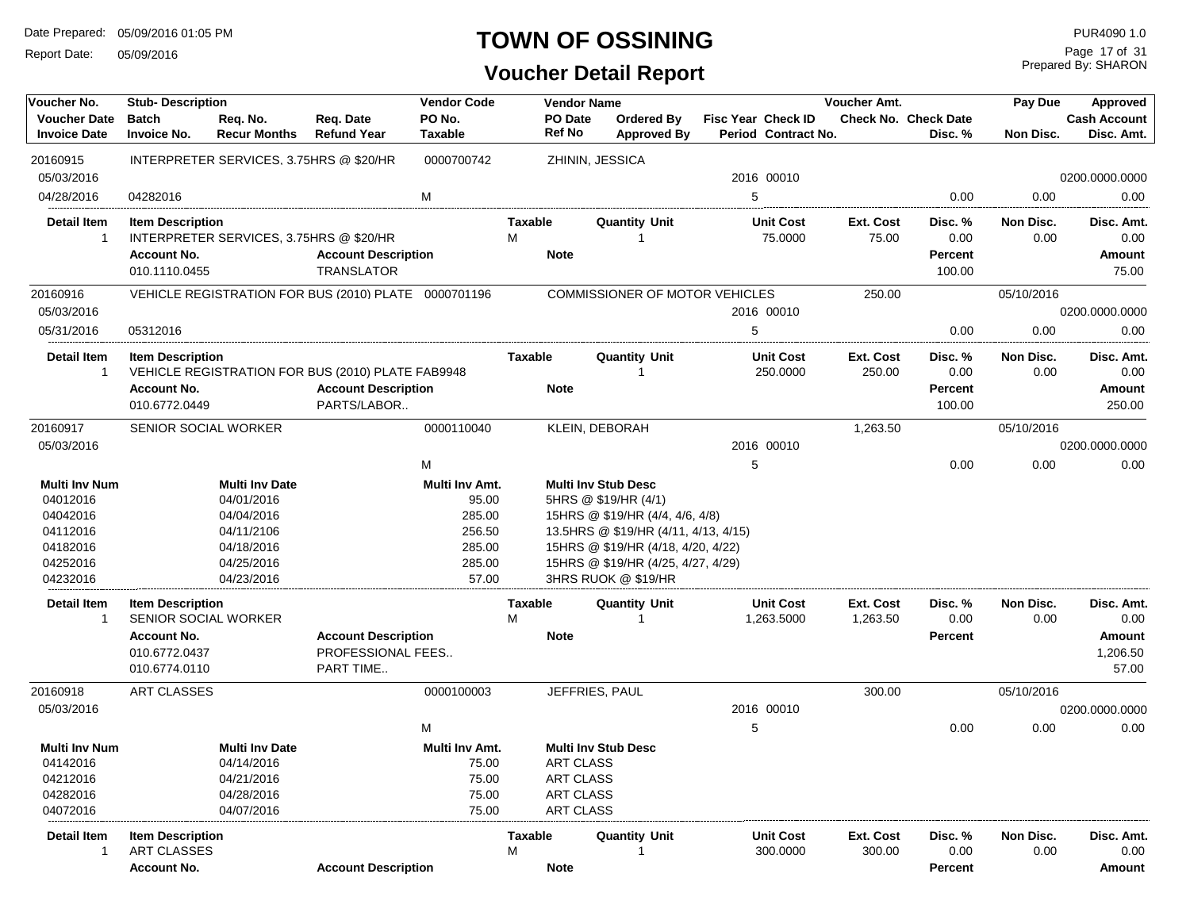# TOWN OF OSSINING

## Voucher Detail Report

Date Prepared: 05/09/2016 01:05 PM
Report Date: 05/09/2016

PUR4090 1.0
Prepared By: SHARON

| Voucher No. / Voucher Date / Invoice Date | Stub- Description / Batch / Invoice No. | Req. No. / Recur Months | Req. Date / Refund Year | Vendor Code / PO No. / Taxable | Vendor Name / PO Date / Ref No | Ordered By / Approved By | Fisc Year / Period | Check ID / Contract No. | Voucher Amt. / Check No. | Check Date / Disc. % | Pay Due / Non Disc. | Approved / Cash Account / Disc. Amt. |
|---|---|---|---|---|---|---|---|---|---|---|---|---|
| 20160915 | INTERPRETER SERVICES, 3.75HRS @ $20/HR | | | 0000700742 | ZHININ, JESSICA | | | | | | | |
| 05/03/2016 | | | | | | | 2016 | 00010 | | | | 0200.0000.0000 |
| 04/28/2016 | 04282016 | | | M | | | 5 | | | 0.00 | 0.00 | 0.00 |

| Detail Item | Item Description | Taxable | Quantity | Unit | Unit Cost | Ext. Cost | Disc. % | Non Disc. | Disc. Amt. |
|---|---|---|---|---|---|---|---|---|---|
| 1 | INTERPRETER SERVICES, 3.75HRS @ $20/HR | M | 1 | | 75.0000 | 75.00 | 0.00 | 0.00 | 0.00 |

| Account No. | Account Description | Note | Percent | Amount |
|---|---|---|---|---|
| 010.1110.0455 | TRANSLATOR | | 100.00 | 75.00 |

| Voucher No. / Voucher Date / Invoice Date | Stub- Description / Batch / Invoice No. | Req. No. / Recur Months | Req. Date / Refund Year | Vendor Code / PO No. / Taxable | Vendor Name / PO Date / Ref No | Ordered By / Approved By | Fisc Year / Period | Check ID / Contract No. | Voucher Amt. / Check No. | Check Date / Disc. % | Pay Due / Non Disc. | Approved / Cash Account / Disc. Amt. |
|---|---|---|---|---|---|---|---|---|---|---|---|---|
| 20160916 | VEHICLE REGISTRATION FOR BUS (2010) PLATE | | | 0000701196 | COMMISSIONER OF MOTOR VEHICLES | | | | 250.00 | | 05/10/2016 | |
| 05/03/2016 | | | | | | | 2016 | 00010 | | | | 0200.0000.0000 |
| 05/31/2016 | 05312016 | | | | | | 5 | | | 0.00 | 0.00 | 0.00 |

| Detail Item | Item Description | Taxable | Quantity | Unit | Unit Cost | Ext. Cost | Disc. % | Non Disc. | Disc. Amt. |
|---|---|---|---|---|---|---|---|---|---|
| 1 | VEHICLE REGISTRATION FOR BUS (2010) PLATE FAB9948 | | 1 | | 250.0000 | 250.00 | 0.00 | 0.00 | 0.00 |

| Account No. | Account Description | Note | Percent | Amount |
|---|---|---|---|---|
| 010.6772.0449 | PARTS/LABOR.. | | 100.00 | 250.00 |

| Voucher No. / Voucher Date / Invoice Date | Stub- Description / Batch / Invoice No. | Req. No. / Recur Months | Req. Date / Refund Year | Vendor Code / PO No. / Taxable | Vendor Name / PO Date / Ref No | Ordered By / Approved By | Fisc Year / Period | Check ID / Contract No. | Voucher Amt. / Check No. | Check Date / Disc. % | Pay Due / Non Disc. | Approved / Cash Account / Disc. Amt. |
|---|---|---|---|---|---|---|---|---|---|---|---|---|
| 20160917 | SENIOR SOCIAL WORKER | | | 0000110040 | KLEIN, DEBORAH | | | | 1,263.50 | | 05/10/2016 | |
| 05/03/2016 | | | | | | | 2016 | 00010 | | | | 0200.0000.0000 |
| | | | | M | | | 5 | | | 0.00 | 0.00 | 0.00 |

| Multi Inv Num | Multi Inv Date | Multi Inv Amt. | Multi Inv Stub Desc |
|---|---|---|---|
| 04012016 | 04/01/2016 | 95.00 | 5HRS @ $19/HR (4/1) |
| 04042016 | 04/04/2016 | 285.00 | 15HRS @ $19/HR (4/4, 4/6, 4/8) |
| 04112016 | 04/11/2106 | 256.50 | 13.5HRS @ $19/HR (4/11, 4/13, 4/15) |
| 04182016 | 04/18/2016 | 285.00 | 15HRS @ $19/HR (4/18, 4/20, 4/22) |
| 04252016 | 04/25/2016 | 285.00 | 15HRS @ $19/HR (4/25, 4/27, 4/29) |
| 04232016 | 04/23/2016 | 57.00 | 3HRS RUOK @ $19/HR |

| Detail Item | Item Description | Taxable | Quantity | Unit | Unit Cost | Ext. Cost | Disc. % | Non Disc. | Disc. Amt. |
|---|---|---|---|---|---|---|---|---|---|
| 1 | SENIOR SOCIAL WORKER | M | 1 | | 1,263.5000 | 1,263.50 | 0.00 | 0.00 | 0.00 |

| Account No. | Account Description | Note | Percent | Amount |
|---|---|---|---|---|
| 010.6772.0437 | PROFESSIONAL FEES.. | | | 1,206.50 |
| 010.6774.0110 | PART TIME.. | | | 57.00 |

| Voucher No. / Voucher Date / Invoice Date | Stub- Description / Batch / Invoice No. | Req. No. / Recur Months | Req. Date / Refund Year | Vendor Code / PO No. / Taxable | Vendor Name / PO Date / Ref No | Ordered By / Approved By | Fisc Year / Period | Check ID / Contract No. | Voucher Amt. / Check No. | Check Date / Disc. % | Pay Due / Non Disc. | Approved / Cash Account / Disc. Amt. |
|---|---|---|---|---|---|---|---|---|---|---|---|---|
| 20160918 | ART CLASSES | | | 0000100003 | JEFFRIES, PAUL | | | | 300.00 | | 05/10/2016 | |
| 05/03/2016 | | | | | | | 2016 | 00010 | | | | 0200.0000.0000 |
| | | | | M | | | 5 | | | 0.00 | 0.00 | 0.00 |

| Multi Inv Num | Multi Inv Date | Multi Inv Amt. | Multi Inv Stub Desc |
|---|---|---|---|
| 04142016 | 04/14/2016 | 75.00 | ART CLASS |
| 04212016 | 04/21/2016 | 75.00 | ART CLASS |
| 04282016 | 04/28/2016 | 75.00 | ART CLASS |
| 04072016 | 04/07/2016 | 75.00 | ART CLASS |

| Detail Item | Item Description | Taxable | Quantity | Unit | Unit Cost | Ext. Cost | Disc. % | Non Disc. | Disc. Amt. |
|---|---|---|---|---|---|---|---|---|---|
| 1 | ART CLASSES | M | 1 | | 300.0000 | 300.00 | 0.00 | 0.00 | 0.00 |

| Account No. | Account Description | Note | Percent | Amount |
|---|---|---|---|---|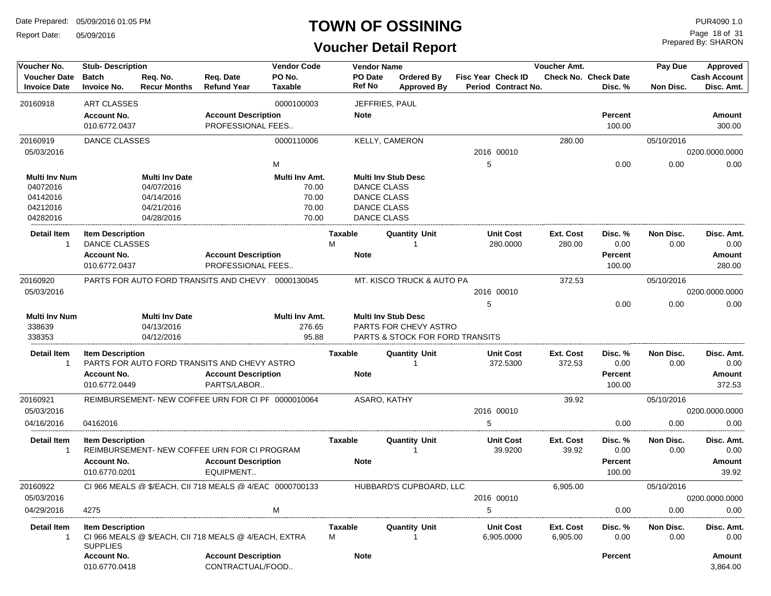# TOWN OF OSSINING

## Voucher Detail Report

Date Prepared: 05/09/2016 01:05 PM
Report Date: 05/09/2016

PUR4090 1.0
Prepared By: SHARON

| Voucher No. / Voucher Date / Invoice Date | Stub- Description / Batch / Invoice No. | Req. No. / Recur Months | Req. Date / Refund Year | Vendor Code / PO No. / Taxable | Vendor Name / PO Date / Ref No | Ordered By / Approved By | Fisc Year / Period | Check ID / Contract No. | Voucher Amt. / Check No. | Check Date / Disc. % | Pay Due / Non Disc. | Approved / Cash Account / Disc. Amt. |
|---|---|---|---|---|---|---|---|---|---|---|---|---|
| 20160918 | ART CLASSES | | | 0000100003 | JEFFRIES, PAUL | | | | | | | |
| | **Account No.** | | **Account Description** | | **Note** | | | | | **Percent** | | **Amount** |
| | 010.6772.0437 | | PROFESSIONAL FEES.. | | | | | | | 100.00 | | 300.00 |
| 20160919 | DANCE CLASSES | | | 0000110006 | KELLY, CAMERON | | | | 280.00 | | 05/10/2016 | |
| 05/03/2016 | | | | | | | 2016 | 00010 | | | | 0200.0000.0000 |
| | | | | M | | | 5 | | | 0.00 | 0.00 | 0.00 |

| Multi Inv Num | Multi Inv Date | Multi Inv Amt. | Multi Inv Stub Desc |
|---|---|---|---|
| 04072016 | 04/07/2016 | 70.00 | DANCE CLASS |
| 04142016 | 04/14/2016 | 70.00 | DANCE CLASS |
| 04212016 | 04/21/2016 | 70.00 | DANCE CLASS |
| 04282016 | 04/28/2016 | 70.00 | DANCE CLASS |

| Detail Item | Item Description | Taxable | Quantity Unit | Unit Cost | Ext. Cost | Disc. % | Non Disc. | Disc. Amt. |
|---|---|---|---|---|---|---|---|---|
| 1 | DANCE CLASSES | M | 1 | 280.0000 | 280.00 | 0.00 | 0.00 | 0.00 |

| Account No. | Account Description | Note | Percent | Amount |
|---|---|---|---|---|
| 010.6772.0437 | PROFESSIONAL FEES.. | | 100.00 | 280.00 |

| Voucher No. | Stub- Description | Vendor Code | Vendor Name | Fisc Year | Check ID | Voucher Amt. | Disc. % | Pay Due / Non Disc. | Cash Account / Disc. Amt. |
|---|---|---|---|---|---|---|---|---|---|
| 20160920 | PARTS FOR AUTO FORD TRANSITS AND CHEVY | 0000130045 | MT. KISCO TRUCK & AUTO PA | | | 372.53 | | 05/10/2016 | |
| 05/03/2016 | | | | 2016 | 00010 | | | | 0200.0000.0000 |
| | | | | 5 | | | 0.00 | 0.00 | 0.00 |

| Multi Inv Num | Multi Inv Date | Multi Inv Amt. | Multi Inv Stub Desc |
|---|---|---|---|
| 338639 | 04/13/2016 | 276.65 | PARTS FOR CHEVY ASTRO |
| 338353 | 04/12/2016 | 95.88 | PARTS & STOCK FOR FORD TRANSITS |

| Detail Item | Item Description | Taxable | Quantity Unit | Unit Cost | Ext. Cost | Disc. % | Non Disc. | Disc. Amt. |
|---|---|---|---|---|---|---|---|---|
| 1 | PARTS FOR AUTO FORD TRANSITS AND CHEVY ASTRO | | 1 | 372.5300 | 372.53 | 0.00 | 0.00 | 0.00 |

| Account No. | Account Description | Note | Percent | Amount |
|---|---|---|---|---|
| 010.6772.0449 | PARTS/LABOR.. | | 100.00 | 372.53 |

| Voucher No. | Stub- Description / Batch | Vendor Code | Vendor Name | Fisc Year | Check ID | Voucher Amt. | Disc. % | Pay Due / Non Disc. | Cash Account / Disc. Amt. |
|---|---|---|---|---|---|---|---|---|---|
| 20160921 | REIMBURSEMENT- NEW COFFEE URN FOR CI PF | 0000010064 | ASARO, KATHY | | | 39.92 | | 05/10/2016 | |
| 05/03/2016 | | | | 2016 | 00010 | | | | 0200.0000.0000 |
| 04/16/2016 | 04162016 | | | 5 | | | 0.00 | 0.00 | 0.00 |

| Detail Item | Item Description | Taxable | Quantity Unit | Unit Cost | Ext. Cost | Disc. % | Non Disc. | Disc. Amt. |
|---|---|---|---|---|---|---|---|---|
| 1 | REIMBURSEMENT- NEW COFFEE URN FOR CI PROGRAM | | 1 | 39.9200 | 39.92 | 0.00 | 0.00 | 0.00 |

| Account No. | Account Description | Note | Percent | Amount |
|---|---|---|---|---|
| 010.6770.0201 | EQUIPMENT.. | | 100.00 | 39.92 |

| Voucher No. | Stub- Description / Batch | Vendor Code / Taxable | Vendor Name | Fisc Year | Check ID | Voucher Amt. | Disc. % | Pay Due / Non Disc. | Cash Account / Disc. Amt. |
|---|---|---|---|---|---|---|---|---|---|
| 20160922 | CI 966 MEALS @ $/EACH, CII 718 MEALS @ 4/EAC | 0000700133 | HUBBARD'S CUPBOARD, LLC | | | 6,905.00 | | 05/10/2016 | |
| 05/03/2016 | | | | 2016 | 00010 | | | | 0200.0000.0000 |
| 04/29/2016 | 4275 | M | | 5 | | | 0.00 | 0.00 | 0.00 |

| Detail Item | Item Description | Taxable | Quantity Unit | Unit Cost | Ext. Cost | Disc. % | Non Disc. | Disc. Amt. |
|---|---|---|---|---|---|---|---|---|
| 1 | CI 966 MEALS @ $/EACH, CII 718 MEALS @ 4/EACH, EXTRA SUPPLIES | M | 1 | 6,905.0000 | 6,905.00 | 0.00 | 0.00 | 0.00 |

| Account No. | Account Description | Note | Percent | Amount |
|---|---|---|---|---|
| 010.6770.0418 | CONTRACTUAL/FOOD.. | | | 3,864.00 |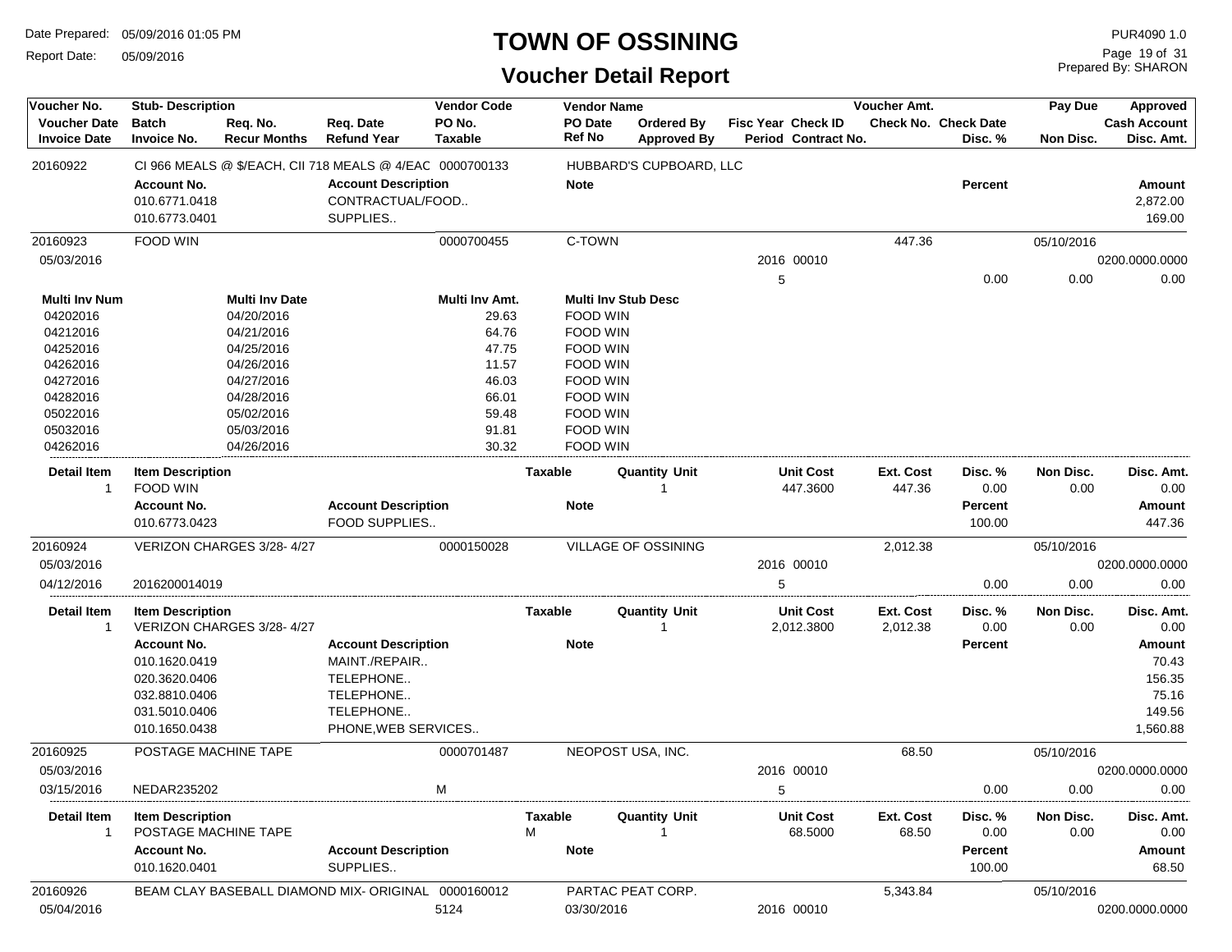# TOWN OF OSSINING

## Voucher Detail Report

Date Prepared: 05/09/2016 01:05 PM
Report Date: 05/09/2016

PUR4090 1.0
Prepared By: SHARON

| Voucher No. | Stub- Description | | | Vendor Code | Vendor Name | | Fisc Year Check ID | Voucher Amt. | | Pay Due | Approved |
|---|---|---|---|---|---|---|---|---|---|---|---|
| Voucher Date | Batch | Req. No. | Req. Date | PO No. | PO Date | Ordered By | Period Contract No. | Check No. | Check Date | | Cash Account |
| Invoice Date | Invoice No. | Recur Months | Refund Year | Taxable | Ref No | Approved By | | | Disc. % | Non Disc. | Disc. Amt. |

**20160922** — CI 966 MEALS @ $/EACH, CII 718 MEALS @ 4/EAC — 0000700133 — HUBBARD'S CUPBOARD, LLC

| Account No. | Account Description | Note | Percent | Amount |
|---|---|---|---|---|
| 010.6771.0418 | CONTRACTUAL/FOOD.. | | | 2,872.00 |
| 010.6773.0401 | SUPPLIES.. | | | 169.00 |

**20160923** — FOOD WIN — 0000700455 — C-TOWN — Voucher Amt. 447.36 — Pay Due 05/10/2016
Voucher Date 05/03/2016 — Fisc Year 2016, Check ID 00010, Period 5 — Cash Account 0200.0000.0000 — Disc. % 0.00 — Non Disc. 0.00 — Disc. Amt. 0.00

| Multi Inv Num | Multi Inv Date | Multi Inv Amt. | Multi Inv Stub Desc |
|---|---|---|---|
| 04202016 | 04/20/2016 | 29.63 | FOOD WIN |
| 04212016 | 04/21/2016 | 64.76 | FOOD WIN |
| 04252016 | 04/25/2016 | 47.75 | FOOD WIN |
| 04262016 | 04/26/2016 | 11.57 | FOOD WIN |
| 04272016 | 04/27/2016 | 46.03 | FOOD WIN |
| 04282016 | 04/28/2016 | 66.01 | FOOD WIN |
| 05022016 | 05/02/2016 | 59.48 | FOOD WIN |
| 05032016 | 05/03/2016 | 91.81 | FOOD WIN |
| 04262016 | 04/26/2016 | 30.32 | FOOD WIN |

| Detail Item | Item Description | Taxable | Quantity Unit | Unit Cost | Ext. Cost | Disc. % | Non Disc. | Disc. Amt. |
|---|---|---|---|---|---|---|---|---|
| 1 | FOOD WIN | | 1 | 447.3600 | 447.36 | 0.00 | 0.00 | 0.00 |

| Account No. | Account Description | Note | Percent | Amount |
|---|---|---|---|---|
| 010.6773.0423 | FOOD SUPPLIES.. | | 100.00 | 447.36 |

**20160924** — VERIZON CHARGES 3/28- 4/27 — 0000150028 — VILLAGE OF OSSINING — Voucher Amt. 2,012.38 — Pay Due 05/10/2016
Voucher Date 05/03/2016 — Fisc Year 2016, Check ID 00010 — Cash Account 0200.0000.0000
Invoice Date 04/12/2016 — Invoice No. 2016200014019 — Period 5 — Disc. % 0.00 — Non Disc. 0.00 — Disc. Amt. 0.00

| Detail Item | Item Description | Taxable | Quantity Unit | Unit Cost | Ext. Cost | Disc. % | Non Disc. | Disc. Amt. |
|---|---|---|---|---|---|---|---|---|
| 1 | VERIZON CHARGES 3/28- 4/27 | | 1 | 2,012.3800 | 2,012.38 | 0.00 | 0.00 | 0.00 |

| Account No. | Account Description | Note | Percent | Amount |
|---|---|---|---|---|
| 010.1620.0419 | MAINT./REPAIR.. | | | 70.43 |
| 020.3620.0406 | TELEPHONE.. | | | 156.35 |
| 032.8810.0406 | TELEPHONE.. | | | 75.16 |
| 031.5010.0406 | TELEPHONE.. | | | 149.56 |
| 010.1650.0438 | PHONE,WEB SERVICES.. | | | 1,560.88 |

**20160925** — POSTAGE MACHINE TAPE — 0000701487 — NEOPOST USA, INC. — Voucher Amt. 68.50 — Pay Due 05/10/2016
Voucher Date 05/03/2016 — Fisc Year 2016, Check ID 00010 — Cash Account 0200.0000.0000
Invoice Date 03/15/2016 — Invoice No. NEDAR235202 — Taxable M — Period 5 — Disc. % 0.00 — Non Disc. 0.00 — Disc. Amt. 0.00

| Detail Item | Item Description | Taxable | Quantity Unit | Unit Cost | Ext. Cost | Disc. % | Non Disc. | Disc. Amt. |
|---|---|---|---|---|---|---|---|---|
| 1 | POSTAGE MACHINE TAPE | M | 1 | 68.5000 | 68.50 | 0.00 | 0.00 | 0.00 |

| Account No. | Account Description | Note | Percent | Amount |
|---|---|---|---|---|
| 010.1620.0401 | SUPPLIES.. | | 100.00 | 68.50 |

**20160926** — BEAM CLAY BASEBALL DIAMOND MIX- ORIGINAL — 0000160012 — PARTAC PEAT CORP. — Voucher Amt. 5,343.84 — Pay Due 05/10/2016
Voucher Date 05/04/2016 — PO No. 5124 — PO Date 03/30/2016 — Fisc Year 2016, Check ID 00010 — Cash Account 0200.0000.0000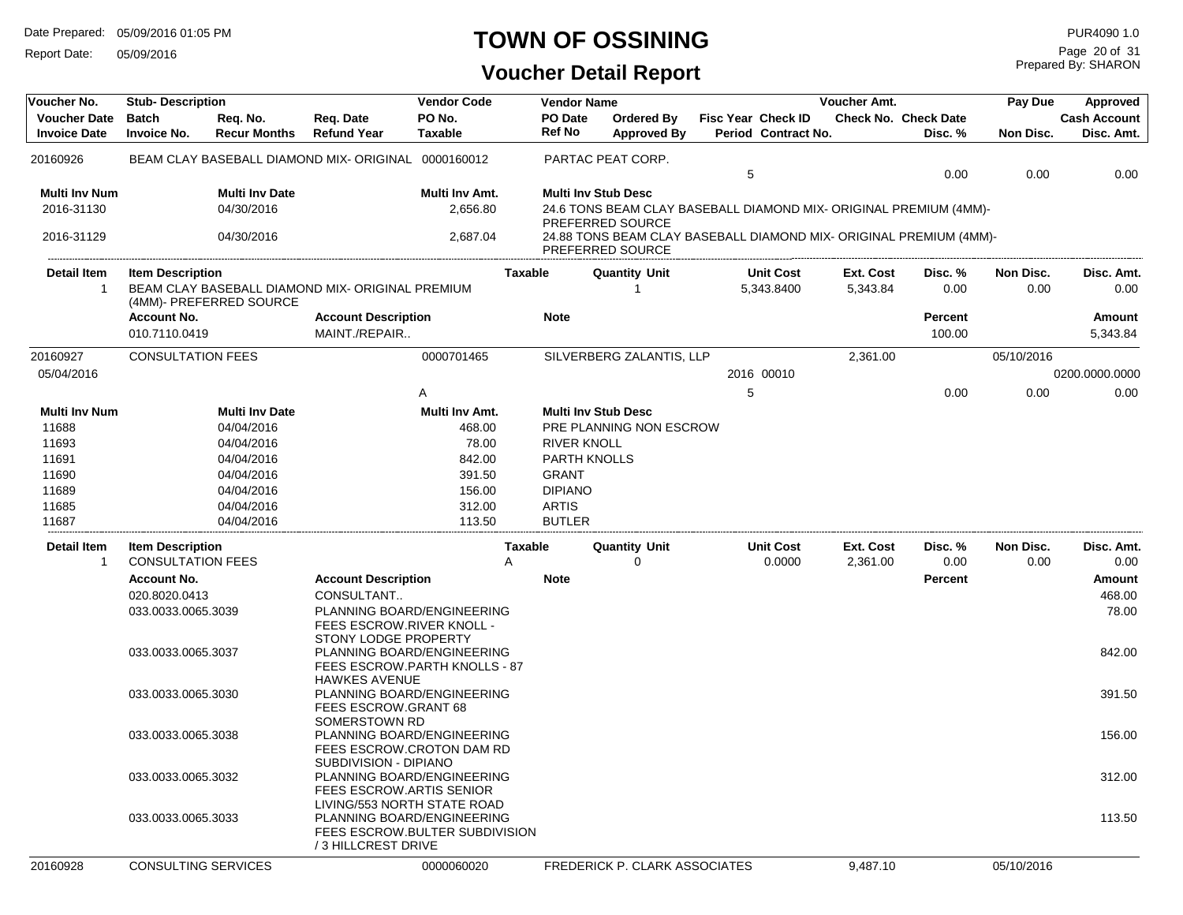# TOWN OF OSSINING

## Voucher Detail Report

Date Prepared: 05/09/2016 01:05 PM
Report Date: 05/09/2016

PUR4090 1.0
Prepared By: SHARON

| Voucher No. | Stub- Description | | | Vendor Code | Vendor Name | | | | Voucher Amt. | | Pay Due | Approved |
|---|---|---|---|---|---|---|---|---|---|---|---|---|
| Voucher Date | Batch | Req. No. | Req. Date | PO No. | PO Date | Ordered By | Fisc Year Check ID | | Check No. Check Date | | | Cash Account |
| Invoice Date | Invoice No. | Recur Months | Refund Year | Taxable | Ref No | Approved By | Period Contract No. | | | Disc. % | Non Disc. | Disc. Amt. |

**20160926** — BEAM CLAY BASEBALL DIAMOND MIX- ORIGINAL — 0000160012 — PARTAC PEAT CORP.

Period: 5 | Disc. %: 0.00 | Non Disc.: 0.00 | Disc. Amt.: 0.00

| Multi Inv Num | Multi Inv Date | Multi Inv Amt. | Multi Inv Stub Desc |
|---|---|---|---|
| 2016-31130 | 04/30/2016 | 2,656.80 | 24.6 TONS BEAM CLAY BASEBALL DIAMOND MIX- ORIGINAL PREMIUM (4MM)- PREFERRED SOURCE |
| 2016-31129 | 04/30/2016 | 2,687.04 | 24.88 TONS BEAM CLAY BASEBALL DIAMOND MIX- ORIGINAL PREMIUM (4MM)- PREFERRED SOURCE |

| Detail Item | Item Description | Taxable | Quantity Unit | Unit Cost | Ext. Cost | Disc. % | Non Disc. | Disc. Amt. |
|---|---|---|---|---|---|---|---|---|
| 1 | BEAM CLAY BASEBALL DIAMOND MIX- ORIGINAL PREMIUM (4MM)- PREFERRED SOURCE | | 1 | 5,343.8400 | 5,343.84 | 0.00 | 0.00 | 0.00 |

| Account No. | Account Description | Note | Percent | Amount |
|---|---|---|---|---|
| 010.7110.0419 | MAINT./REPAIR.. | | 100.00 | 5,343.84 |

**20160927** — CONSULTATION FEES — 0000701465 — SILVERBERG ZALANTIS, LLP — Voucher Amt.: 2,361.00 — Pay Due: 05/10/2016

Voucher Date: 05/04/2016 | Fisc Year: 2016 | Check ID: 00010 | Cash Account: 0200.0000.0000
Taxable: A | Period: 5 | Disc. %: 0.00 | Non Disc.: 0.00 | Disc. Amt.: 0.00

| Multi Inv Num | Multi Inv Date | Multi Inv Amt. | Multi Inv Stub Desc |
|---|---|---|---|
| 11688 | 04/04/2016 | 468.00 | PRE PLANNING NON ESCROW |
| 11693 | 04/04/2016 | 78.00 | RIVER KNOLL |
| 11691 | 04/04/2016 | 842.00 | PARTH KNOLLS |
| 11690 | 04/04/2016 | 391.50 | GRANT |
| 11689 | 04/04/2016 | 156.00 | DIPIANO |
| 11685 | 04/04/2016 | 312.00 | ARTIS |
| 11687 | 04/04/2016 | 113.50 | BUTLER |

| Detail Item | Item Description | Taxable | Quantity Unit | Unit Cost | Ext. Cost | Disc. % | Non Disc. | Disc. Amt. |
|---|---|---|---|---|---|---|---|---|
| 1 | CONSULTATION FEES | A | 0 | 0.0000 | 2,361.00 | 0.00 | 0.00 | 0.00 |

| Account No. | Account Description | Note | Percent | Amount |
|---|---|---|---|---|
| 020.8020.0413 | CONSULTANT.. | | | 468.00 |
| 033.0033.0065.3039 | PLANNING BOARD/ENGINEERING FEES ESCROW.RIVER KNOLL - STONY LODGE PROPERTY | | | 78.00 |
| 033.0033.0065.3037 | PLANNING BOARD/ENGINEERING FEES ESCROW.PARTH KNOLLS - 87 HAWKES AVENUE | | | 842.00 |
| 033.0033.0065.3030 | PLANNING BOARD/ENGINEERING FEES ESCROW.GRANT 68 SOMERSTOWN RD | | | 391.50 |
| 033.0033.0065.3038 | PLANNING BOARD/ENGINEERING FEES ESCROW.CROTON DAM RD SUBDIVISION - DIPIANO | | | 156.00 |
| 033.0033.0065.3032 | PLANNING BOARD/ENGINEERING FEES ESCROW.ARTIS SENIOR LIVING/553 NORTH STATE ROAD | | | 312.00 |
| 033.0033.0065.3033 | PLANNING BOARD/ENGINEERING FEES ESCROW.BULTER SUBDIVISION / 3 HILLCREST DRIVE | | | 113.50 |

**20160928** — CONSULTING SERVICES — 0000060020 — FREDERICK P. CLARK ASSOCIATES — Voucher Amt.: 9,487.10 — Pay Due: 05/10/2016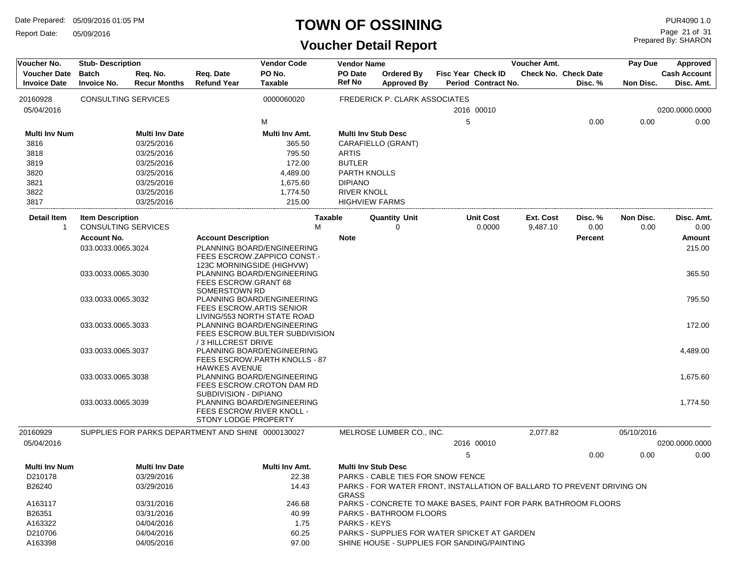# TOWN OF OSSINING

## Voucher Detail Report

Date Prepared: 05/09/2016 01:05 PM
Report Date: 05/09/2016

PUR4090 1.0
Prepared By: SHARON

| Voucher No. | Stub- Description | | | Vendor Code | Vendor Name | | | | Voucher Amt. | | Pay Due | Approved |
|---|---|---|---|---|---|---|---|---|---|---|---|---|
| Voucher Date | Batch | Req. No. | Req. Date | PO No. | PO Date | Ordered By | Fisc Year | Check ID | Check No. | Check Date | | Cash Account |
| Invoice Date | Invoice No. | Recur Months | Refund Year | Taxable | Ref No | Approved By | Period | Contract No. | | Disc. % | Non Disc. | Disc. Amt. |
| 20160928 | CONSULTING SERVICES | | | 0000060020 | FREDERICK P. CLARK ASSOCIATES | | | | | | | |
| 05/04/2016 | | | | | | | 2016 | 00010 | | | | 0200.0000.0000 |
| | | | | M | | | 5 | | | 0.00 | 0.00 | 0.00 |

| Multi Inv Num | Multi Inv Date | Multi Inv Amt. | Multi Inv Stub Desc |
|---|---|---|---|
| 3816 | 03/25/2016 | 365.50 | CARAFIELLO (GRANT) |
| 3818 | 03/25/2016 | 795.50 | ARTIS |
| 3819 | 03/25/2016 | 172.00 | BUTLER |
| 3820 | 03/25/2016 | 4,489.00 | PARTH KNOLLS |
| 3821 | 03/25/2016 | 1,675.60 | DIPIANO |
| 3822 | 03/25/2016 | 1,774.50 | RIVER KNOLL |
| 3817 | 03/25/2016 | 215.00 | HIGHVIEW FARMS |

| Detail Item | Item Description | Taxable | Quantity | Unit | Unit Cost | Ext. Cost | Disc. % | Non Disc. | Disc. Amt. |
|---|---|---|---|---|---|---|---|---|---|
| 1 | CONSULTING SERVICES | M | 0 | | 0.0000 | 9,487.10 | 0.00 | 0.00 | 0.00 |

| Account No. | Account Description | Note | Percent | Amount |
|---|---|---|---|---|
| 033.0033.0065.3024 | PLANNING BOARD/ENGINEERING FEES ESCROW.ZAPPICO CONST.- 123C MORNINGSIDE (HIGHVW) | | | 215.00 |
| 033.0033.0065.3030 | PLANNING BOARD/ENGINEERING FEES ESCROW.GRANT 68 SOMERSTOWN RD | | | 365.50 |
| 033.0033.0065.3032 | PLANNING BOARD/ENGINEERING FEES ESCROW.ARTIS SENIOR LIVING/553 NORTH STATE ROAD | | | 795.50 |
| 033.0033.0065.3033 | PLANNING BOARD/ENGINEERING FEES ESCROW.BULTER SUBDIVISION / 3 HILLCREST DRIVE | | | 172.00 |
| 033.0033.0065.3037 | PLANNING BOARD/ENGINEERING FEES ESCROW.PARTH KNOLLS - 87 HAWKES AVENUE | | | 4,489.00 |
| 033.0033.0065.3038 | PLANNING BOARD/ENGINEERING FEES ESCROW.CROTON DAM RD SUBDIVISION - DIPIANO | | | 1,675.60 |
| 033.0033.0065.3039 | PLANNING BOARD/ENGINEERING FEES ESCROW.RIVER KNOLL - STONY LODGE PROPERTY | | | 1,774.50 |

| Voucher No. | Stub- Description | Vendor Code | Vendor Name | Fisc Year | Check ID | Voucher Amt. | Disc. % | Pay Due / Non Disc. | Approved / Disc. Amt. |
|---|---|---|---|---|---|---|---|---|---|
| 20160929 | SUPPLIES FOR PARKS DEPARTMENT AND SHINE | 0000130027 | MELROSE LUMBER CO., INC. | | | 2,077.82 | | 05/10/2016 | |
| 05/04/2016 | | | | 2016 | 00010 | | | | 0200.0000.0000 |
| | | | | 5 | | | 0.00 | 0.00 | 0.00 |

| Multi Inv Num | Multi Inv Date | Multi Inv Amt. | Multi Inv Stub Desc |
|---|---|---|---|
| D210178 | 03/29/2016 | 22.38 | PARKS - CABLE TIES FOR SNOW FENCE |
| B26240 | 03/29/2016 | 14.43 | PARKS - FOR WATER FRONT, INSTALLATION OF BALLARD TO PREVENT DRIVING ON GRASS |
| A163117 | 03/31/2016 | 246.68 | PARKS - CONCRETE TO MAKE BASES, PAINT FOR PARK BATHROOM FLOORS |
| B26351 | 03/31/2016 | 40.99 | PARKS - BATHROOM FLOORS |
| A163322 | 04/04/2016 | 1.75 | PARKS - KEYS |
| D210706 | 04/04/2016 | 60.25 | PARKS - SUPPLIES FOR WATER SPICKET AT GARDEN |
| A163398 | 04/05/2016 | 97.00 | SHINE HOUSE - SUPPLIES FOR SANDING/PAINTING |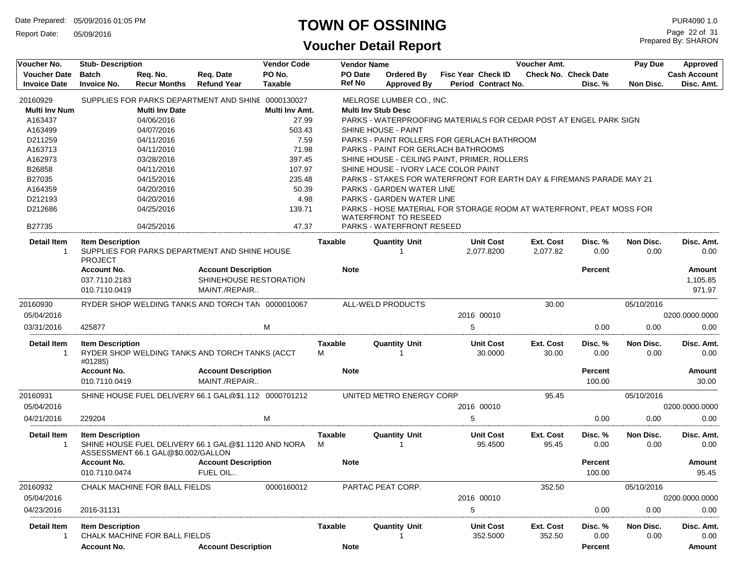# TOWN OF OSSINING

## Voucher Detail Report

Date Prepared: 05/09/2016 01:05 PM
Report Date: 05/09/2016
PUR4090 1.0
Prepared By: SHARON

| Voucher No. | Stub- Description | | | Vendor Code | Vendor Name | | | | Voucher Amt. | | Pay Due | Approved |
|---|---|---|---|---|---|---|---|---|---|---|---|---|
| Voucher Date | Batch | Req. No. | Req. Date | PO No. | PO Date | Ordered By | Fisc Year | Check ID | Check No. | Check Date | | Cash Account |
| Invoice Date | Invoice No. | Recur Months | Refund Year | Taxable | Ref No | Approved By | Period | Contract No. | | Disc. % | Non Disc. | Disc. Amt. |

**20160929** — SUPPLIES FOR PARKS DEPARTMENT AND SHINE — Vendor Code: 0000130027 — MELROSE LUMBER CO., INC.

| Multi Inv Num | Multi Inv Date | Multi Inv Amt. | Multi Inv Stub Desc |
|---|---|---|---|
| A163437 | 04/06/2016 | 27.99 | PARKS - WATERPROOFING MATERIALS FOR CEDAR POST AT ENGEL PARK SIGN |
| A163499 | 04/07/2016 | 503.43 | SHINE HOUSE - PAINT |
| D211259 | 04/11/2016 | 7.59 | PARKS - PAINT ROLLERS FOR GERLACH BATHROOM |
| A163713 | 04/11/2016 | 71.98 | PARKS - PAINT FOR GERLACH BATHROOMS |
| A162973 | 03/28/2016 | 397.45 | SHINE HOUSE - CEILING PAINT, PRIMER, ROLLERS |
| B26858 | 04/11/2016 | 107.97 | SHINE HOUSE - IVORY LACE COLOR PAINT |
| B27035 | 04/15/2016 | 235.48 | PARKS - STAKES FOR WATERFRONT FOR EARTH DAY & FIREMANS PARADE MAY 21 |
| A164359 | 04/20/2016 | 50.39 | PARKS - GARDEN WATER LINE |
| D212193 | 04/20/2016 | 4.98 | PARKS - GARDEN WATER LINE |
| D212686 | 04/25/2016 | 139.71 | PARKS - HOSE MATERIAL FOR STORAGE ROOM AT WATERFRONT, PEAT MOSS FOR WATERFRONT TO RESEED |
| B27735 | 04/25/2016 | 47.37 | PARKS - WATERFRONT RESEED |

| Detail Item | Item Description | Taxable | Quantity Unit | Unit Cost | Ext. Cost | Disc. % | Non Disc. | Disc. Amt. |
|---|---|---|---|---|---|---|---|---|
| 1 | SUPPLIES FOR PARKS DEPARTMENT AND SHINE HOUSE PROJECT | | 1 | 2,077.8200 | 2,077.82 | 0.00 | 0.00 | 0.00 |

| Account No. | Account Description | Note | Percent | Amount |
|---|---|---|---|---|
| 037.7110.2183 | SHINEHOUSE RESTORATION | | | 1,105.85 |
| 010.7110.0419 | MAINT./REPAIR.. | | | 971.97 |

**20160930** — RYDER SHOP WELDING TANKS AND TORCH TAN — Vendor Code: 0000010067 — ALL-WELD PRODUCTS — Voucher Amt.: 30.00 — Pay Due: 05/10/2016

| Voucher Date | Invoice Date | Invoice No. | Taxable | Fisc Year | Check ID | Period | Cash Account | Disc. % | Non Disc. | Disc. Amt. |
|---|---|---|---|---|---|---|---|---|---|---|
| 05/04/2016 | 03/31/2016 | 425877 | M | 2016 | 00010 | 5 | 0200.0000.0000 | 0.00 | 0.00 | 0.00 |

| Detail Item | Item Description | Taxable | Quantity Unit | Unit Cost | Ext. Cost | Disc. % | Non Disc. | Disc. Amt. |
|---|---|---|---|---|---|---|---|---|
| 1 | RYDER SHOP WELDING TANKS AND TORCH TANKS (ACCT #01285) | M | 1 | 30.0000 | 30.00 | 0.00 | 0.00 | 0.00 |

| Account No. | Account Description | Note | Percent | Amount |
|---|---|---|---|---|
| 010.7110.0419 | MAINT./REPAIR.. | | 100.00 | 30.00 |

**20160931** — SHINE HOUSE FUEL DELIVERY 66.1 GAL@$1.112 — Vendor Code: 0000701212 — UNITED METRO ENERGY CORP — Voucher Amt.: 95.45 — Pay Due: 05/10/2016

| Voucher Date | Invoice Date | Invoice No. | Taxable | Fisc Year | Check ID | Period | Cash Account | Disc. % | Non Disc. | Disc. Amt. |
|---|---|---|---|---|---|---|---|---|---|---|
| 05/04/2016 | 04/21/2016 | 229204 | M | 2016 | 00010 | 5 | 0200.0000.0000 | 0.00 | 0.00 | 0.00 |

| Detail Item | Item Description | Taxable | Quantity Unit | Unit Cost | Ext. Cost | Disc. % | Non Disc. | Disc. Amt. |
|---|---|---|---|---|---|---|---|---|
| 1 | SHINE HOUSE FUEL DELIVERY 66.1 GAL@$1.1120 AND NORA ASSESSMENT 66.1 GAL@$0.002/GALLON | M | 1 | 95.4500 | 95.45 | 0.00 | 0.00 | 0.00 |

| Account No. | Account Description | Note | Percent | Amount |
|---|---|---|---|---|
| 010.7110.0474 | FUEL OIL.. | | 100.00 | 95.45 |

**20160932** — CHALK MACHINE FOR BALL FIELDS — Vendor Code: 0000160012 — PARTAC PEAT CORP. — Voucher Amt.: 352.50 — Pay Due: 05/10/2016

| Voucher Date | Invoice Date | Invoice No. | Taxable | Fisc Year | Check ID | Period | Cash Account | Disc. % | Non Disc. | Disc. Amt. |
|---|---|---|---|---|---|---|---|---|---|---|
| 05/04/2016 | 04/23/2016 | 2016-31131 | | 2016 | 00010 | 5 | 0200.0000.0000 | 0.00 | 0.00 | 0.00 |

| Detail Item | Item Description | Taxable | Quantity Unit | Unit Cost | Ext. Cost | Disc. % | Non Disc. | Disc. Amt. |
|---|---|---|---|---|---|---|---|---|
| 1 | CHALK MACHINE FOR BALL FIELDS | | 1 | 352.5000 | 352.50 | 0.00 | 0.00 | 0.00 |

| Account No. | Account Description | Note | Percent | Amount |
|---|---|---|---|---|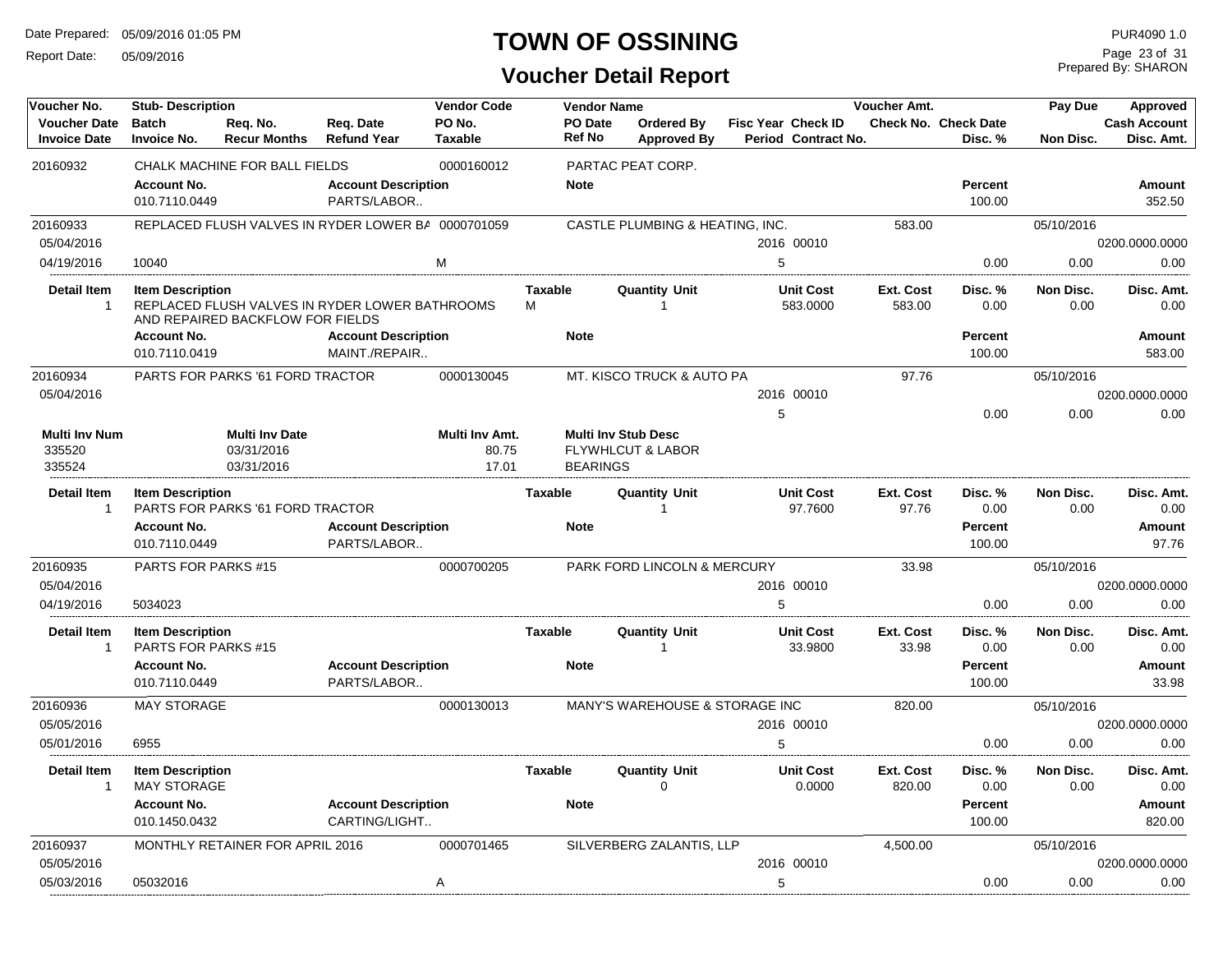# TOWN OF OSSINING

## Voucher Detail Report

Date Prepared: 05/09/2016 01:05 PM
Report Date: 05/09/2016

PUR4090 1.0
Prepared By: SHARON

| Voucher No. | Stub- Description | Req. No. | Req. Date | Vendor Code | Vendor Name | | | | Voucher Amt. | | Pay Due | Approved |
|---|---|---|---|---|---|---|---|---|---|---|---|---|
| Voucher Date | Batch | | | PO No. | PO Date | Ordered By | Fisc Year | Check ID | Check No. | Check Date | | Cash Account |
| Invoice Date | Invoice No. | Recur Months | Refund Year | Taxable | Ref No | Approved By | Period | Contract No. | | Disc. % | Non Disc. | Disc. Amt. |

**20160932** — CHALK MACHINE FOR BALL FIELDS — Vendor Code: 0000160012 — PARTAC PEAT CORP.

| Account No. | Account Description | Note | Percent | Amount |
|---|---|---|---|---|
| 010.7110.0449 | PARTS/LABOR.. | | 100.00 | 352.50 |

**20160933** — REPLACED FLUSH VALVES IN RYDER LOWER BA — Vendor Code: 0000701059 — CASTLE PLUMBING & HEATING, INC. — Voucher Amt. 583.00 — Pay Due 05/10/2016

| Voucher Date | Invoice Date | Invoice No. | Taxable | Fisc Year | Check ID | Period | Disc. % | Non Disc. | Cash Account | Disc. Amt. |
|---|---|---|---|---|---|---|---|---|---|---|
| 05/04/2016 | 04/19/2016 | 10040 | M | 2016 | 00010 | 5 | 0.00 | 0.00 | 0200.0000.0000 | 0.00 |

| Detail Item | Item Description | Taxable | Quantity | Unit | Unit Cost | Ext. Cost | Disc. % | Non Disc. | Disc. Amt. |
|---|---|---|---|---|---|---|---|---|---|
| 1 | REPLACED FLUSH VALVES IN RYDER LOWER BATHROOMS AND REPAIRED BACKFLOW FOR FIELDS | M | 1 | | 583.0000 | 583.00 | 0.00 | 0.00 | 0.00 |

| Account No. | Account Description | Note | Percent | Amount |
|---|---|---|---|---|
| 010.7110.0419 | MAINT./REPAIR.. | | 100.00 | 583.00 |

**20160934** — PARTS FOR PARKS '61 FORD TRACTOR — Vendor Code: 0000130045 — MT. KISCO TRUCK & AUTO PA — Voucher Amt. 97.76 — Pay Due 05/10/2016

| Voucher Date | Invoice Date | Invoice No. | Taxable | Fisc Year | Check ID | Period | Disc. % | Non Disc. | Cash Account | Disc. Amt. |
|---|---|---|---|---|---|---|---|---|---|---|
| 05/04/2016 | | | | 2016 | 00010 | 5 | 0.00 | 0.00 | 0200.0000.0000 | 0.00 |

| Multi Inv Num | Multi Inv Date | Multi Inv Amt. | Multi Inv Stub Desc |
|---|---|---|---|
| 335520 | 03/31/2016 | 80.75 | FLYWHLCUT & LABOR |
| 335524 | 03/31/2016 | 17.01 | BEARINGS |

| Detail Item | Item Description | Taxable | Quantity | Unit | Unit Cost | Ext. Cost | Disc. % | Non Disc. | Disc. Amt. |
|---|---|---|---|---|---|---|---|---|---|
| 1 | PARTS FOR PARKS '61 FORD TRACTOR | | 1 | | 97.7600 | 97.76 | 0.00 | 0.00 | 0.00 |

| Account No. | Account Description | Note | Percent | Amount |
|---|---|---|---|---|
| 010.7110.0449 | PARTS/LABOR.. | | 100.00 | 97.76 |

**20160935** — PARTS FOR PARKS #15 — Vendor Code: 0000700205 — PARK FORD LINCOLN & MERCURY — Voucher Amt. 33.98 — Pay Due 05/10/2016

| Voucher Date | Invoice Date | Invoice No. | Taxable | Fisc Year | Check ID | Period | Disc. % | Non Disc. | Cash Account | Disc. Amt. |
|---|---|---|---|---|---|---|---|---|---|---|
| 05/04/2016 | 04/19/2016 | 5034023 | | 2016 | 00010 | 5 | 0.00 | 0.00 | 0200.0000.0000 | 0.00 |

| Detail Item | Item Description | Taxable | Quantity | Unit | Unit Cost | Ext. Cost | Disc. % | Non Disc. | Disc. Amt. |
|---|---|---|---|---|---|---|---|---|---|
| 1 | PARTS FOR PARKS #15 | | 1 | | 33.9800 | 33.98 | 0.00 | 0.00 | 0.00 |

| Account No. | Account Description | Note | Percent | Amount |
|---|---|---|---|---|
| 010.7110.0449 | PARTS/LABOR.. | | 100.00 | 33.98 |

**20160936** — MAY STORAGE — Vendor Code: 0000130013 — MANY'S WAREHOUSE & STORAGE INC — Voucher Amt. 820.00 — Pay Due 05/10/2016

| Voucher Date | Invoice Date | Invoice No. | Taxable | Fisc Year | Check ID | Period | Disc. % | Non Disc. | Cash Account | Disc. Amt. |
|---|---|---|---|---|---|---|---|---|---|---|
| 05/05/2016 | 05/01/2016 | 6955 | | 2016 | 00010 | 5 | 0.00 | 0.00 | 0200.0000.0000 | 0.00 |

| Detail Item | Item Description | Taxable | Quantity | Unit | Unit Cost | Ext. Cost | Disc. % | Non Disc. | Disc. Amt. |
|---|---|---|---|---|---|---|---|---|---|
| 1 | MAY STORAGE | | 0 | | 0.0000 | 820.00 | 0.00 | 0.00 | 0.00 |

| Account No. | Account Description | Note | Percent | Amount |
|---|---|---|---|---|
| 010.1450.0432 | CARTING/LIGHT.. | | 100.00 | 820.00 |

**20160937** — MONTHLY RETAINER FOR APRIL 2016 — Vendor Code: 0000701465 — SILVERBERG ZALANTIS, LLP — Voucher Amt. 4,500.00 — Pay Due 05/10/2016

| Voucher Date | Invoice Date | Invoice No. | Taxable | Fisc Year | Check ID | Period | Disc. % | Non Disc. | Cash Account | Disc. Amt. |
|---|---|---|---|---|---|---|---|---|---|---|
| 05/05/2016 | 05/03/2016 | 05032016 | A | 2016 | 00010 | 5 | 0.00 | 0.00 | 0200.0000.0000 | 0.00 |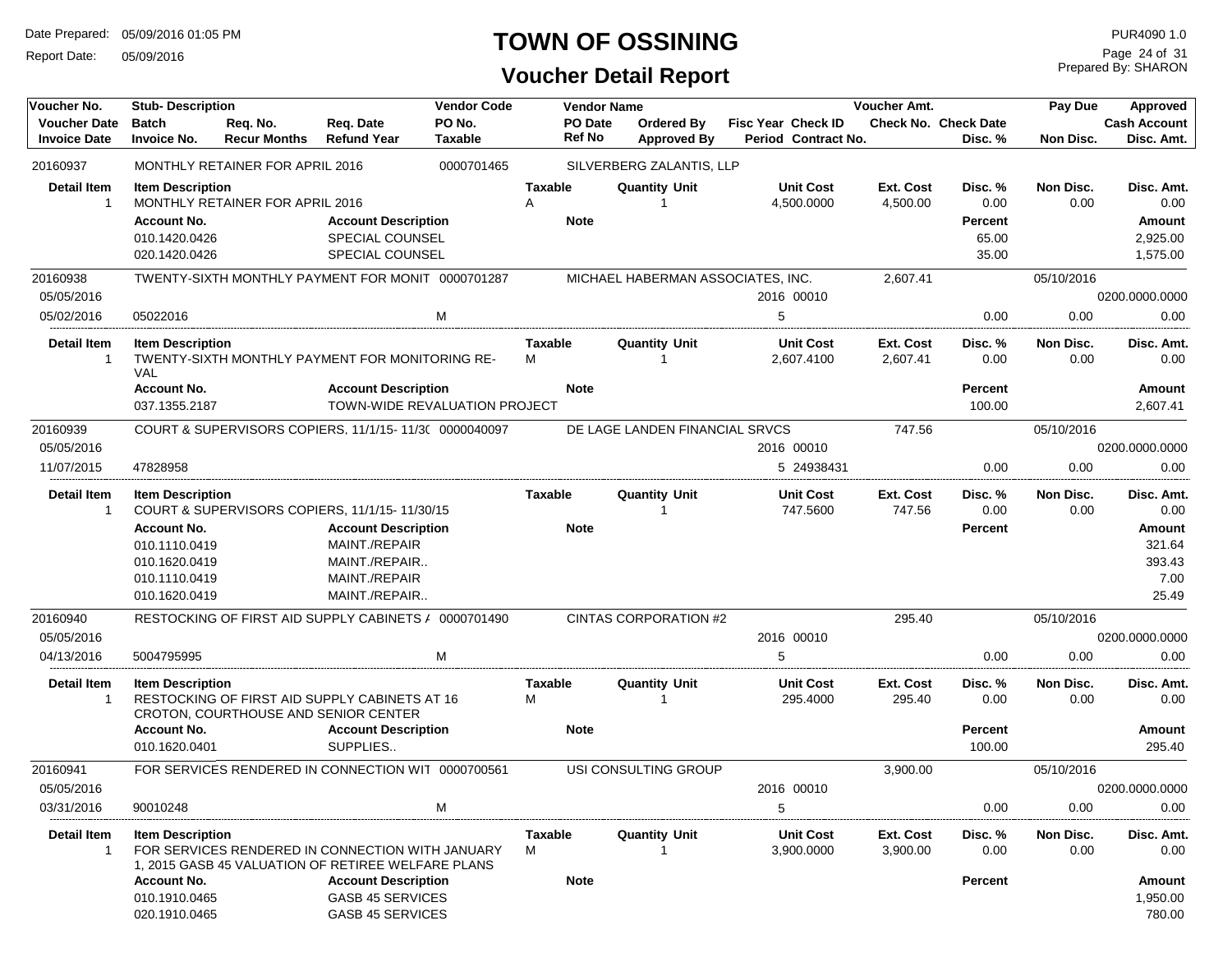# TOWN OF OSSINING

## Voucher Detail Report

Date Prepared: 05/09/2016 01:05 PM
Report Date: 05/09/2016

PUR4090 1.0
Prepared By: SHARON

| Voucher No. | Stub- Description | | | Vendor Code | Vendor Name | | | Voucher Amt. | | Pay Due | Approved |
|---|---|---|---|---|---|---|---|---|---|---|---|
| Voucher Date | Batch | Req. No. | Req. Date | PO No. | PO Date | Ordered By | Fisc Year Check ID | Check No. | Check Date | | Cash Account |
| Invoice Date | Invoice No. | Recur Months | Refund Year | Taxable | Ref No | Approved By | Period Contract No. | | Disc. % | Non Disc. | Disc. Amt. |

**20160937** — MONTHLY RETAINER FOR APRIL 2016 — Vendor Code: 0000701465 — SILVERBERG ZALANTIS, LLP

| Detail Item | Item Description | Taxable | Quantity Unit | Unit Cost | Ext. Cost | Disc. % | Non Disc. | Disc. Amt. |
|---|---|---|---|---|---|---|---|---|
| 1 | MONTHLY RETAINER FOR APRIL 2016 | A | 1 | 4,500.0000 | 4,500.00 | 0.00 | 0.00 | 0.00 |

| Account No. | Account Description | Note | Percent | Amount |
|---|---|---|---|---|
| 010.1420.0426 | SPECIAL COUNSEL | | 65.00 | 2,925.00 |
| 020.1420.0426 | SPECIAL COUNSEL | | 35.00 | 1,575.00 |

**20160938** — TWENTY-SIXTH MONTHLY PAYMENT FOR MONIT — Vendor Code: 0000701287 — MICHAEL HABERMAN ASSOCIATES, INC. — Voucher Amt.: 2,607.41 — Pay Due: 05/10/2016

Voucher Date: 05/05/2016 — Fisc Year/Check ID: 2016 00010 — Cash Account: 0200.0000.0000
Invoice Date: 05/02/2016 — Invoice No.: 05022016 — Taxable: M — Period: 5 — Disc. %: 0.00 — Non Disc.: 0.00 — Disc. Amt.: 0.00

| Detail Item | Item Description | Taxable | Quantity Unit | Unit Cost | Ext. Cost | Disc. % | Non Disc. | Disc. Amt. |
|---|---|---|---|---|---|---|---|---|
| 1 | TWENTY-SIXTH MONTHLY PAYMENT FOR MONITORING RE-VAL | M | 1 | 2,607.4100 | 2,607.41 | 0.00 | 0.00 | 0.00 |

| Account No. | Account Description | Note | Percent | Amount |
|---|---|---|---|---|
| 037.1355.2187 | TOWN-WIDE REVALUATION PROJECT | | 100.00 | 2,607.41 |

**20160939** — COURT & SUPERVISORS COPIERS, 11/1/15- 11/3( — Vendor Code: 0000040097 — DE LAGE LANDEN FINANCIAL SRVCS — Voucher Amt.: 747.56 — Pay Due: 05/10/2016

Voucher Date: 05/05/2016 — Fisc Year/Check ID: 2016 00010 — Cash Account: 0200.0000.0000
Invoice Date: 11/07/2015 — Invoice No.: 47828958 — Period/Contract No.: 5 24938431 — Disc. %: 0.00 — Non Disc.: 0.00 — Disc. Amt.: 0.00

| Detail Item | Item Description | Taxable | Quantity Unit | Unit Cost | Ext. Cost | Disc. % | Non Disc. | Disc. Amt. |
|---|---|---|---|---|---|---|---|---|
| 1 | COURT & SUPERVISORS COPIERS, 11/1/15- 11/30/15 | | 1 | 747.5600 | 747.56 | 0.00 | 0.00 | 0.00 |

| Account No. | Account Description | Note | Percent | Amount |
|---|---|---|---|---|
| 010.1110.0419 | MAINT./REPAIR | | | 321.64 |
| 010.1620.0419 | MAINT./REPAIR.. | | | 393.43 |
| 010.1110.0419 | MAINT./REPAIR | | | 7.00 |
| 010.1620.0419 | MAINT./REPAIR.. | | | 25.49 |

**20160940** — RESTOCKING OF FIRST AID SUPPLY CABINETS / — Vendor Code: 0000701490 — CINTAS CORPORATION #2 — Voucher Amt.: 295.40 — Pay Due: 05/10/2016

Voucher Date: 05/05/2016 — Fisc Year/Check ID: 2016 00010 — Cash Account: 0200.0000.0000
Invoice Date: 04/13/2016 — Invoice No.: 5004795995 — Taxable: M — Period: 5 — Disc. %: 0.00 — Non Disc.: 0.00 — Disc. Amt.: 0.00

| Detail Item | Item Description | Taxable | Quantity Unit | Unit Cost | Ext. Cost | Disc. % | Non Disc. | Disc. Amt. |
|---|---|---|---|---|---|---|---|---|
| 1 | RESTOCKING OF FIRST AID SUPPLY CABINETS AT 16 CROTON, COURTHOUSE AND SENIOR CENTER | M | 1 | 295.4000 | 295.40 | 0.00 | 0.00 | 0.00 |

| Account No. | Account Description | Note | Percent | Amount |
|---|---|---|---|---|
| 010.1620.0401 | SUPPLIES.. | | 100.00 | 295.40 |

**20160941** — FOR SERVICES RENDERED IN CONNECTION WIT — Vendor Code: 0000700561 — USI CONSULTING GROUP — Voucher Amt.: 3,900.00 — Pay Due: 05/10/2016

Voucher Date: 05/05/2016 — Fisc Year/Check ID: 2016 00010 — Cash Account: 0200.0000.0000
Invoice Date: 03/31/2016 — Invoice No.: 90010248 — Taxable: M — Period: 5 — Disc. %: 0.00 — Non Disc.: 0.00 — Disc. Amt.: 0.00

| Detail Item | Item Description | Taxable | Quantity Unit | Unit Cost | Ext. Cost | Disc. % | Non Disc. | Disc. Amt. |
|---|---|---|---|---|---|---|---|---|
| 1 | FOR SERVICES RENDERED IN CONNECTION WITH JANUARY 1, 2015 GASB 45 VALUATION OF RETIREE WELFARE PLANS | M | 1 | 3,900.0000 | 3,900.00 | 0.00 | 0.00 | 0.00 |

| Account No. | Account Description | Note | Percent | Amount |
|---|---|---|---|---|
| 010.1910.0465 | GASB 45 SERVICES | | | 1,950.00 |
| 020.1910.0465 | GASB 45 SERVICES | | | 780.00 |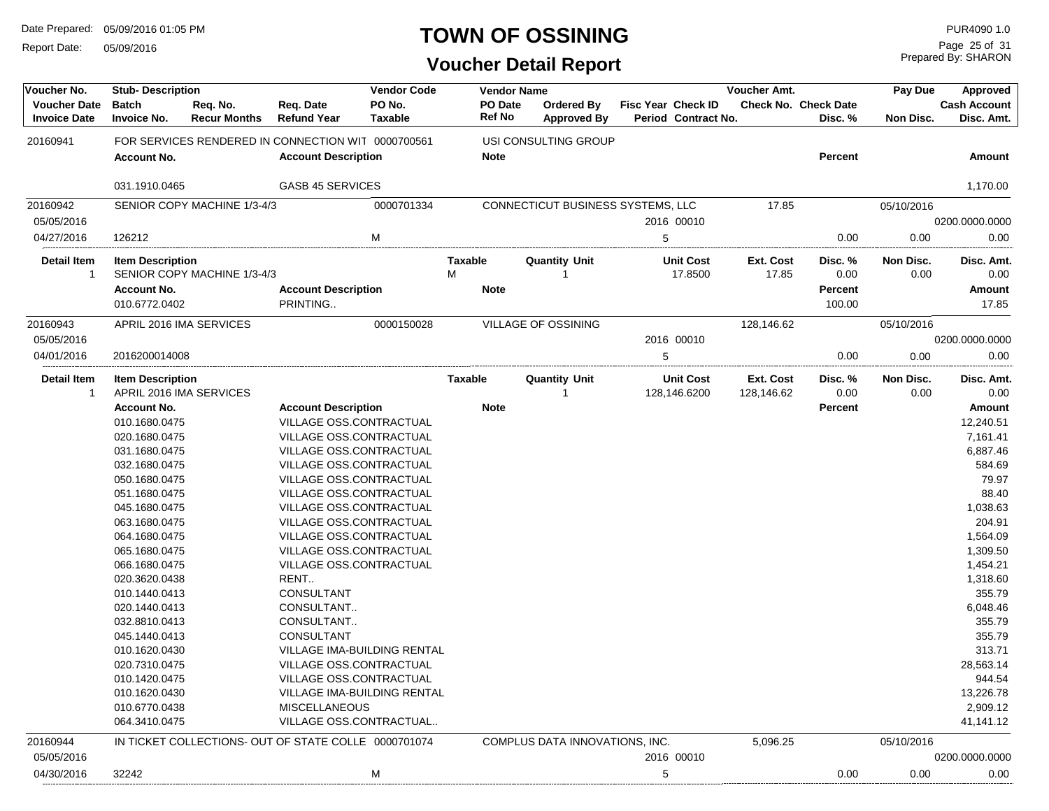# TOWN OF OSSINING

## Voucher Detail Report

Date Prepared: 05/09/2016 01:05 PM
Report Date: 05/09/2016

PUR4090 1.0
Prepared By: SHARON

| Voucher No. | Stub- Description | Req. No. | Req. Date | Vendor Code | Vendor Name | Ordered By | Fisc Year Check ID | Voucher Amt. | Check No. Check Date | Pay Due | Approved |
|---|---|---|---|---|---|---|---|---|---|---|---|
| Voucher Date | Batch | Recur Months | Refund Year | PO No. | PO Date | Approved By | Period Contract No. | | | | Cash Account |
| Invoice Date | Invoice No. | | | Taxable | Ref No | | | | Disc. % | Non Disc. | Disc. Amt. |

**20160941** — FOR SERVICES RENDERED IN CONNECTION WIT — 0000700561 — USI CONSULTING GROUP

| Account No. | Account Description | Note | Percent | Amount |
|---|---|---|---|---|
| 031.1910.0465 | GASB 45 SERVICES | | | 1,170.00 |

**20160942** — SENIOR COPY MACHINE 1/3-4/3 — 0000701334 — CONNECTICUT BUSINESS SYSTEMS, LLC — Voucher Amt. 17.85 — Pay Due 05/10/2016

| Voucher Date | Invoice Date | Invoice No. | Taxable | Fisc Year / Check ID | Period | Disc. % | Non Disc. | Cash Account | Disc. Amt. |
|---|---|---|---|---|---|---|---|---|---|
| 05/05/2016 | 04/27/2016 | 126212 | M | 2016 00010 | 5 | 0.00 | 0.00 | 0200.0000.0000 | 0.00 |

| Detail Item | Item Description | Taxable | Quantity Unit | Unit Cost | Ext. Cost | Disc. % | Non Disc. | Disc. Amt. |
|---|---|---|---|---|---|---|---|---|
| 1 | SENIOR COPY MACHINE 1/3-4/3 | M | 1 | 17.8500 | 17.85 | 0.00 | 0.00 | 0.00 |

| Account No. | Account Description | Note | Percent | Amount |
|---|---|---|---|---|
| 010.6772.0402 | PRINTING.. | | 100.00 | 17.85 |

**20160943** — APRIL 2016 IMA SERVICES — 0000150028 — VILLAGE OF OSSINING — Voucher Amt. 128,146.62 — Pay Due 05/10/2016

| Voucher Date | Invoice Date | Invoice No. | Taxable | Fisc Year / Check ID | Period | Disc. % | Non Disc. | Cash Account | Disc. Amt. |
|---|---|---|---|---|---|---|---|---|---|
| 05/05/2016 | 04/01/2016 | 2016200014008 | | 2016 00010 | 5 | 0.00 | 0.00 | 0200.0000.0000 | 0.00 |

| Detail Item | Item Description | Taxable | Quantity Unit | Unit Cost | Ext. Cost | Disc. % | Non Disc. | Disc. Amt. |
|---|---|---|---|---|---|---|---|---|
| 1 | APRIL 2016 IMA SERVICES | | 1 | 128,146.6200 | 128,146.62 | 0.00 | 0.00 | 0.00 |

| Account No. | Account Description | Note | Percent | Amount |
|---|---|---|---|---|
| 010.1680.0475 | VILLAGE OSS.CONTRACTUAL | | | 12,240.51 |
| 020.1680.0475 | VILLAGE OSS.CONTRACTUAL | | | 7,161.41 |
| 031.1680.0475 | VILLAGE OSS.CONTRACTUAL | | | 6,887.46 |
| 032.1680.0475 | VILLAGE OSS.CONTRACTUAL | | | 584.69 |
| 050.1680.0475 | VILLAGE OSS.CONTRACTUAL | | | 79.97 |
| 051.1680.0475 | VILLAGE OSS.CONTRACTUAL | | | 88.40 |
| 045.1680.0475 | VILLAGE OSS.CONTRACTUAL | | | 1,038.63 |
| 063.1680.0475 | VILLAGE OSS.CONTRACTUAL | | | 204.91 |
| 064.1680.0475 | VILLAGE OSS.CONTRACTUAL | | | 1,564.09 |
| 065.1680.0475 | VILLAGE OSS.CONTRACTUAL | | | 1,309.50 |
| 066.1680.0475 | VILLAGE OSS.CONTRACTUAL | | | 1,454.21 |
| 020.3620.0438 | RENT.. | | | 1,318.60 |
| 010.1440.0413 | CONSULTANT | | | 355.79 |
| 020.1440.0413 | CONSULTANT.. | | | 6,048.46 |
| 032.8810.0413 | CONSULTANT.. | | | 355.79 |
| 045.1440.0413 | CONSULTANT | | | 355.79 |
| 010.1620.0430 | VILLAGE IMA-BUILDING RENTAL | | | 313.71 |
| 020.7310.0475 | VILLAGE OSS.CONTRACTUAL | | | 28,563.14 |
| 010.1420.0475 | VILLAGE OSS.CONTRACTUAL | | | 944.54 |
| 010.1620.0430 | VILLAGE IMA-BUILDING RENTAL | | | 13,226.78 |
| 010.6770.0438 | MISCELLANEOUS | | | 2,909.12 |
| 064.3410.0475 | VILLAGE OSS.CONTRACTUAL.. | | | 41,141.12 |

**20160944** — IN TICKET COLLECTIONS- OUT OF STATE COLLE — 0000701074 — COMPLUS DATA INNOVATIONS, INC. — Voucher Amt. 5,096.25 — Pay Due 05/10/2016

| Voucher Date | Invoice Date | Invoice No. | Taxable | Fisc Year / Check ID | Period | Disc. % | Non Disc. | Cash Account | Disc. Amt. |
|---|---|---|---|---|---|---|---|---|---|
| 05/05/2016 | 04/30/2016 | 32242 | M | 2016 00010 | 5 | 0.00 | 0.00 | 0200.0000.0000 | 0.00 |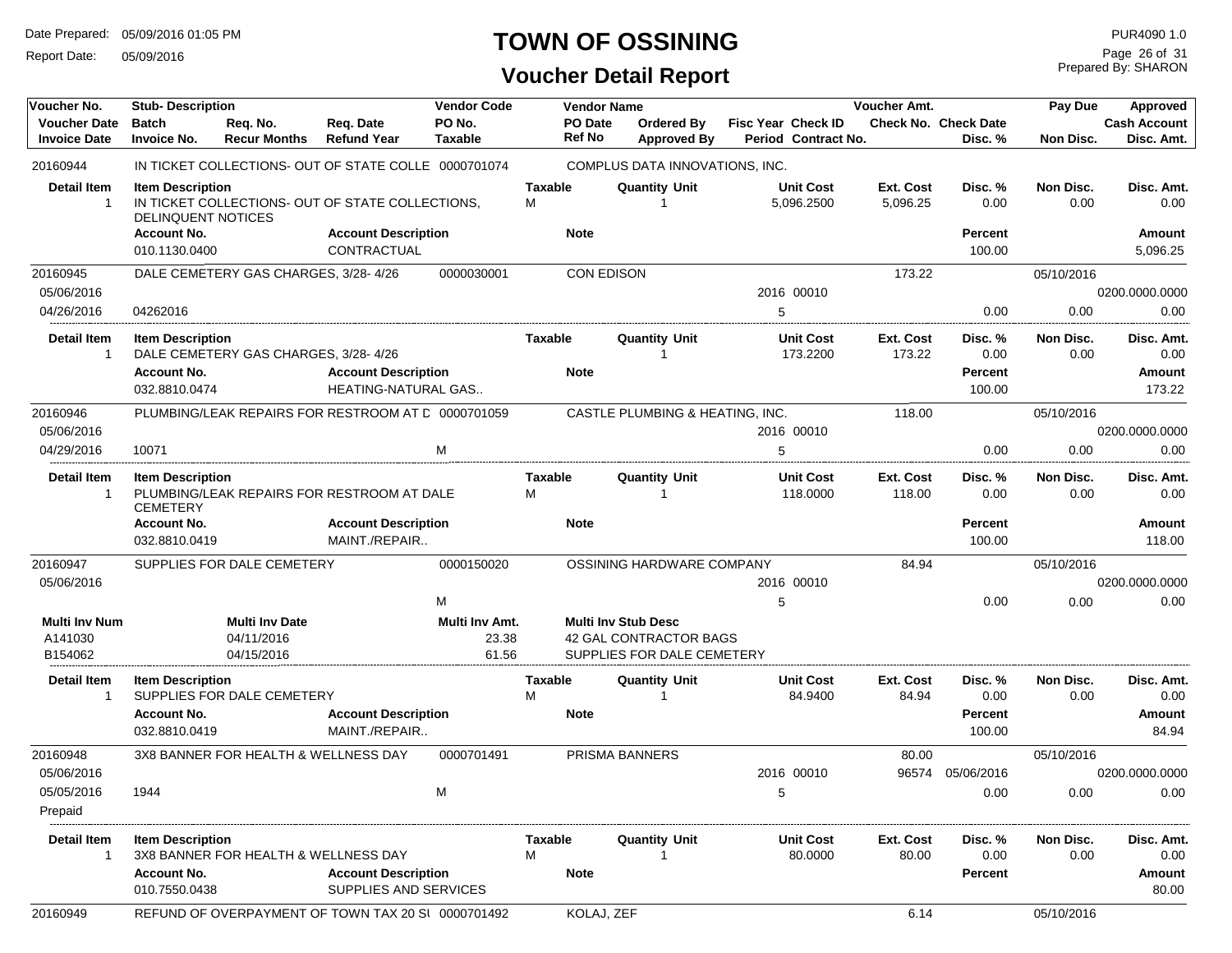# TOWN OF OSSINING

## Voucher Detail Report

Date Prepared: 05/09/2016 01:05 PM
Report Date: 05/09/2016

PUR4090 1.0
Prepared By: SHARON

| Voucher No. | Stub- Description | | | Vendor Code | Vendor Name | | | | Voucher Amt. | | Pay Due | Approved |
|---|---|---|---|---|---|---|---|---|---|---|---|---|
| Voucher Date | Batch | Req. No. | Req. Date | PO No. | PO Date | Ordered By | Fisc Year Check ID | | Check No. | Check Date | | Cash Account |
| Invoice Date | Invoice No. | Recur Months | Refund Year | Taxable | Ref No | Approved By | Period Contract No. | | | Disc. % | Non Disc. | Disc. Amt. |
| 20160944 | IN TICKET COLLECTIONS- OUT OF STATE COLLE | | | 0000701074 | COMPLUS DATA INNOVATIONS, INC. | | | | | | | |

| Detail Item | Item Description | Taxable | Quantity Unit | Unit Cost | Ext. Cost | Disc. % | Non Disc. | Disc. Amt. |
|---|---|---|---|---|---|---|---|---|
| 1 | IN TICKET COLLECTIONS- OUT OF STATE COLLECTIONS, DELINQUENT NOTICES | M | 1 | 5,096.2500 | 5,096.25 | 0.00 | 0.00 | 0.00 |

| Account No. | Account Description | Note | Percent | Amount |
|---|---|---|---|---|
| 010.1130.0400 | CONTRACTUAL | | 100.00 | 5,096.25 |

| Voucher No. | Stub- Description | Vendor Code | Vendor Name | Fisc Year Check ID | Voucher Amt. | Pay Due | Approved |
|---|---|---|---|---|---|---|---|
| 20160945 | DALE CEMETERY GAS CHARGES, 3/28- 4/26 | 0000030001 | CON EDISON | | 173.22 | 05/10/2016 | |
| 05/06/2016 | | | | 2016 00010 | | | 0200.0000.0000 |
| 04/26/2016 | 04262016 | | | 5 | 0.00 | 0.00 | 0.00 |

| Detail Item | Item Description | Taxable | Quantity Unit | Unit Cost | Ext. Cost | Disc. % | Non Disc. | Disc. Amt. |
|---|---|---|---|---|---|---|---|---|
| 1 | DALE CEMETERY GAS CHARGES, 3/28- 4/26 | | 1 | 173.2200 | 173.22 | 0.00 | 0.00 | 0.00 |

| Account No. | Account Description | Note | Percent | Amount |
|---|---|---|---|---|
| 032.8810.0474 | HEATING-NATURAL GAS.. | | 100.00 | 173.22 |

| Voucher No. | Stub- Description | Vendor Code | Vendor Name | Fisc Year Check ID | Voucher Amt. | Pay Due | Approved |
|---|---|---|---|---|---|---|---|
| 20160946 | PLUMBING/LEAK REPAIRS FOR RESTROOM AT D | 0000701059 | CASTLE PLUMBING & HEATING, INC. | | 118.00 | 05/10/2016 | |
| 05/06/2016 | | | | 2016 00010 | | | 0200.0000.0000 |
| 04/29/2016 | 10071 | M | | 5 | 0.00 | 0.00 | 0.00 |

| Detail Item | Item Description | Taxable | Quantity Unit | Unit Cost | Ext. Cost | Disc. % | Non Disc. | Disc. Amt. |
|---|---|---|---|---|---|---|---|---|
| 1 | PLUMBING/LEAK REPAIRS FOR RESTROOM AT DALE CEMETERY | M | 1 | 118.0000 | 118.00 | 0.00 | 0.00 | 0.00 |

| Account No. | Account Description | Note | Percent | Amount |
|---|---|---|---|---|
| 032.8810.0419 | MAINT./REPAIR.. | | 100.00 | 118.00 |

| Voucher No. | Stub- Description | Vendor Code | Vendor Name | Fisc Year Check ID | Voucher Amt. | Pay Due | Approved |
|---|---|---|---|---|---|---|---|
| 20160947 | SUPPLIES FOR DALE CEMETERY | 0000150020 | OSSINING HARDWARE COMPANY | | 84.94 | 05/10/2016 | |
| 05/06/2016 | | | | 2016 00010 | | | 0200.0000.0000 |
| | | M | | 5 | 0.00 | 0.00 | 0.00 |

| Multi Inv Num | Multi Inv Date | Multi Inv Amt. | Multi Inv Stub Desc |
|---|---|---|---|
| A141030 | 04/11/2016 | 23.38 | 42 GAL CONTRACTOR BAGS |
| B154062 | 04/15/2016 | 61.56 | SUPPLIES FOR DALE CEMETERY |

| Detail Item | Item Description | Taxable | Quantity Unit | Unit Cost | Ext. Cost | Disc. % | Non Disc. | Disc. Amt. |
|---|---|---|---|---|---|---|---|---|
| 1 | SUPPLIES FOR DALE CEMETERY | M | 1 | 84.9400 | 84.94 | 0.00 | 0.00 | 0.00 |

| Account No. | Account Description | Note | Percent | Amount |
|---|---|---|---|---|
| 032.8810.0419 | MAINT./REPAIR.. | | 100.00 | 84.94 |

| Voucher No. | Stub- Description | Vendor Code | Vendor Name | Fisc Year Check ID | Voucher Amt. | Check No. | Check Date / Disc. % | Pay Due | Approved |
|---|---|---|---|---|---|---|---|---|---|
| 20160948 | 3X8 BANNER FOR HEALTH & WELLNESS DAY | 0000701491 | PRISMA BANNERS | | 80.00 | | | 05/10/2016 | |
| 05/06/2016 | | | | 2016 00010 | | 96574 | 05/06/2016 | | 0200.0000.0000 |
| 05/05/2016 | 1944 | M | | 5 | | | 0.00 | 0.00 | 0.00 |
| Prepaid | | | | | | | | | |

| Detail Item | Item Description | Taxable | Quantity Unit | Unit Cost | Ext. Cost | Disc. % | Non Disc. | Disc. Amt. |
|---|---|---|---|---|---|---|---|---|
| 1 | 3X8 BANNER FOR HEALTH & WELLNESS DAY | M | 1 | 80.0000 | 80.00 | 0.00 | 0.00 | 0.00 |

| Account No. | Account Description | Note | Percent | Amount |
|---|---|---|---|---|
| 010.7550.0438 | SUPPLIES AND SERVICES | | | 80.00 |

| Voucher No. | Stub- Description | Vendor Code | Vendor Name | Voucher Amt. | Pay Due |
|---|---|---|---|---|---|
| 20160949 | REFUND OF OVERPAYMENT OF TOWN TAX 20 SI | 0000701492 | KOLAJ, ZEF | 6.14 | 05/10/2016 |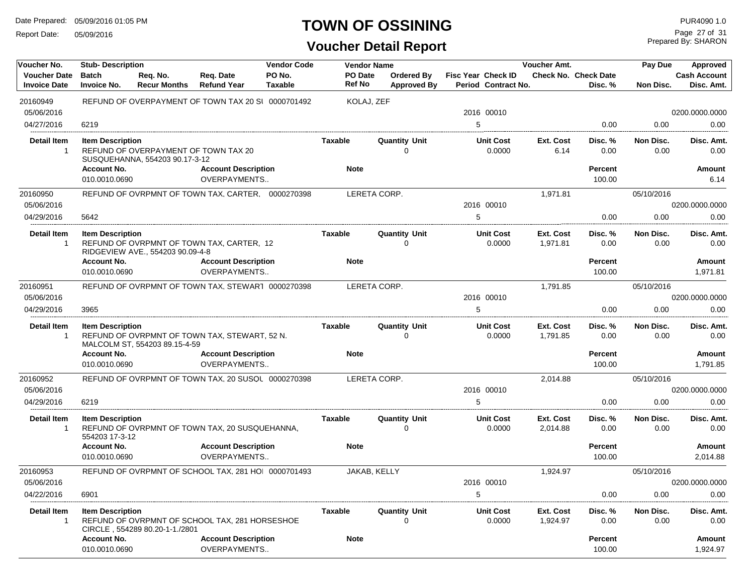# TOWN OF OSSINING

## Voucher Detail Report

Date Prepared: 05/09/2016 01:05 PM
Report Date: 05/09/2016

PUR4090 1.0
Prepared By: SHARON

| Voucher No. / Voucher Date / Invoice Date | Stub- Description / Batch / Invoice No. | Req. No. / Recur Months | Req. Date / Refund Year | Vendor Code / PO No. / Taxable | Vendor Name / PO Date / Ref No | Ordered By / Approved By | Fisc Year / Period | Check ID / Contract No. | Voucher Amt. / Check No. | Check Date / Disc. % | Pay Due / Non Disc. | Approved / Cash Account / Disc. Amt. |
|---|---|---|---|---|---|---|---|---|---|---|---|---|
| 20160949 | REFUND OF OVERPAYMENT OF TOWN TAX 20 SI | | | 0000701492 | KOLAJ, ZEF | | | | | | | |
| 05/06/2016 | | | | | | | 2016 | 00010 | | | | 0200.0000.0000 |
| 04/27/2016 | 6219 | | | | | | 5 | | | 0.00 | 0.00 | 0.00 |

| Detail Item | Item Description | Taxable | Quantity Unit | Unit Cost | Ext. Cost | Disc. % | Non Disc. | Disc. Amt. |
|---|---|---|---|---|---|---|---|---|
| 1 | REFUND OF OVERPAYMENT OF TOWN TAX 20 SUSQUEHANNA, 554203 90.17-3-12 | | 0 | 0.0000 | 6.14 | 0.00 | 0.00 | 0.00 |

| Account No. | Account Description | Note | Percent | Amount |
|---|---|---|---|---|
| 010.0010.0690 | OVERPAYMENTS.. | | 100.00 | 6.14 |

| Voucher No. / Voucher Date / Invoice Date | Stub- Description / Batch / Invoice No. | Req. No. / Recur Months | Req. Date / Refund Year | Vendor Code / PO No. / Taxable | Vendor Name / PO Date / Ref No | Ordered By / Approved By | Fisc Year / Period | Check ID / Contract No. | Voucher Amt. / Check No. | Check Date / Disc. % | Pay Due / Non Disc. | Approved / Cash Account / Disc. Amt. |
|---|---|---|---|---|---|---|---|---|---|---|---|---|
| 20160950 | REFUND OF OVRPMNT OF TOWN TAX, CARTER, | | | 0000270398 | LERETA CORP. | | | | 1,971.81 | | 05/10/2016 | |
| 05/06/2016 | | | | | | | 2016 | 00010 | | | | 0200.0000.0000 |
| 04/29/2016 | 5642 | | | | | | 5 | | | 0.00 | 0.00 | 0.00 |

| Detail Item | Item Description | Taxable | Quantity Unit | Unit Cost | Ext. Cost | Disc. % | Non Disc. | Disc. Amt. |
|---|---|---|---|---|---|---|---|---|
| 1 | REFUND OF OVRPMNT OF TOWN TAX, CARTER, 12 RIDGEVIEW AVE., 554203 90.09-4-8 | | 0 | 0.0000 | 1,971.81 | 0.00 | 0.00 | 0.00 |

| Account No. | Account Description | Note | Percent | Amount |
|---|---|---|---|---|
| 010.0010.0690 | OVERPAYMENTS.. | | 100.00 | 1,971.81 |

| Voucher No. / Voucher Date / Invoice Date | Stub- Description / Batch / Invoice No. | Req. No. / Recur Months | Req. Date / Refund Year | Vendor Code / PO No. / Taxable | Vendor Name / PO Date / Ref No | Ordered By / Approved By | Fisc Year / Period | Check ID / Contract No. | Voucher Amt. / Check No. | Check Date / Disc. % | Pay Due / Non Disc. | Approved / Cash Account / Disc. Amt. |
|---|---|---|---|---|---|---|---|---|---|---|---|---|
| 20160951 | REFUND OF OVRPMNT OF TOWN TAX, STEWART | | | 0000270398 | LERETA CORP. | | | | 1,791.85 | | 05/10/2016 | |
| 05/06/2016 | | | | | | | 2016 | 00010 | | | | 0200.0000.0000 |
| 04/29/2016 | 3965 | | | | | | 5 | | | 0.00 | 0.00 | 0.00 |

| Detail Item | Item Description | Taxable | Quantity Unit | Unit Cost | Ext. Cost | Disc. % | Non Disc. | Disc. Amt. |
|---|---|---|---|---|---|---|---|---|
| 1 | REFUND OF OVRPMNT OF TOWN TAX, STEWART, 52 N. MALCOLM ST, 554203 89.15-4-59 | | 0 | 0.0000 | 1,791.85 | 0.00 | 0.00 | 0.00 |

| Account No. | Account Description | Note | Percent | Amount |
|---|---|---|---|---|
| 010.0010.0690 | OVERPAYMENTS.. | | 100.00 | 1,791.85 |

| Voucher No. / Voucher Date / Invoice Date | Stub- Description / Batch / Invoice No. | Req. No. / Recur Months | Req. Date / Refund Year | Vendor Code / PO No. / Taxable | Vendor Name / PO Date / Ref No | Ordered By / Approved By | Fisc Year / Period | Check ID / Contract No. | Voucher Amt. / Check No. | Check Date / Disc. % | Pay Due / Non Disc. | Approved / Cash Account / Disc. Amt. |
|---|---|---|---|---|---|---|---|---|---|---|---|---|
| 20160952 | REFUND OF OVRPMNT OF TOWN TAX, 20 SUSQL | | | 0000270398 | LERETA CORP. | | | | 2,014.88 | | 05/10/2016 | |
| 05/06/2016 | | | | | | | 2016 | 00010 | | | | 0200.0000.0000 |
| 04/29/2016 | 6219 | | | | | | 5 | | | 0.00 | 0.00 | 0.00 |

| Detail Item | Item Description | Taxable | Quantity Unit | Unit Cost | Ext. Cost | Disc. % | Non Disc. | Disc. Amt. |
|---|---|---|---|---|---|---|---|---|
| 1 | REFUND OF OVRPMNT OF TOWN TAX, 20 SUSQUEHANNA, 554203 17-3-12 | | 0 | 0.0000 | 2,014.88 | 0.00 | 0.00 | 0.00 |

| Account No. | Account Description | Note | Percent | Amount |
|---|---|---|---|---|
| 010.0010.0690 | OVERPAYMENTS.. | | 100.00 | 2,014.88 |

| Voucher No. / Voucher Date / Invoice Date | Stub- Description / Batch / Invoice No. | Req. No. / Recur Months | Req. Date / Refund Year | Vendor Code / PO No. / Taxable | Vendor Name / PO Date / Ref No | Ordered By / Approved By | Fisc Year / Period | Check ID / Contract No. | Voucher Amt. / Check No. | Check Date / Disc. % | Pay Due / Non Disc. | Approved / Cash Account / Disc. Amt. |
|---|---|---|---|---|---|---|---|---|---|---|---|---|
| 20160953 | REFUND OF OVRPMNT OF SCHOOL TAX, 281 HOI | | | 0000701493 | JAKAB, KELLY | | | | 1,924.97 | | 05/10/2016 | |
| 05/06/2016 | | | | | | | 2016 | 00010 | | | | 0200.0000.0000 |
| 04/22/2016 | 6901 | | | | | | 5 | | | 0.00 | 0.00 | 0.00 |

| Detail Item | Item Description | Taxable | Quantity Unit | Unit Cost | Ext. Cost | Disc. % | Non Disc. | Disc. Amt. |
|---|---|---|---|---|---|---|---|---|
| 1 | REFUND OF OVRPMNT OF SCHOOL TAX, 281 HORSESHOE CIRCLE , 554289 80.20-1-1./2801 | | 0 | 0.0000 | 1,924.97 | 0.00 | 0.00 | 0.00 |

| Account No. | Account Description | Note | Percent | Amount |
|---|---|---|---|---|
| 010.0010.0690 | OVERPAYMENTS.. | | 100.00 | 1,924.97 |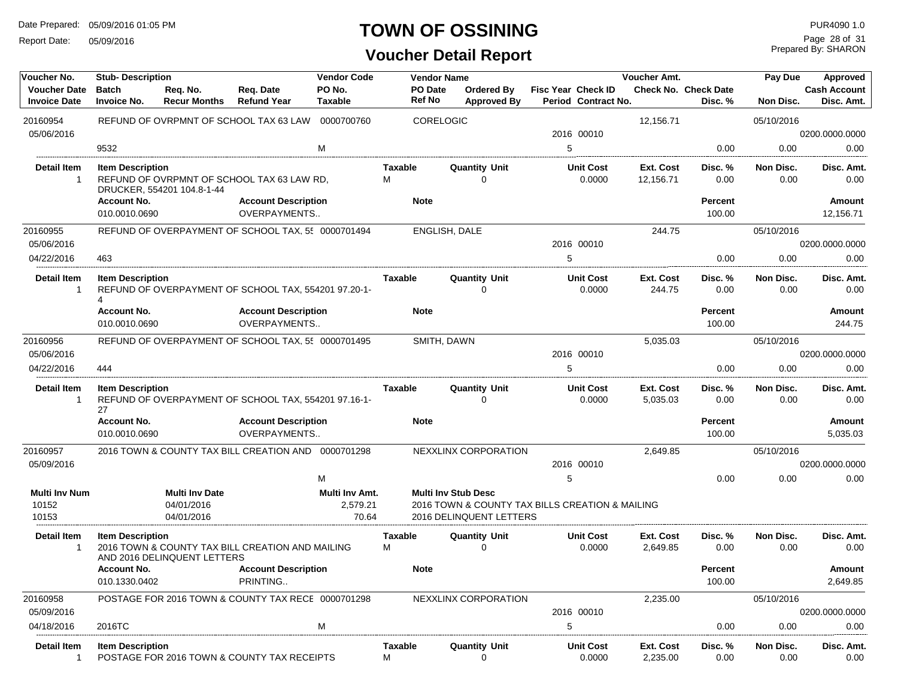# TOWN OF OSSINING

## Voucher Detail Report

Date Prepared: 05/09/2016 01:05 PM
Report Date: 05/09/2016

PUR4090 1.0
Prepared By: SHARON

| Voucher No. | Stub- Description | Req. No. | Req. Date | Vendor Code | Vendor Name | Ordered By | Fisc Year Check ID | Voucher Amt. | | Pay Due | Approved |
|---|---|---|---|---|---|---|---|---|---|---|---|
| Voucher Date | Batch | Recur Months | Refund Year | PO No. | PO Date | Approved By | | Check No. | Check Date | | Cash Account |
| Invoice Date | Invoice No. | | | Taxable | Ref No | | Period Contract No. | | Disc. % | Non Disc. | Disc. Amt. |

---

**20160954** — REFUND OF OVRPMNT OF SCHOOL TAX 63 LAW — Vendor Code: 0000700760 — CORELOGIC — Voucher Amt.: 12,156.71 — Pay Due: 05/10/2016

Voucher Date: 05/06/2016 — Fisc Year 2016, Check ID 00010 — Cash Account: 0200.0000.0000

Invoice No.: 9532 — Taxable: M — Period: 5 — Disc. %: 0.00 — Non Disc.: 0.00 — Disc. Amt.: 0.00

| Detail Item | Item Description | Taxable | Quantity Unit | Unit Cost | Ext. Cost | Disc. % | Non Disc. | Disc. Amt. |
|---|---|---|---|---|---|---|---|---|
| 1 | REFUND OF OVRPMNT OF SCHOOL TAX 63 LAW RD, DRUCKER, 554201 104.8-1-44 | M | 0 | 0.0000 | 12,156.71 | 0.00 | 0.00 | 0.00 |

| Account No. | Account Description | Note | Percent | Amount |
|---|---|---|---|---|
| 010.0010.0690 | OVERPAYMENTS.. | | 100.00 | 12,156.71 |

---

**20160955** — REFUND OF OVERPAYMENT OF SCHOOL TAX, 55 — Vendor Code: 0000701494 — ENGLISH, DALE — Voucher Amt.: 244.75 — Pay Due: 05/10/2016

Voucher Date: 05/06/2016 — Fisc Year 2016, Check ID 00010 — Cash Account: 0200.0000.0000

Invoice Date: 04/22/2016 — Invoice No.: 463 — Period: 5 — Disc. %: 0.00 — Non Disc.: 0.00 — Disc. Amt.: 0.00

| Detail Item | Item Description | Taxable | Quantity Unit | Unit Cost | Ext. Cost | Disc. % | Non Disc. | Disc. Amt. |
|---|---|---|---|---|---|---|---|---|
| 1 | REFUND OF OVERPAYMENT OF SCHOOL TAX, 554201 97.20-1-4 | | 0 | 0.0000 | 244.75 | 0.00 | 0.00 | 0.00 |

| Account No. | Account Description | Note | Percent | Amount |
|---|---|---|---|---|
| 010.0010.0690 | OVERPAYMENTS.. | | 100.00 | 244.75 |

---

**20160956** — REFUND OF OVERPAYMENT OF SCHOOL TAX, 55 — Vendor Code: 0000701495 — SMITH, DAWN — Voucher Amt.: 5,035.03 — Pay Due: 05/10/2016

Voucher Date: 05/06/2016 — Fisc Year 2016, Check ID 00010 — Cash Account: 0200.0000.0000

Invoice Date: 04/22/2016 — Invoice No.: 444 — Period: 5 — Disc. %: 0.00 — Non Disc.: 0.00 — Disc. Amt.: 0.00

| Detail Item | Item Description | Taxable | Quantity Unit | Unit Cost | Ext. Cost | Disc. % | Non Disc. | Disc. Amt. |
|---|---|---|---|---|---|---|---|---|
| 1 | REFUND OF OVERPAYMENT OF SCHOOL TAX, 554201 97.16-1-27 | | 0 | 0.0000 | 5,035.03 | 0.00 | 0.00 | 0.00 |

| Account No. | Account Description | Note | Percent | Amount |
|---|---|---|---|---|
| 010.0010.0690 | OVERPAYMENTS.. | | 100.00 | 5,035.03 |

---

**20160957** — 2016 TOWN & COUNTY TAX BILL CREATION AND — Vendor Code: 0000701298 — NEXXLINX CORPORATION — Voucher Amt.: 2,649.85 — Pay Due: 05/10/2016

Voucher Date: 05/09/2016 — Fisc Year 2016, Check ID 00010 — Cash Account: 0200.0000.0000

Taxable: M — Period: 5 — Disc. %: 0.00 — Non Disc.: 0.00 — Disc. Amt.: 0.00

| Multi Inv Num | Multi Inv Date | Multi Inv Amt. | Multi Inv Stub Desc |
|---|---|---|---|
| 10152 | 04/01/2016 | 2,579.21 | 2016 TOWN & COUNTY TAX BILLS CREATION & MAILING |
| 10153 | 04/01/2016 | 70.64 | 2016 DELINQUENT LETTERS |

| Detail Item | Item Description | Taxable | Quantity Unit | Unit Cost | Ext. Cost | Disc. % | Non Disc. | Disc. Amt. |
|---|---|---|---|---|---|---|---|---|
| 1 | 2016 TOWN & COUNTY TAX BILL CREATION AND MAILING AND 2016 DELINQUENT LETTERS | M | 0 | 0.0000 | 2,649.85 | 0.00 | 0.00 | 0.00 |

| Account No. | Account Description | Note | Percent | Amount |
|---|---|---|---|---|
| 010.1330.0402 | PRINTING.. | | 100.00 | 2,649.85 |

---

**20160958** — POSTAGE FOR 2016 TOWN & COUNTY TAX RECE — Vendor Code: 0000701298 — NEXXLINX CORPORATION — Voucher Amt.: 2,235.00 — Pay Due: 05/10/2016

Voucher Date: 05/09/2016 — Fisc Year 2016, Check ID 00010 — Cash Account: 0200.0000.0000

Invoice Date: 04/18/2016 — Invoice No.: 2016TC — Taxable: M — Period: 5 — Disc. %: 0.00 — Non Disc.: 0.00 — Disc. Amt.: 0.00

| Detail Item | Item Description | Taxable | Quantity Unit | Unit Cost | Ext. Cost | Disc. % | Non Disc. | Disc. Amt. |
|---|---|---|---|---|---|---|---|---|
| 1 | POSTAGE FOR 2016 TOWN & COUNTY TAX RECEIPTS | M | 0 | 0.0000 | 2,235.00 | 0.00 | 0.00 | 0.00 |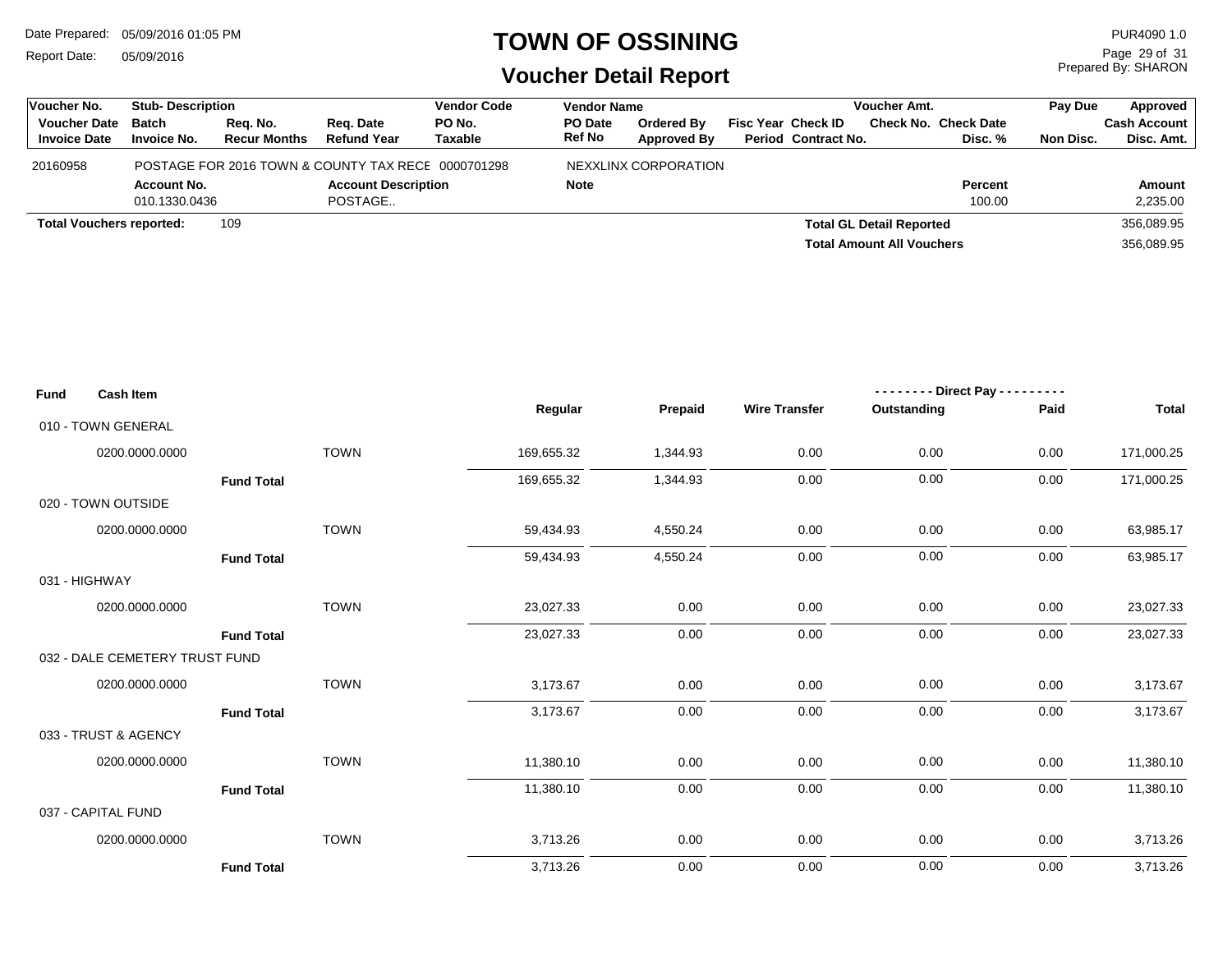# TOWN OF OSSINING

## Voucher Detail Report

| Voucher No. | Stub- Description | | | Vendor Code | Vendor Name | | | | Voucher Amt. | | Pay Due | Approved |
|---|---|---|---|---|---|---|---|---|---|---|---|---|
| Voucher Date | Batch | Req. No. | Req. Date | PO No. | PO Date | Ordered By | Fisc Year | Check ID | Check No. | Check Date | | Cash Account |
| Invoice Date | Invoice No. | Recur Months | Refund Year | Taxable | Ref No | Approved By | Period | Contract No. | | Disc. % | Non Disc. | Disc. Amt. |
| 20160958 | POSTAGE FOR 2016 TOWN & COUNTY TAX RECE | | | 0000701298 | NEXXLINX CORPORATION | | | | | | | |
| | **Account No.** | | **Account Description** | | **Note** | | | | | **Percent** | | **Amount** |
| | 010.1330.0436 | | POSTAGE.. | | | | | | | 100.00 | | 2,235.00 |

**Total Vouchers reported:** 109

| | |
|---|---|
| **Total GL Detail Reported** | 356,089.95 |
| **Total Amount All Vouchers** | 356,089.95 |

| Fund | Cash Item | | Regular | Prepaid | Wire Transfer | Direct Pay Outstanding | Direct Pay Paid | Total |
|---|---|---|---|---|---|---|---|---|
| 010 - TOWN GENERAL | | | | | | | | |
| | 0200.0000.0000 | TOWN | 169,655.32 | 1,344.93 | 0.00 | 0.00 | 0.00 | 171,000.25 |
| | **Fund Total** | | 169,655.32 | 1,344.93 | 0.00 | 0.00 | 0.00 | 171,000.25 |
| 020 - TOWN OUTSIDE | | | | | | | | |
| | 0200.0000.0000 | TOWN | 59,434.93 | 4,550.24 | 0.00 | 0.00 | 0.00 | 63,985.17 |
| | **Fund Total** | | 59,434.93 | 4,550.24 | 0.00 | 0.00 | 0.00 | 63,985.17 |
| 031 - HIGHWAY | | | | | | | | |
| | 0200.0000.0000 | TOWN | 23,027.33 | 0.00 | 0.00 | 0.00 | 0.00 | 23,027.33 |
| | **Fund Total** | | 23,027.33 | 0.00 | 0.00 | 0.00 | 0.00 | 23,027.33 |
| 032 - DALE CEMETERY TRUST FUND | | | | | | | | |
| | 0200.0000.0000 | TOWN | 3,173.67 | 0.00 | 0.00 | 0.00 | 0.00 | 3,173.67 |
| | **Fund Total** | | 3,173.67 | 0.00 | 0.00 | 0.00 | 0.00 | 3,173.67 |
| 033 - TRUST & AGENCY | | | | | | | | |
| | 0200.0000.0000 | TOWN | 11,380.10 | 0.00 | 0.00 | 0.00 | 0.00 | 11,380.10 |
| | **Fund Total** | | 11,380.10 | 0.00 | 0.00 | 0.00 | 0.00 | 11,380.10 |
| 037 - CAPITAL FUND | | | | | | | | |
| | 0200.0000.0000 | TOWN | 3,713.26 | 0.00 | 0.00 | 0.00 | 0.00 | 3,713.26 |
| | **Fund Total** | | 3,713.26 | 0.00 | 0.00 | 0.00 | 0.00 | 3,713.26 |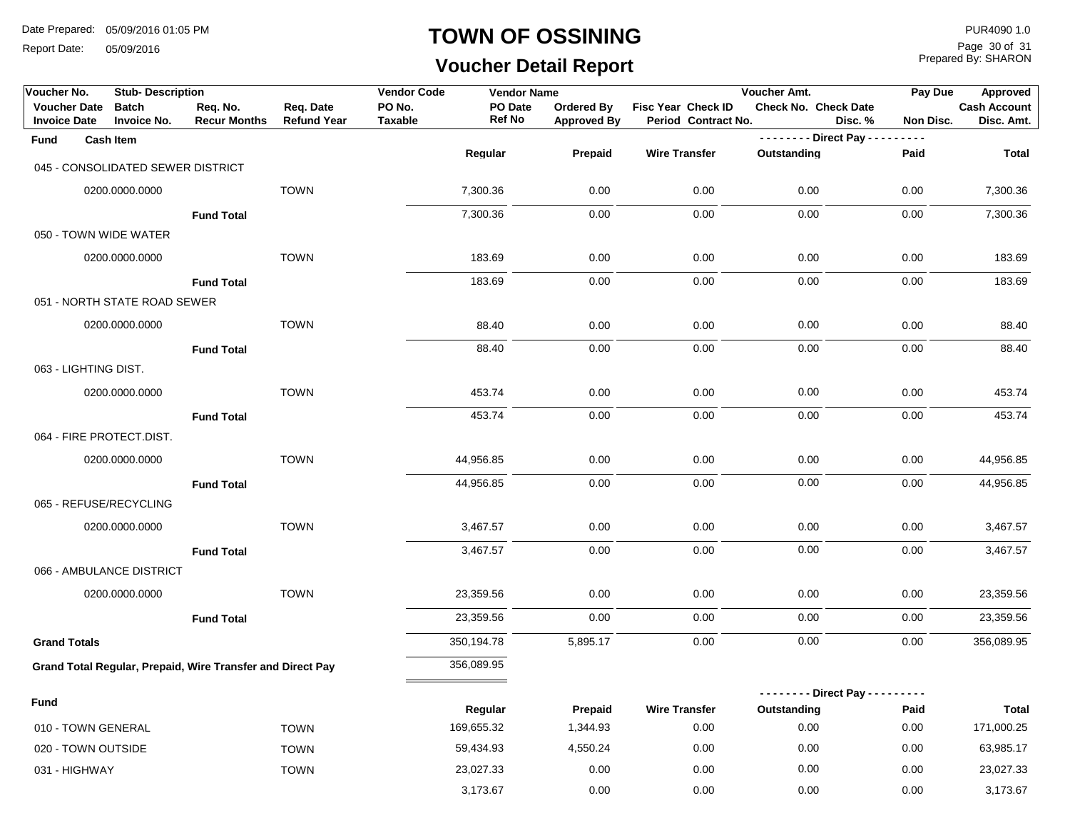# TOWN OF OSSINING

## Voucher Detail Report

| Voucher No. | Stub- Description | | | Vendor Code | Vendor Name | | | Voucher Amt. | | Pay Due | Approved |
|---|---|---|---|---|---|---|---|---|---|---|---|
| Voucher Date | Batch | Req. No. | Req. Date | PO No. | PO Date | Ordered By | Fisc Year Check ID | Check No. | Check Date | | Cash Account |
| Invoice Date | Invoice No. | Recur Months | Refund Year | Taxable | Ref No | Approved By | Period Contract No. | | Disc. % | Non Disc. | Disc. Amt. |

| Fund | Cash Item | | Regular | Prepaid | Wire Transfer | Direct Pay Outstanding | Direct Pay Paid | Total |
|---|---|---|---|---|---|---|---|---|
| 045 - CONSOLIDATED SEWER DISTRICT | | | | | | | | |
| | 0200.0000.0000 | TOWN | 7,300.36 | 0.00 | 0.00 | 0.00 | 0.00 | 7,300.36 |
| | Fund Total | | 7,300.36 | 0.00 | 0.00 | 0.00 | 0.00 | 7,300.36 |
| 050 - TOWN WIDE WATER | | | | | | | | |
| | 0200.0000.0000 | TOWN | 183.69 | 0.00 | 0.00 | 0.00 | 0.00 | 183.69 |
| | Fund Total | | 183.69 | 0.00 | 0.00 | 0.00 | 0.00 | 183.69 |
| 051 - NORTH STATE ROAD SEWER | | | | | | | | |
| | 0200.0000.0000 | TOWN | 88.40 | 0.00 | 0.00 | 0.00 | 0.00 | 88.40 |
| | Fund Total | | 88.40 | 0.00 | 0.00 | 0.00 | 0.00 | 88.40 |
| 063 - LIGHTING DIST. | | | | | | | | |
| | 0200.0000.0000 | TOWN | 453.74 | 0.00 | 0.00 | 0.00 | 0.00 | 453.74 |
| | Fund Total | | 453.74 | 0.00 | 0.00 | 0.00 | 0.00 | 453.74 |
| 064 - FIRE PROTECT.DIST. | | | | | | | | |
| | 0200.0000.0000 | TOWN | 44,956.85 | 0.00 | 0.00 | 0.00 | 0.00 | 44,956.85 |
| | Fund Total | | 44,956.85 | 0.00 | 0.00 | 0.00 | 0.00 | 44,956.85 |
| 065 - REFUSE/RECYCLING | | | | | | | | |
| | 0200.0000.0000 | TOWN | 3,467.57 | 0.00 | 0.00 | 0.00 | 0.00 | 3,467.57 |
| | Fund Total | | 3,467.57 | 0.00 | 0.00 | 0.00 | 0.00 | 3,467.57 |
| 066 - AMBULANCE DISTRICT | | | | | | | | |
| | 0200.0000.0000 | TOWN | 23,359.56 | 0.00 | 0.00 | 0.00 | 0.00 | 23,359.56 |
| | Fund Total | | 23,359.56 | 0.00 | 0.00 | 0.00 | 0.00 | 23,359.56 |
| **Grand Totals** | | | 350,194.78 | 5,895.17 | 0.00 | 0.00 | 0.00 | 356,089.95 |
| **Grand Total Regular, Prepaid, Wire Transfer and Direct Pay** | | | 356,089.95 | | | | | |

| Fund | | Regular | Prepaid | Wire Transfer | Direct Pay Outstanding | Direct Pay Paid | Total |
|---|---|---|---|---|---|---|---|
| 010 - TOWN GENERAL | TOWN | 169,655.32 | 1,344.93 | 0.00 | 0.00 | 0.00 | 171,000.25 |
| 020 - TOWN OUTSIDE | TOWN | 59,434.93 | 4,550.24 | 0.00 | 0.00 | 0.00 | 63,985.17 |
| 031 - HIGHWAY | TOWN | 23,027.33 | 0.00 | 0.00 | 0.00 | 0.00 | 23,027.33 |
| | | 3,173.67 | 0.00 | 0.00 | 0.00 | 0.00 | 3,173.67 |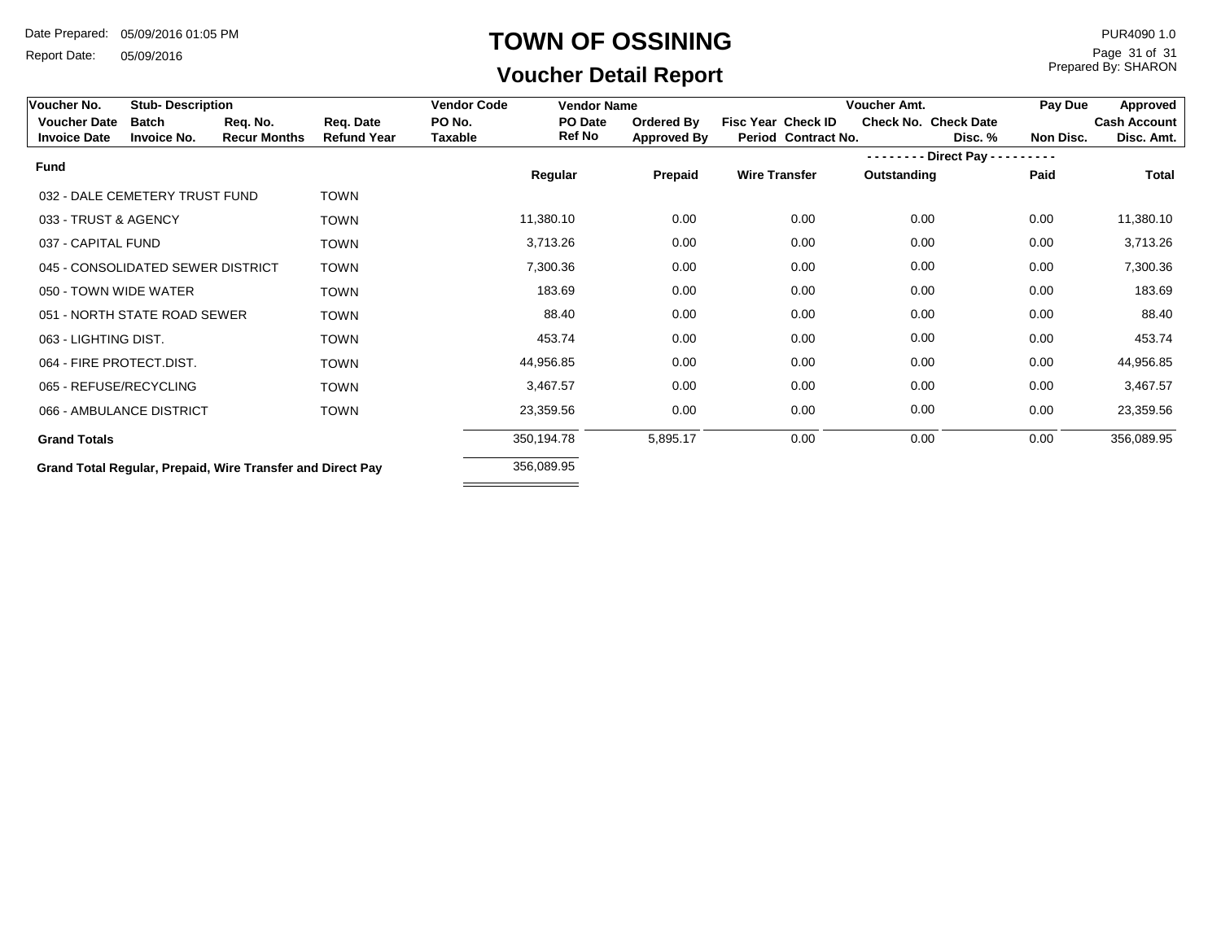# TOWN OF OSSINING

## Voucher Detail Report

Date Prepared: 05/09/2016 01:05 PM
Report Date: 05/09/2016

PUR4090 1.0
Prepared By: SHARON

| Voucher No. | Stub- Description | | | Vendor Code | Vendor Name | | | | Voucher Amt. | | Pay Due | Approved |
|---|---|---|---|---|---|---|---|---|---|---|---|---|
| Voucher Date | Batch | Req. No. | Req. Date | PO No. | PO Date | Ordered By | Fisc Year | Check ID | Check No. | Check Date | | Cash Account |
| Invoice Date | Invoice No. | Recur Months | Refund Year | Taxable | Ref No | Approved By | Period | Contract No. | | Disc. % | Non Disc. | Disc. Amt. |

| Fund | | Regular | Prepaid | Wire Transfer | Direct Pay Outstanding | Direct Pay Paid | Total |
|---|---|---|---|---|---|---|---|
| 032 - DALE CEMETERY TRUST FUND | TOWN | | | | | | |
| 033 - TRUST & AGENCY | TOWN | 11,380.10 | 0.00 | 0.00 | 0.00 | 0.00 | 11,380.10 |
| 037 - CAPITAL FUND | TOWN | 3,713.26 | 0.00 | 0.00 | 0.00 | 0.00 | 3,713.26 |
| 045 - CONSOLIDATED SEWER DISTRICT | TOWN | 7,300.36 | 0.00 | 0.00 | 0.00 | 0.00 | 7,300.36 |
| 050 - TOWN WIDE WATER | TOWN | 183.69 | 0.00 | 0.00 | 0.00 | 0.00 | 183.69 |
| 051 - NORTH STATE ROAD SEWER | TOWN | 88.40 | 0.00 | 0.00 | 0.00 | 0.00 | 88.40 |
| 063 - LIGHTING DIST. | TOWN | 453.74 | 0.00 | 0.00 | 0.00 | 0.00 | 453.74 |
| 064 - FIRE PROTECT.DIST. | TOWN | 44,956.85 | 0.00 | 0.00 | 0.00 | 0.00 | 44,956.85 |
| 065 - REFUSE/RECYCLING | TOWN | 3,467.57 | 0.00 | 0.00 | 0.00 | 0.00 | 3,467.57 |
| 066 - AMBULANCE DISTRICT | TOWN | 23,359.56 | 0.00 | 0.00 | 0.00 | 0.00 | 23,359.56 |
| **Grand Totals** | | 350,194.78 | 5,895.17 | 0.00 | 0.00 | 0.00 | 356,089.95 |
| **Grand Total Regular, Prepaid, Wire Transfer and Direct Pay** | | 356,089.95 | | | | | |